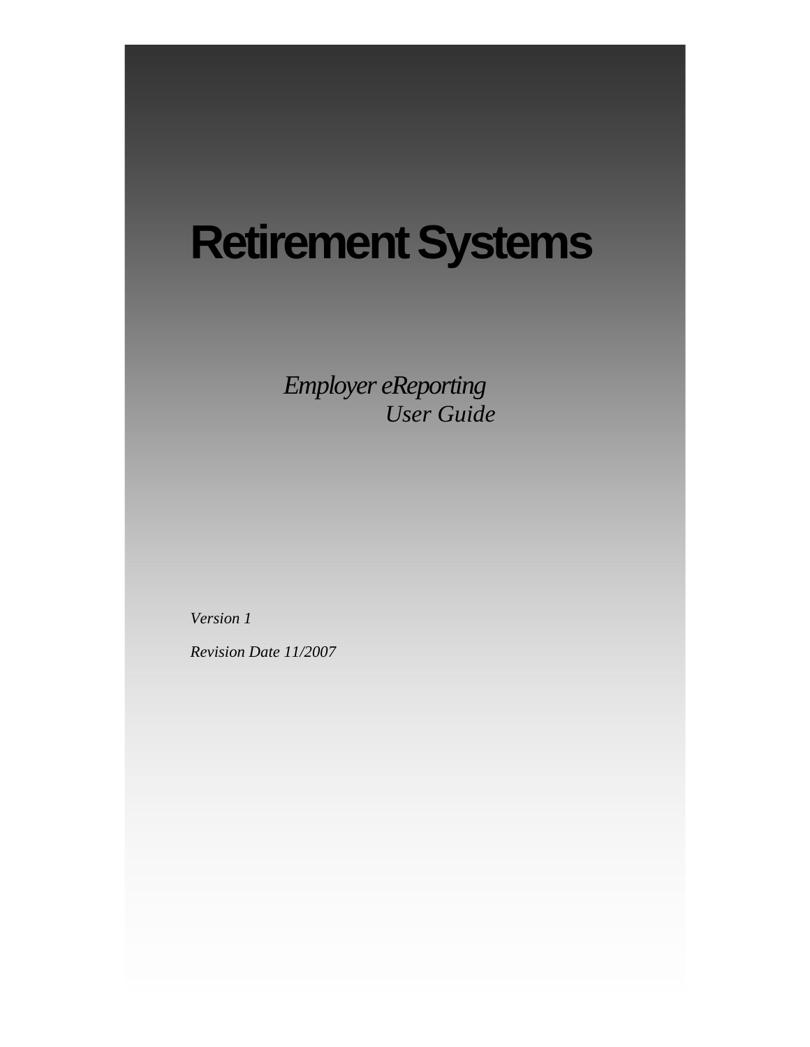# Retirement Systems

*Employer eReporting*
*User Guide*

*Version 1*

*Revision Date 11/2007*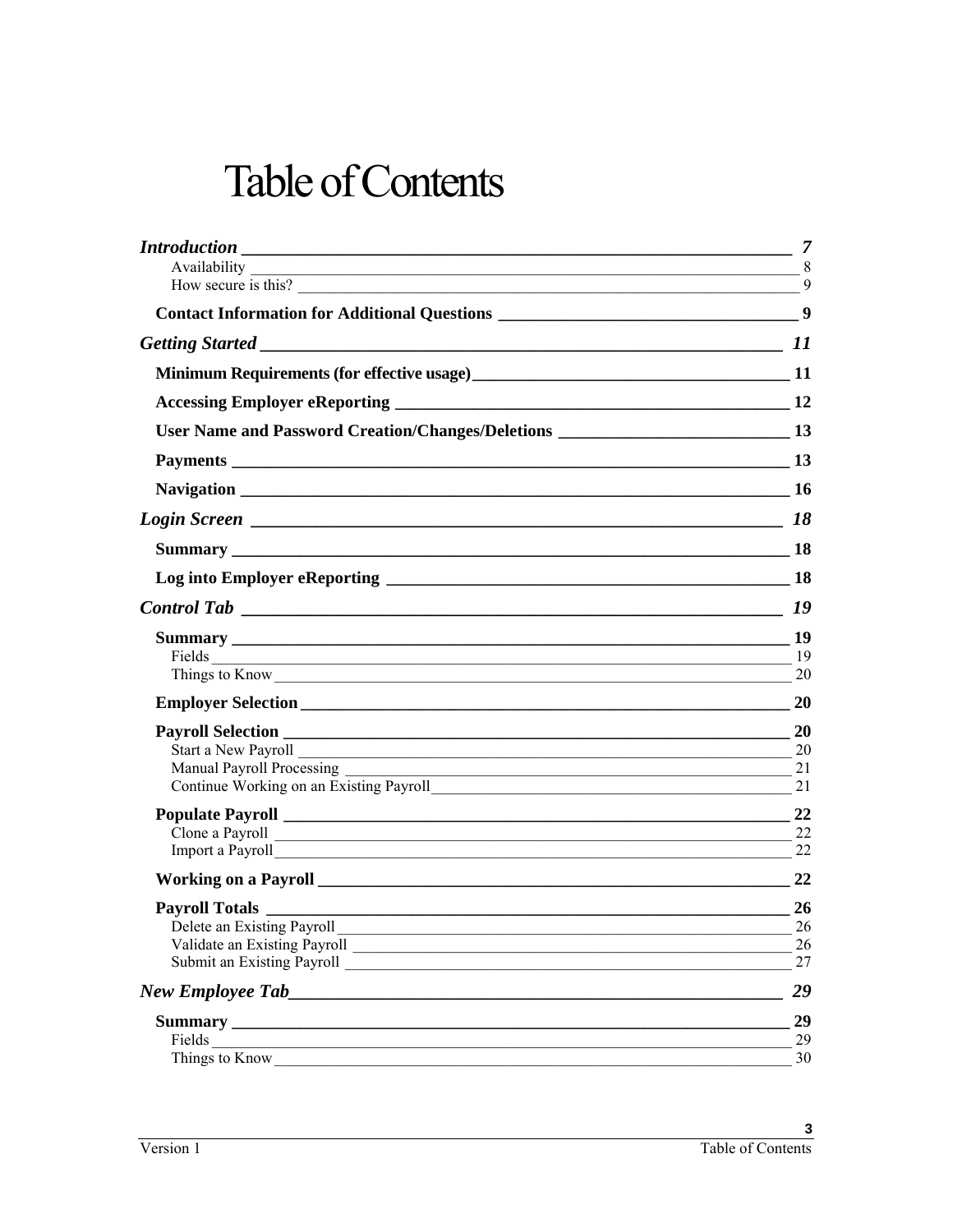# Table of Contents

***Introduction*** ____ ***7***
- Availability ____ 8
- How secure is this? ____ 9

**Contact Information for Additional Questions** ____ **9**

***Getting Started*** ____ ***11***

**Minimum Requirements (for effective usage)** ____ **11**

**Accessing Employer eReporting** ____ **12**

**User Name and Password Creation/Changes/Deletions** ____ **13**

**Payments** ____ **13**

**Navigation** ____ **16**

***Login Screen*** ____ ***18***

**Summary** ____ **18**

**Log into Employer eReporting** ____ **18**

***Control Tab*** ____ ***19***

**Summary** ____ **19**
- Fields ____ 19
- Things to Know ____ 20

**Employer Selection** ____ **20**

**Payroll Selection** ____ **20**
- Start a New Payroll ____ 20
- Manual Payroll Processing ____ 21
- Continue Working on an Existing Payroll ____ 21

**Populate Payroll** ____ **22**
- Clone a Payroll ____ 22
- Import a Payroll ____ 22

**Working on a Payroll** ____ **22**

**Payroll Totals** ____ **26**
- Delete an Existing Payroll ____ 26
- Validate an Existing Payroll ____ 26
- Submit an Existing Payroll ____ 27

***New Employee Tab*** ____ ***29***

**Summary** ____ **29**
- Fields ____ 29
- Things to Know ____ 30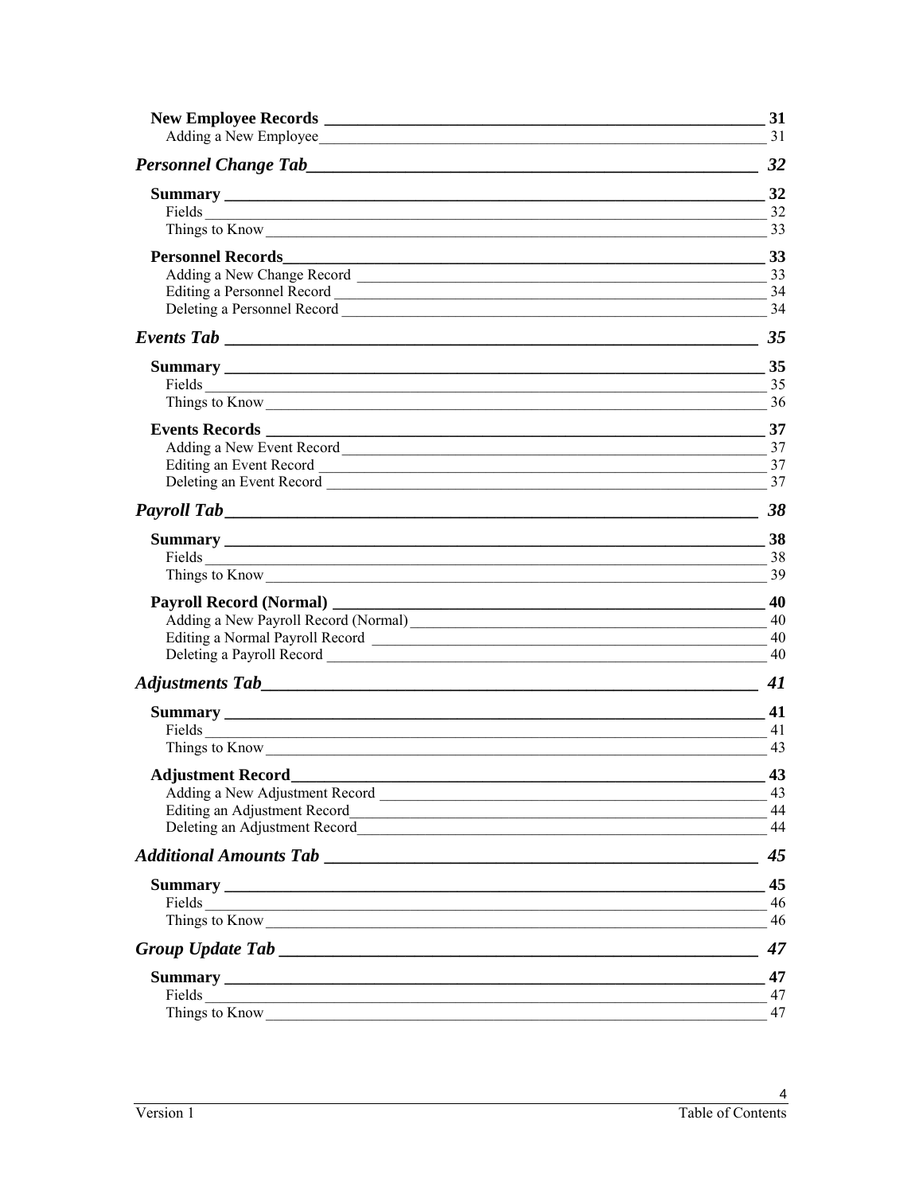**New Employee Records** — **31**
- Adding a New Employee — 31

***Personnel Change Tab*** — ***32***

**Summary** — **32**
- Fields — 32
- Things to Know — 33

**Personnel Records** — **33**
- Adding a New Change Record — 33
- Editing a Personnel Record — 34
- Deleting a Personnel Record — 34

***Events Tab*** — ***35***

**Summary** — **35**
- Fields — 35
- Things to Know — 36

**Events Records** — **37**
- Adding a New Event Record — 37
- Editing an Event Record — 37
- Deleting an Event Record — 37

***Payroll Tab*** — ***38***

**Summary** — **38**
- Fields — 38
- Things to Know — 39

**Payroll Record (Normal)** — **40**
- Adding a New Payroll Record (Normal) — 40
- Editing a Normal Payroll Record — 40
- Deleting a Payroll Record — 40

***Adjustments Tab*** — ***41***

**Summary** — **41**
- Fields — 41
- Things to Know — 43

**Adjustment Record** — **43**
- Adding a New Adjustment Record — 43
- Editing an Adjustment Record — 44
- Deleting an Adjustment Record — 44

***Additional Amounts Tab*** — ***45***

**Summary** — **45**
- Fields — 46
- Things to Know — 46

***Group Update Tab*** — ***47***

**Summary** — **47**
- Fields — 47
- Things to Know — 47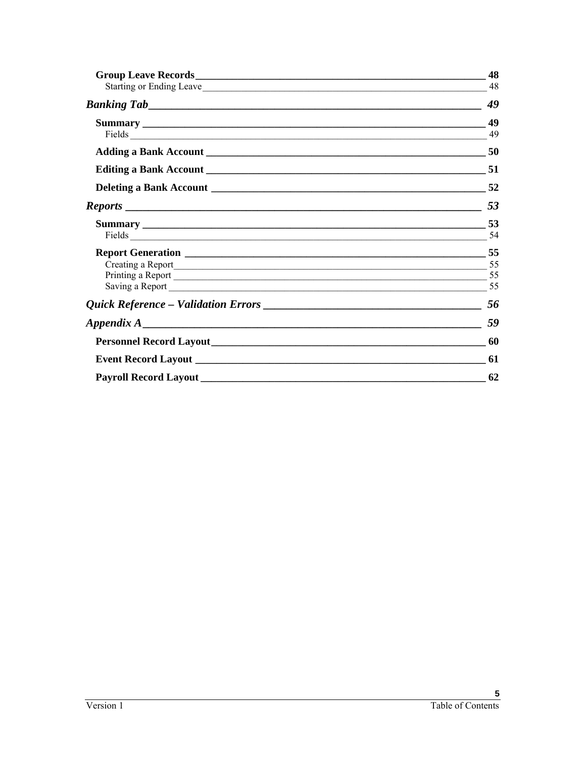**Group Leave Records** 48
  Starting or Ending Leave 48

***Banking Tab*** 49

**Summary** 49
  Fields 49

**Adding a Bank Account** 50

**Editing a Bank Account** 51

**Deleting a Bank Account** 52

***Reports*** 53

**Summary** 53
  Fields 54

**Report Generation** 55
  Creating a Report 55
  Printing a Report 55
  Saving a Report 55

***Quick Reference – Validation Errors*** 56

***Appendix A*** 59

**Personnel Record Layout** 60

**Event Record Layout** 61

**Payroll Record Layout** 62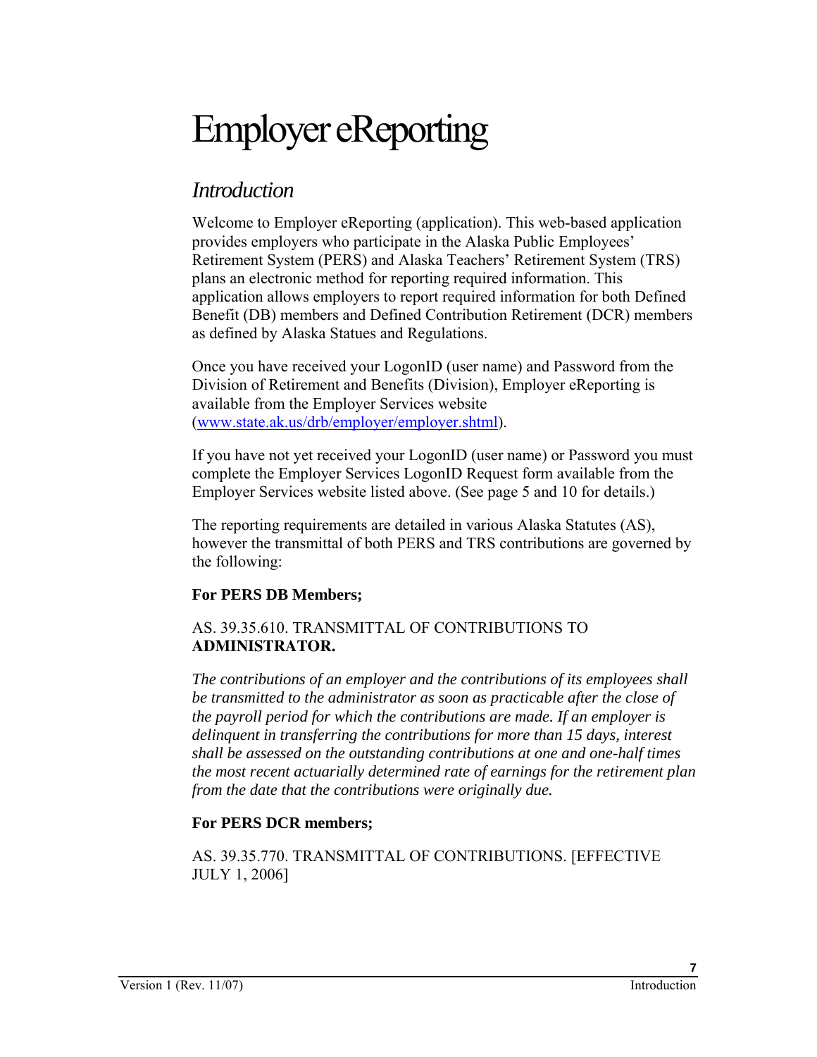# Employer eReporting

## Introduction

Welcome to Employer eReporting (application). This web-based application provides employers who participate in the Alaska Public Employees' Retirement System (PERS) and Alaska Teachers' Retirement System (TRS) plans an electronic method for reporting required information. This application allows employers to report required information for both Defined Benefit (DB) members and Defined Contribution Retirement (DCR) members as defined by Alaska Statues and Regulations.

Once you have received your LogonID (user name) and Password from the Division of Retirement and Benefits (Division), Employer eReporting is available from the Employer Services website (www.state.ak.us/drb/employer/employer.shtml).

If you have not yet received your LogonID (user name) or Password you must complete the Employer Services LogonID Request form available from the Employer Services website listed above. (See page 5 and 10 for details.)

The reporting requirements are detailed in various Alaska Statutes (AS), however the transmittal of both PERS and TRS contributions are governed by the following:

**For PERS DB Members;**

AS. 39.35.610. TRANSMITTAL OF CONTRIBUTIONS TO **ADMINISTRATOR.**

*The contributions of an employer and the contributions of its employees shall be transmitted to the administrator as soon as practicable after the close of the payroll period for which the contributions are made. If an employer is delinquent in transferring the contributions for more than 15 days, interest shall be assessed on the outstanding contributions at one and one-half times the most recent actuarially determined rate of earnings for the retirement plan from the date that the contributions were originally due.*

**For PERS DCR members;**

AS. 39.35.770. TRANSMITTAL OF CONTRIBUTIONS. [EFFECTIVE JULY 1, 2006]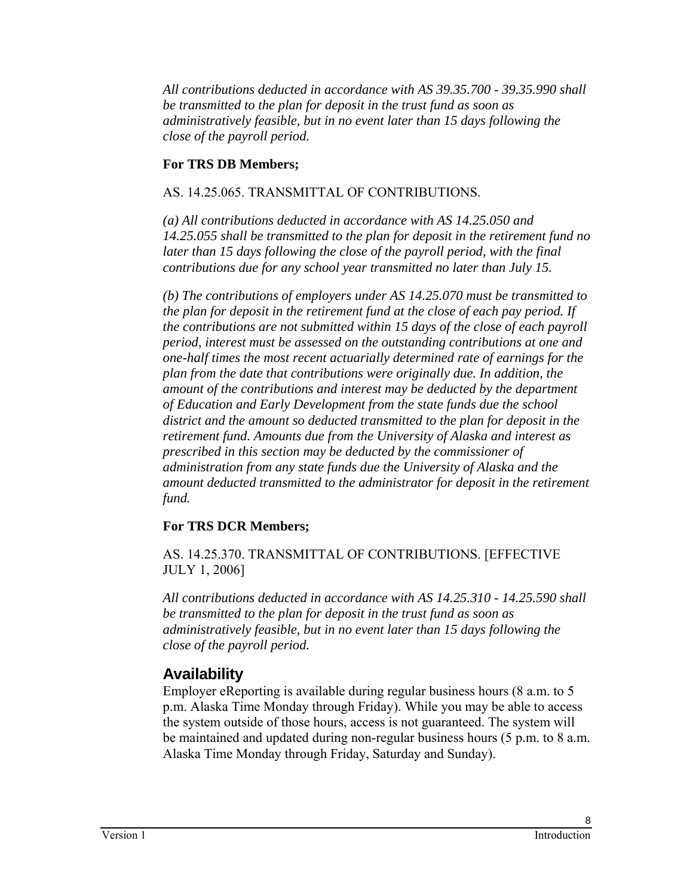*All contributions deducted in accordance with AS 39.35.700 - 39.35.990 shall be transmitted to the plan for deposit in the trust fund as soon as administratively feasible, but in no event later than 15 days following the close of the payroll period.*

**For TRS DB Members;**

AS. 14.25.065. TRANSMITTAL OF CONTRIBUTIONS.

*(a) All contributions deducted in accordance with AS 14.25.050 and 14.25.055 shall be transmitted to the plan for deposit in the retirement fund no later than 15 days following the close of the payroll period, with the final contributions due for any school year transmitted no later than July 15.*

*(b) The contributions of employers under AS 14.25.070 must be transmitted to the plan for deposit in the retirement fund at the close of each pay period. If the contributions are not submitted within 15 days of the close of each payroll period, interest must be assessed on the outstanding contributions at one and one-half times the most recent actuarially determined rate of earnings for the plan from the date that contributions were originally due. In addition, the amount of the contributions and interest may be deducted by the department of Education and Early Development from the state funds due the school district and the amount so deducted transmitted to the plan for deposit in the retirement fund. Amounts due from the University of Alaska and interest as prescribed in this section may be deducted by the commissioner of administration from any state funds due the University of Alaska and the amount deducted transmitted to the administrator for deposit in the retirement fund.*

**For TRS DCR Members;**

AS. 14.25.370. TRANSMITTAL OF CONTRIBUTIONS. [EFFECTIVE JULY 1, 2006]

*All contributions deducted in accordance with AS 14.25.310 - 14.25.590 shall be transmitted to the plan for deposit in the trust fund as soon as administratively feasible, but in no event later than 15 days following the close of the payroll period.*

## Availability

Employer eReporting is available during regular business hours (8 a.m. to 5 p.m. Alaska Time Monday through Friday). While you may be able to access the system outside of those hours, access is not guaranteed. The system will be maintained and updated during non-regular business hours (5 p.m. to 8 a.m. Alaska Time Monday through Friday, Saturday and Sunday).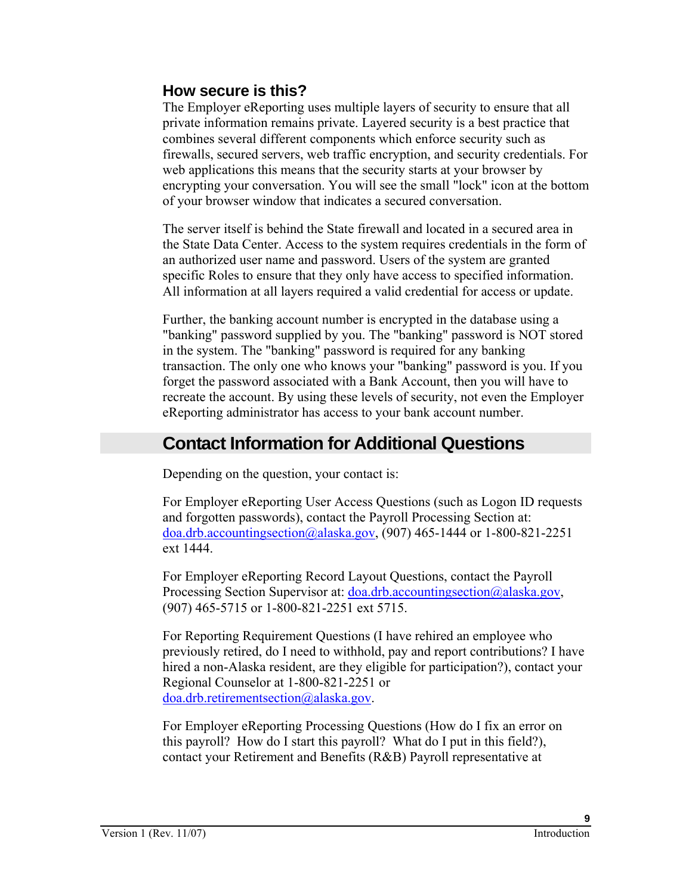### How secure is this?

The Employer eReporting uses multiple layers of security to ensure that all private information remains private. Layered security is a best practice that combines several different components which enforce security such as firewalls, secured servers, web traffic encryption, and security credentials. For web applications this means that the security starts at your browser by encrypting your conversation. You will see the small "lock" icon at the bottom of your browser window that indicates a secured conversation.

The server itself is behind the State firewall and located in a secured area in the State Data Center. Access to the system requires credentials in the form of an authorized user name and password. Users of the system are granted specific Roles to ensure that they only have access to specified information. All information at all layers required a valid credential for access or update.

Further, the banking account number is encrypted in the database using a "banking" password supplied by you. The "banking" password is NOT stored in the system. The "banking" password is required for any banking transaction. The only one who knows your "banking" password is you. If you forget the password associated with a Bank Account, then you will have to recreate the account. By using these levels of security, not even the Employer eReporting administrator has access to your bank account number.

## Contact Information for Additional Questions

Depending on the question, your contact is:

For Employer eReporting User Access Questions (such as Logon ID requests and forgotten passwords), contact the Payroll Processing Section at: doa.drb.accountingsection@alaska.gov, (907) 465-1444 or 1-800-821-2251 ext 1444.

For Employer eReporting Record Layout Questions, contact the Payroll Processing Section Supervisor at: doa.drb.accountingsection@alaska.gov, (907) 465-5715 or 1-800-821-2251 ext 5715.

For Reporting Requirement Questions (I have rehired an employee who previously retired, do I need to withhold, pay and report contributions? I have hired a non-Alaska resident, are they eligible for participation?), contact your Regional Counselor at 1-800-821-2251 or doa.drb.retirementsection@alaska.gov.

For Employer eReporting Processing Questions (How do I fix an error on this payroll? How do I start this payroll? What do I put in this field?), contact your Retirement and Benefits (R&B) Payroll representative at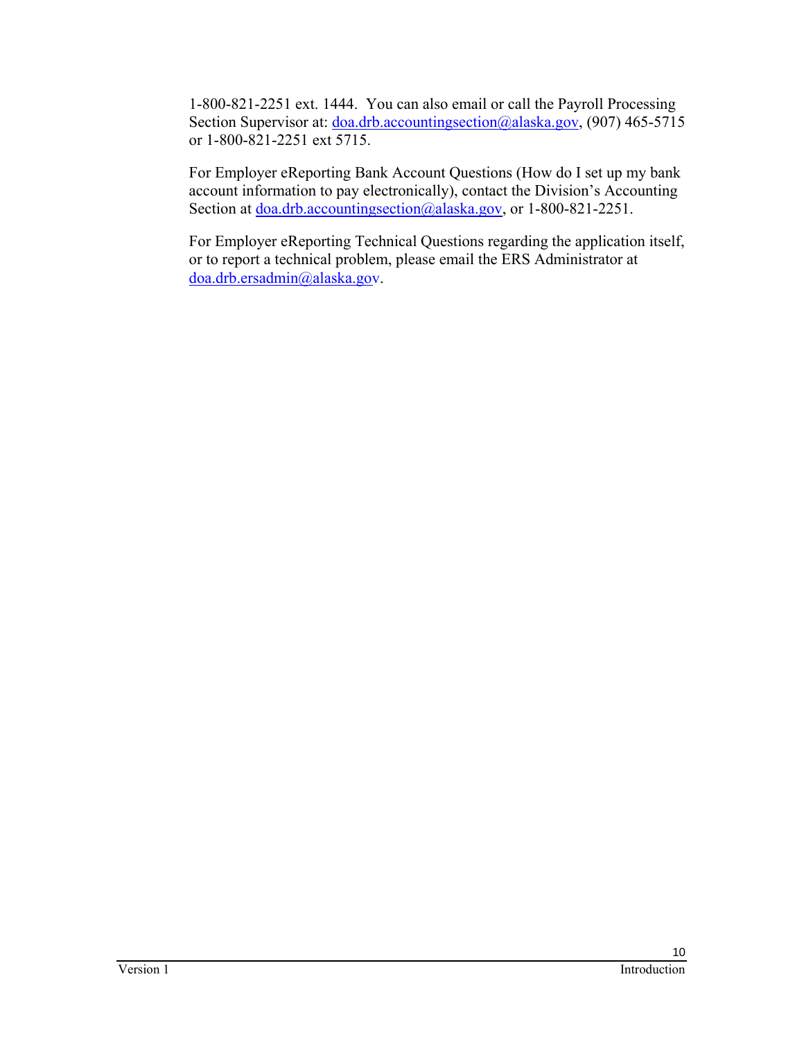1-800-821-2251 ext. 1444. You can also email or call the Payroll Processing Section Supervisor at: doa.drb.accountingsection@alaska.gov, (907) 465-5715 or 1-800-821-2251 ext 5715.

For Employer eReporting Bank Account Questions (How do I set up my bank account information to pay electronically), contact the Division's Accounting Section at doa.drb.accountingsection@alaska.gov, or 1-800-821-2251.

For Employer eReporting Technical Questions regarding the application itself, or to report a technical problem, please email the ERS Administrator at doa.drb.ersadmin@alaska.gov.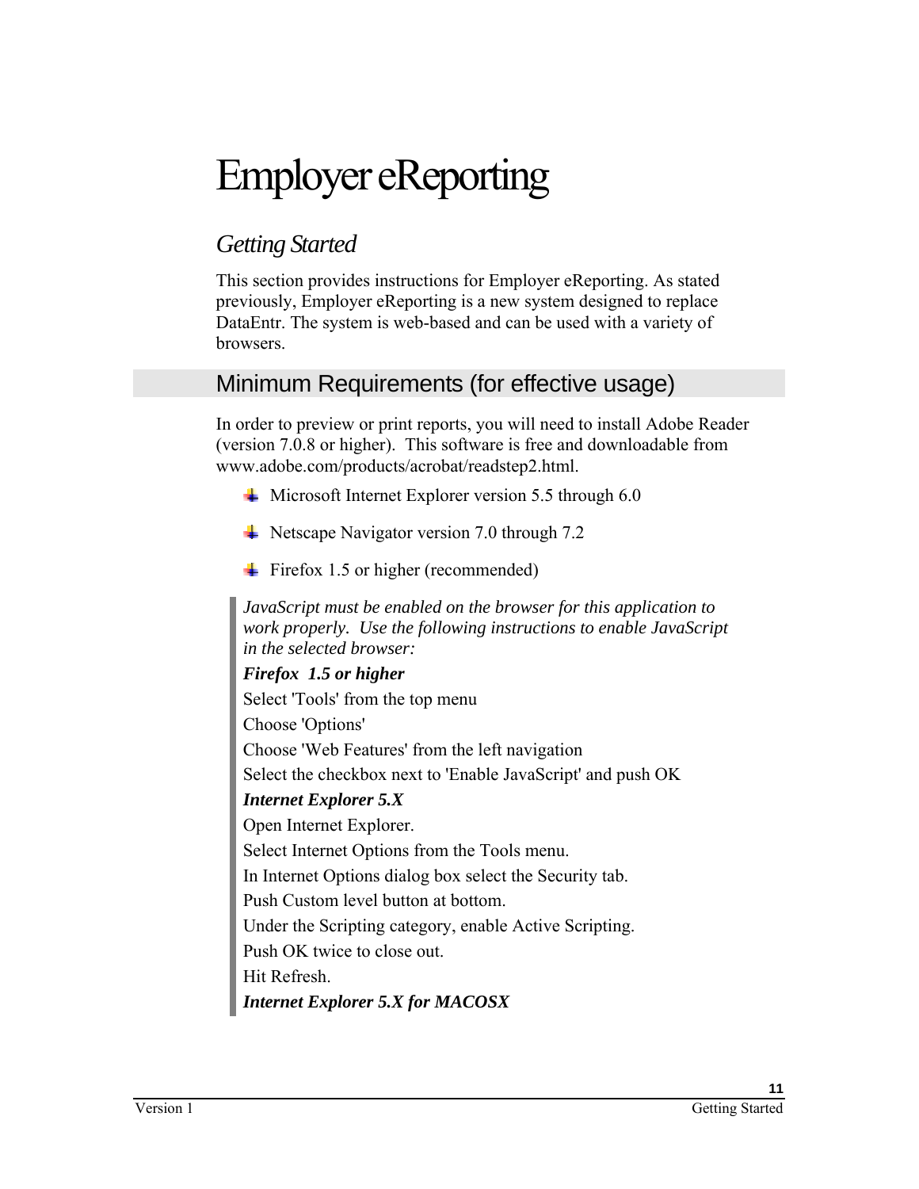# Employer eReporting

## *Getting Started*

This section provides instructions for Employer eReporting. As stated previously, Employer eReporting is a new system designed to replace DataEntr. The system is web-based and can be used with a variety of browsers.

## Minimum Requirements (for effective usage)

In order to preview or print reports, you will need to install Adobe Reader (version 7.0.8 or higher). This software is free and downloadable from www.adobe.com/products/acrobat/readstep2.html.

- Microsoft Internet Explorer version 5.5 through 6.0
- Netscape Navigator version 7.0 through 7.2
- Firefox 1.5 or higher (recommended)

> *JavaScript must be enabled on the browser for this application to work properly. Use the following instructions to enable JavaScript in the selected browser:*
>
> ***Firefox 1.5 or higher***
>
> Select 'Tools' from the top menu
>
> Choose 'Options'
>
> Choose 'Web Features' from the left navigation
>
> Select the checkbox next to 'Enable JavaScript' and push OK
>
> ***Internet Explorer 5.X***
>
> Open Internet Explorer.
>
> Select Internet Options from the Tools menu.
>
> In Internet Options dialog box select the Security tab.
>
> Push Custom level button at bottom.
>
> Under the Scripting category, enable Active Scripting.
>
> Push OK twice to close out.
>
> Hit Refresh.
>
> ***Internet Explorer 5.X for MACOSX***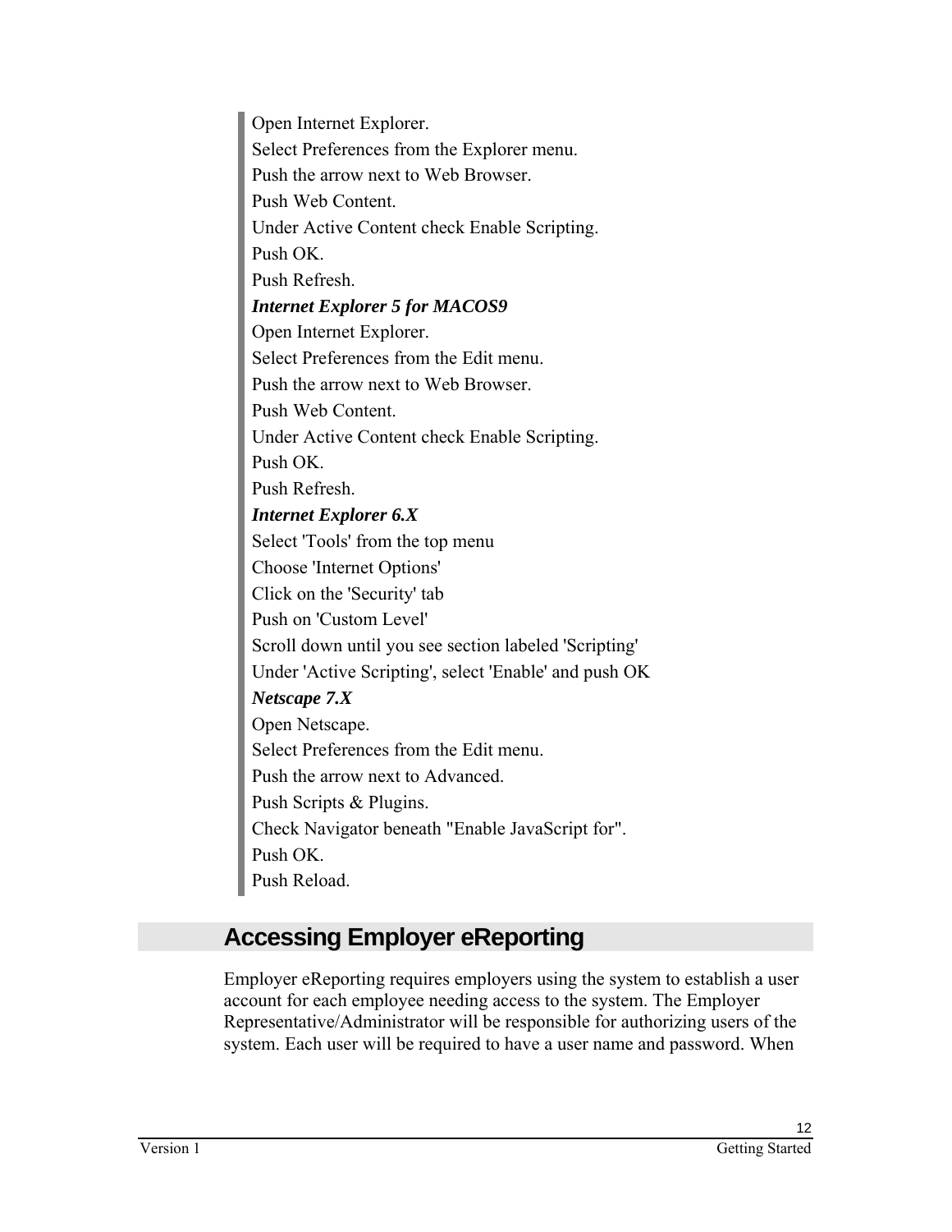Open Internet Explorer.
Select Preferences from the Explorer menu.
Push the arrow next to Web Browser.
Push Web Content.
Under Active Content check Enable Scripting.
Push OK.
Push Refresh.

***Internet Explorer 5 for MACOS9***

Open Internet Explorer.
Select Preferences from the Edit menu.
Push the arrow next to Web Browser.
Push Web Content.
Under Active Content check Enable Scripting.
Push OK.
Push Refresh.

***Internet Explorer 6.X***

Select 'Tools' from the top menu
Choose 'Internet Options'
Click on the 'Security' tab
Push on 'Custom Level'
Scroll down until you see section labeled 'Scripting'
Under 'Active Scripting', select 'Enable' and push OK

***Netscape 7.X***

Open Netscape.
Select Preferences from the Edit menu.
Push the arrow next to Advanced.
Push Scripts & Plugins.
Check Navigator beneath "Enable JavaScript for".
Push OK.
Push Reload.

## Accessing Employer eReporting

Employer eReporting requires employers using the system to establish a user account for each employee needing access to the system. The Employer Representative/Administrator will be responsible for authorizing users of the system. Each user will be required to have a user name and password. When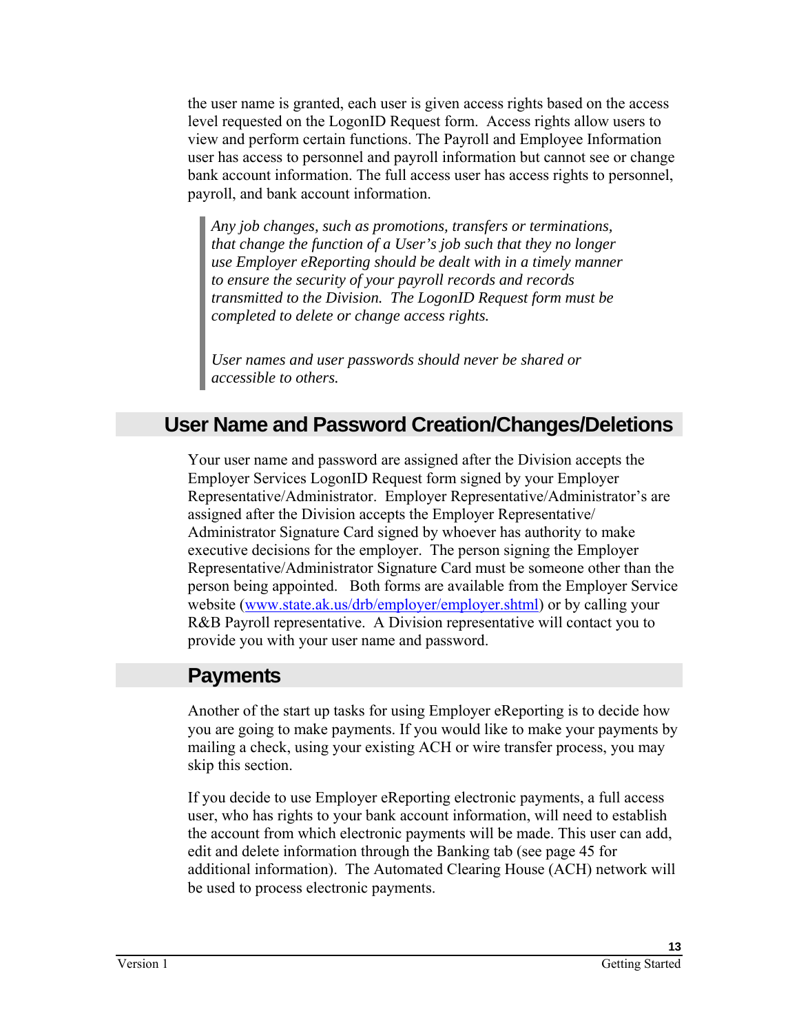the user name is granted, each user is given access rights based on the access level requested on the LogonID Request form. Access rights allow users to view and perform certain functions. The Payroll and Employee Information user has access to personnel and payroll information but cannot see or change bank account information. The full access user has access rights to personnel, payroll, and bank account information.

> *Any job changes, such as promotions, transfers or terminations, that change the function of a User's job such that they no longer use Employer eReporting should be dealt with in a timely manner to ensure the security of your payroll records and records transmitted to the Division. The LogonID Request form must be completed to delete or change access rights.*
>
> *User names and user passwords should never be shared or accessible to others.*

## User Name and Password Creation/Changes/Deletions

Your user name and password are assigned after the Division accepts the Employer Services LogonID Request form signed by your Employer Representative/Administrator. Employer Representative/Administrator's are assigned after the Division accepts the Employer Representative/ Administrator Signature Card signed by whoever has authority to make executive decisions for the employer. The person signing the Employer Representative/Administrator Signature Card must be someone other than the person being appointed. Both forms are available from the Employer Service website ([www.state.ak.us/drb/employer/employer.shtml](www.state.ak.us/drb/employer/employer.shtml)) or by calling your R&B Payroll representative. A Division representative will contact you to provide you with your user name and password.

## Payments

Another of the start up tasks for using Employer eReporting is to decide how you are going to make payments. If you would like to make your payments by mailing a check, using your existing ACH or wire transfer process, you may skip this section.

If you decide to use Employer eReporting electronic payments, a full access user, who has rights to your bank account information, will need to establish the account from which electronic payments will be made. This user can add, edit and delete information through the Banking tab (see page 45 for additional information). The Automated Clearing House (ACH) network will be used to process electronic payments.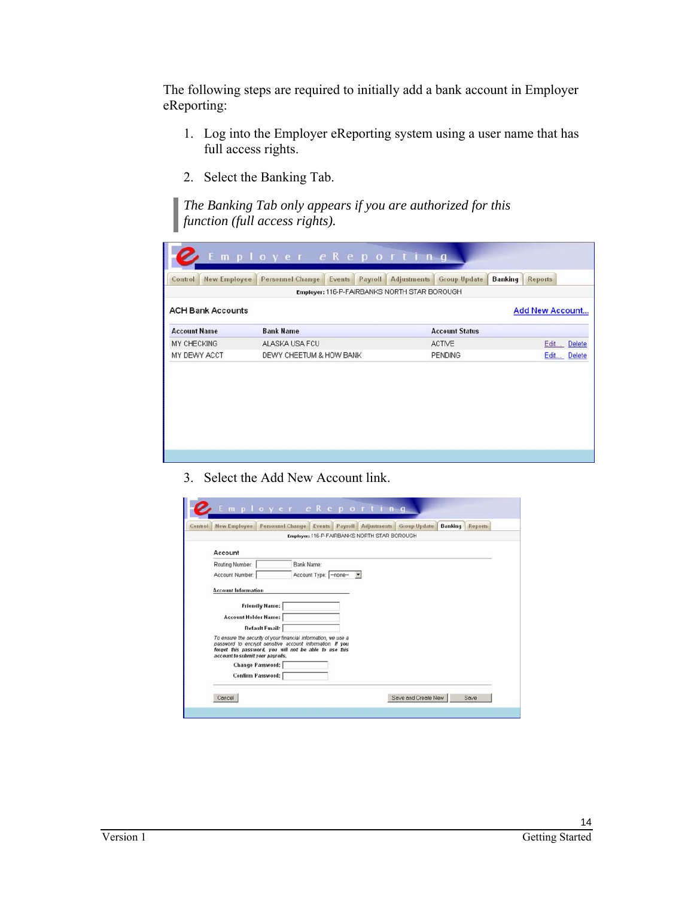The following steps are required to initially add a bank account in Employer eReporting:

1. Log into the Employer eReporting system using a user name that has full access rights.

2. Select the Banking Tab.

> *The Banking Tab only appears if you are authorized for this function (full access rights).*

3. Select the Add New Account link.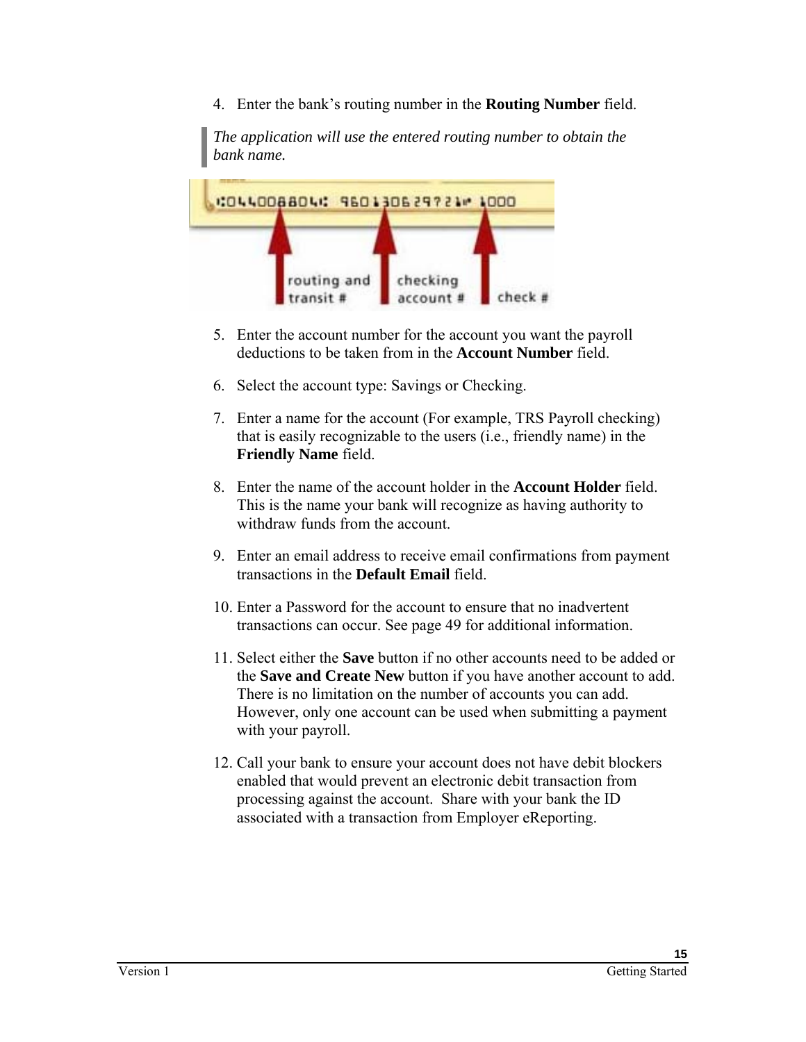4. Enter the bank's routing number in the **Routing Number** field.

> *The application will use the entered routing number to obtain the bank name.*

5. Enter the account number for the account you want the payroll deductions to be taken from in the **Account Number** field.

6. Select the account type: Savings or Checking.

7. Enter a name for the account (For example, TRS Payroll checking) that is easily recognizable to the users (i.e., friendly name) in the **Friendly Name** field.

8. Enter the name of the account holder in the **Account Holder** field. This is the name your bank will recognize as having authority to withdraw funds from the account.

9. Enter an email address to receive email confirmations from payment transactions in the **Default Email** field.

10. Enter a Password for the account to ensure that no inadvertent transactions can occur. See page 49 for additional information.

11. Select either the **Save** button if no other accounts need to be added or the **Save and Create New** button if you have another account to add. There is no limitation on the number of accounts you can add. However, only one account can be used when submitting a payment with your payroll.

12. Call your bank to ensure your account does not have debit blockers enabled that would prevent an electronic debit transaction from processing against the account. Share with your bank the ID associated with a transaction from Employer eReporting.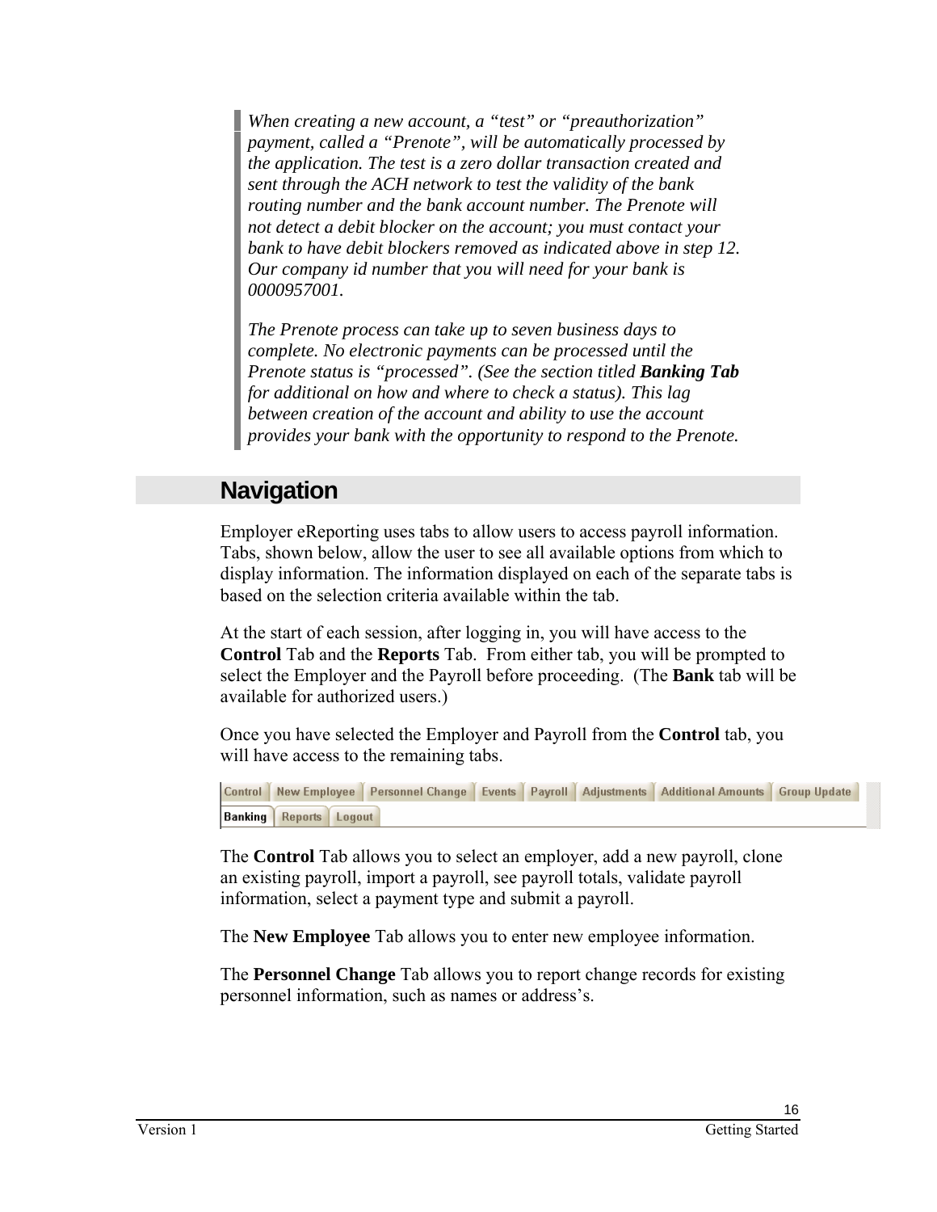> *When creating a new account, a "test" or "preauthorization" payment, called a "Prenote", will be automatically processed by the application. The test is a zero dollar transaction created and sent through the ACH network to test the validity of the bank routing number and the bank account number. The Prenote will not detect a debit blocker on the account; you must contact your bank to have debit blockers removed as indicated above in step 12. Our company id number that you will need for your bank is 0000957001.*
>
> *The Prenote process can take up to seven business days to complete. No electronic payments can be processed until the Prenote status is "processed". (See the section titled **Banking Tab** for additional on how and where to check a status). This lag between creation of the account and ability to use the account provides your bank with the opportunity to respond to the Prenote.*

## Navigation

Employer eReporting uses tabs to allow users to access payroll information. Tabs, shown below, allow the user to see all available options from which to display information. The information displayed on each of the separate tabs is based on the selection criteria available within the tab.

At the start of each session, after logging in, you will have access to the **Control** Tab and the **Reports** Tab. From either tab, you will be prompted to select the Employer and the Payroll before proceeding. (The **Bank** tab will be available for authorized users.)

Once you have selected the Employer and Payroll from the **Control** tab, you will have access to the remaining tabs.

Control | New Employee | Personnel Change | Events | Payroll | Adjustments | Additional Amounts | Group Update | Banking | Reports | Logout

The **Control** Tab allows you to select an employer, add a new payroll, clone an existing payroll, import a payroll, see payroll totals, validate payroll information, select a payment type and submit a payroll.

The **New Employee** Tab allows you to enter new employee information.

The **Personnel Change** Tab allows you to report change records for existing personnel information, such as names or address's.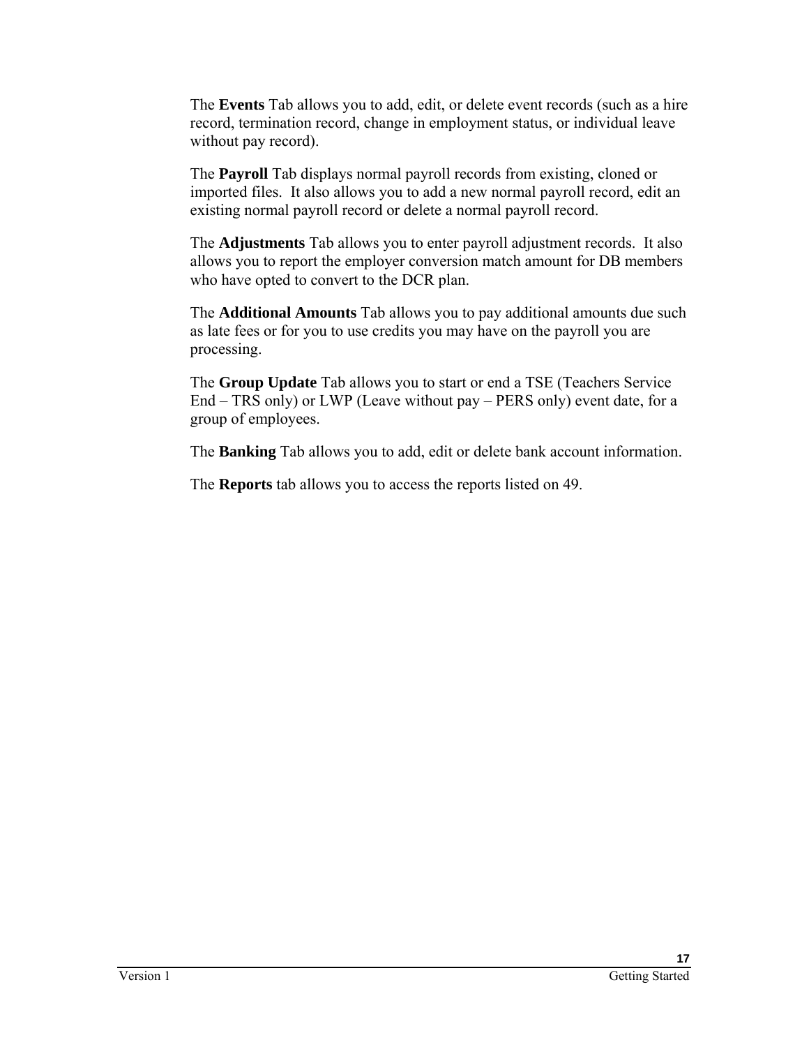The **Events** Tab allows you to add, edit, or delete event records (such as a hire record, termination record, change in employment status, or individual leave without pay record).

The **Payroll** Tab displays normal payroll records from existing, cloned or imported files. It also allows you to add a new normal payroll record, edit an existing normal payroll record or delete a normal payroll record.

The **Adjustments** Tab allows you to enter payroll adjustment records. It also allows you to report the employer conversion match amount for DB members who have opted to convert to the DCR plan.

The **Additional Amounts** Tab allows you to pay additional amounts due such as late fees or for you to use credits you may have on the payroll you are processing.

The **Group Update** Tab allows you to start or end a TSE (Teachers Service End – TRS only) or LWP (Leave without pay – PERS only) event date, for a group of employees.

The **Banking** Tab allows you to add, edit or delete bank account information.

The **Reports** tab allows you to access the reports listed on 49.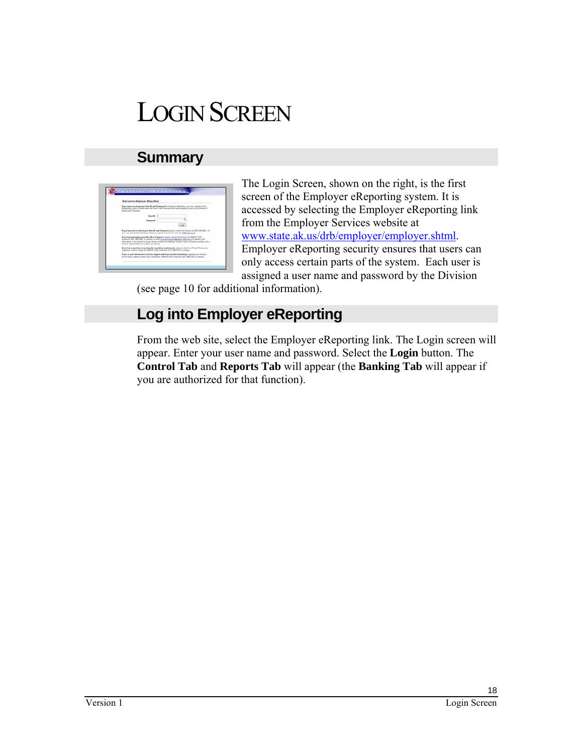# LOGIN SCREEN

## Summary

The Login Screen, shown on the right, is the first screen of the Employer eReporting system. It is accessed by selecting the Employer eReporting link from the Employer Services website at www.state.ak.us/drb/employer/employer.shtml. Employer eReporting security ensures that users can only access certain parts of the system. Each user is assigned a user name and password by the Division (see page 10 for additional information).

## Log into Employer eReporting

From the web site, select the Employer eReporting link. The Login screen will appear. Enter your user name and password. Select the **Login** button. The **Control Tab** and **Reports Tab** will appear (the **Banking Tab** will appear if you are authorized for that function).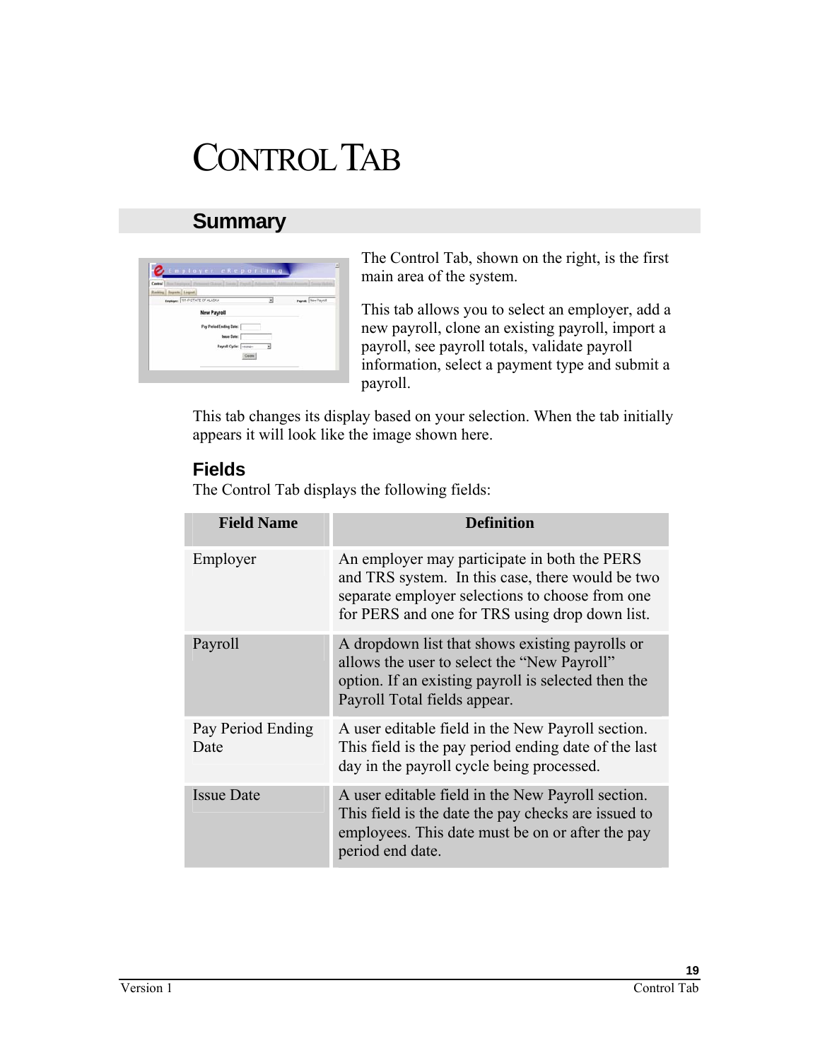# CONTROL TAB

## Summary

The Control Tab, shown on the right, is the first main area of the system.

This tab allows you to select an employer, add a new payroll, clone an existing payroll, import a payroll, see payroll totals, validate payroll information, select a payment type and submit a payroll.

This tab changes its display based on your selection. When the tab initially appears it will look like the image shown here.

### Fields

The Control Tab displays the following fields:

| Field Name | Definition |
|---|---|
| Employer | An employer may participate in both the PERS and TRS system. In this case, there would be two separate employer selections to choose from one for PERS and one for TRS using drop down list. |
| Payroll | A dropdown list that shows existing payrolls or allows the user to select the "New Payroll" option. If an existing payroll is selected then the Payroll Total fields appear. |
| Pay Period Ending Date | A user editable field in the New Payroll section. This field is the pay period ending date of the last day in the payroll cycle being processed. |
| Issue Date | A user editable field in the New Payroll section. This field is the date the pay checks are issued to employees. This date must be on or after the pay period end date. |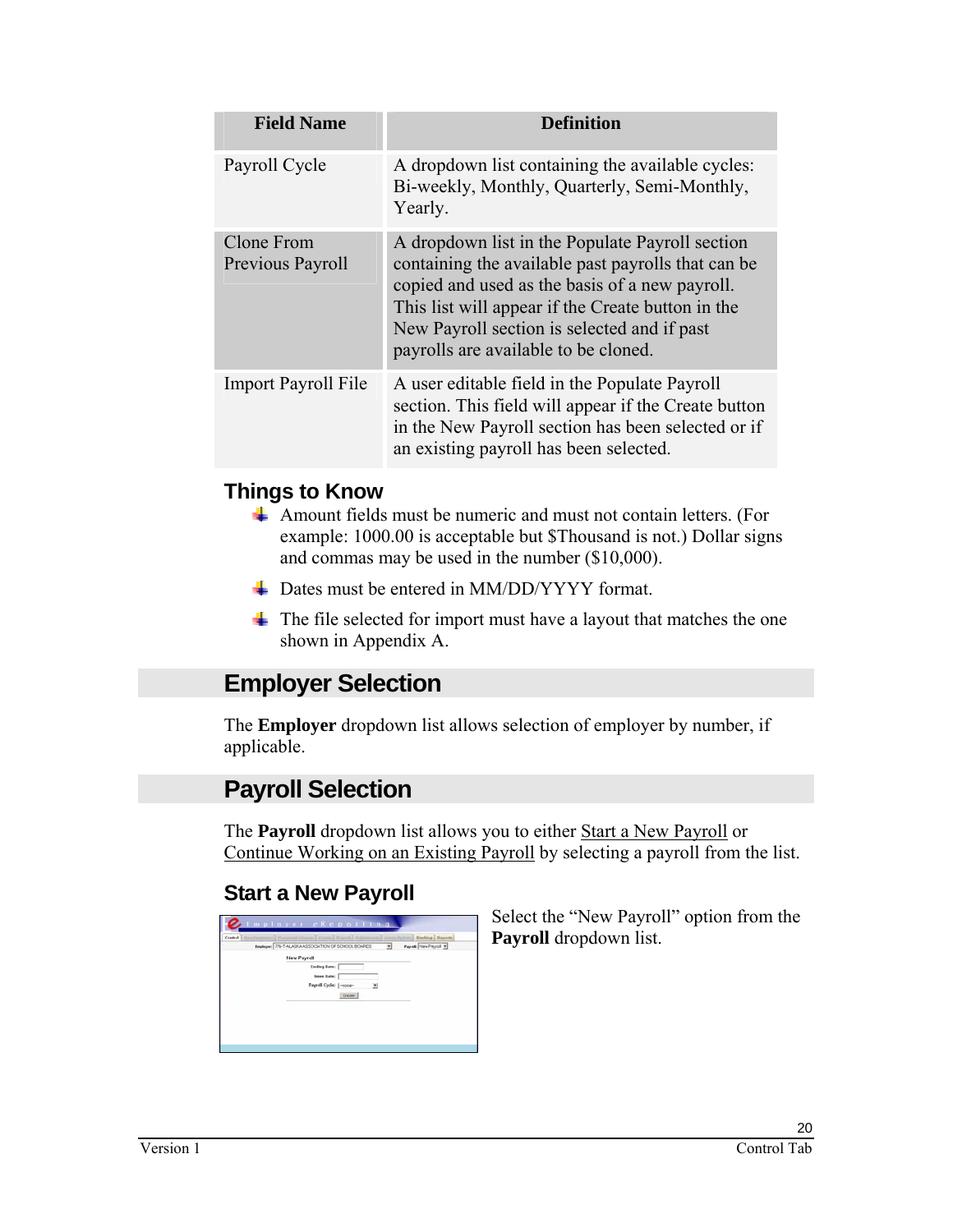| Field Name | Definition |
| --- | --- |
| Payroll Cycle | A dropdown list containing the available cycles: Bi-weekly, Monthly, Quarterly, Semi-Monthly, Yearly. |
| Clone From Previous Payroll | A dropdown list in the Populate Payroll section containing the available past payrolls that can be copied and used as the basis of a new payroll. This list will appear if the Create button in the New Payroll section is selected and if past payrolls are available to be cloned. |
| Import Payroll File | A user editable field in the Populate Payroll section. This field will appear if the Create button in the New Payroll section has been selected or if an existing payroll has been selected. |

### Things to Know

- Amount fields must be numeric and must not contain letters. (For example: 1000.00 is acceptable but $Thousand is not.) Dollar signs and commas may be used in the number ($10,000).
- Dates must be entered in MM/DD/YYYY format.
- The file selected for import must have a layout that matches the one shown in Appendix A.

## Employer Selection

The **Employer** dropdown list allows selection of employer by number, if applicable.

## Payroll Selection

The **Payroll** dropdown list allows you to either Start a New Payroll or Continue Working on an Existing Payroll by selecting a payroll from the list.

### Start a New Payroll

Select the "New Payroll" option from the **Payroll** dropdown list.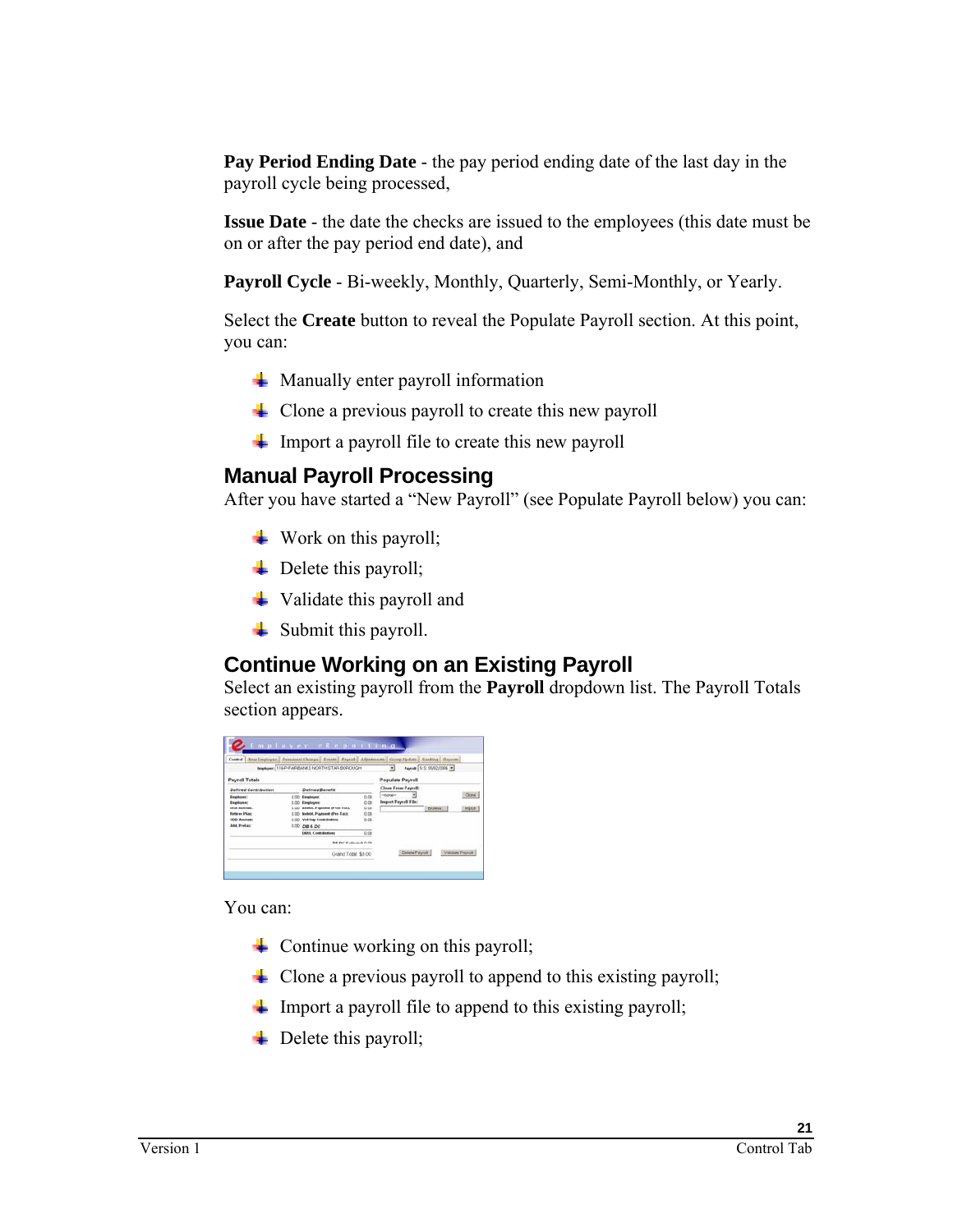**Pay Period Ending Date** - the pay period ending date of the last day in the payroll cycle being processed,

**Issue Date** - the date the checks are issued to the employees (this date must be on or after the pay period end date), and

**Payroll Cycle** - Bi-weekly, Monthly, Quarterly, Semi-Monthly, or Yearly.

Select the **Create** button to reveal the Populate Payroll section. At this point, you can:

- Manually enter payroll information
- Clone a previous payroll to create this new payroll
- Import a payroll file to create this new payroll

## Manual Payroll Processing

After you have started a "New Payroll" (see Populate Payroll below) you can:

- Work on this payroll;
- Delete this payroll;
- Validate this payroll and
- Submit this payroll.

## Continue Working on an Existing Payroll

Select an existing payroll from the **Payroll** dropdown list. The Payroll Totals section appears.

You can:

- Continue working on this payroll;
- Clone a previous payroll to append to this existing payroll;
- Import a payroll file to append to this existing payroll;
- Delete this payroll;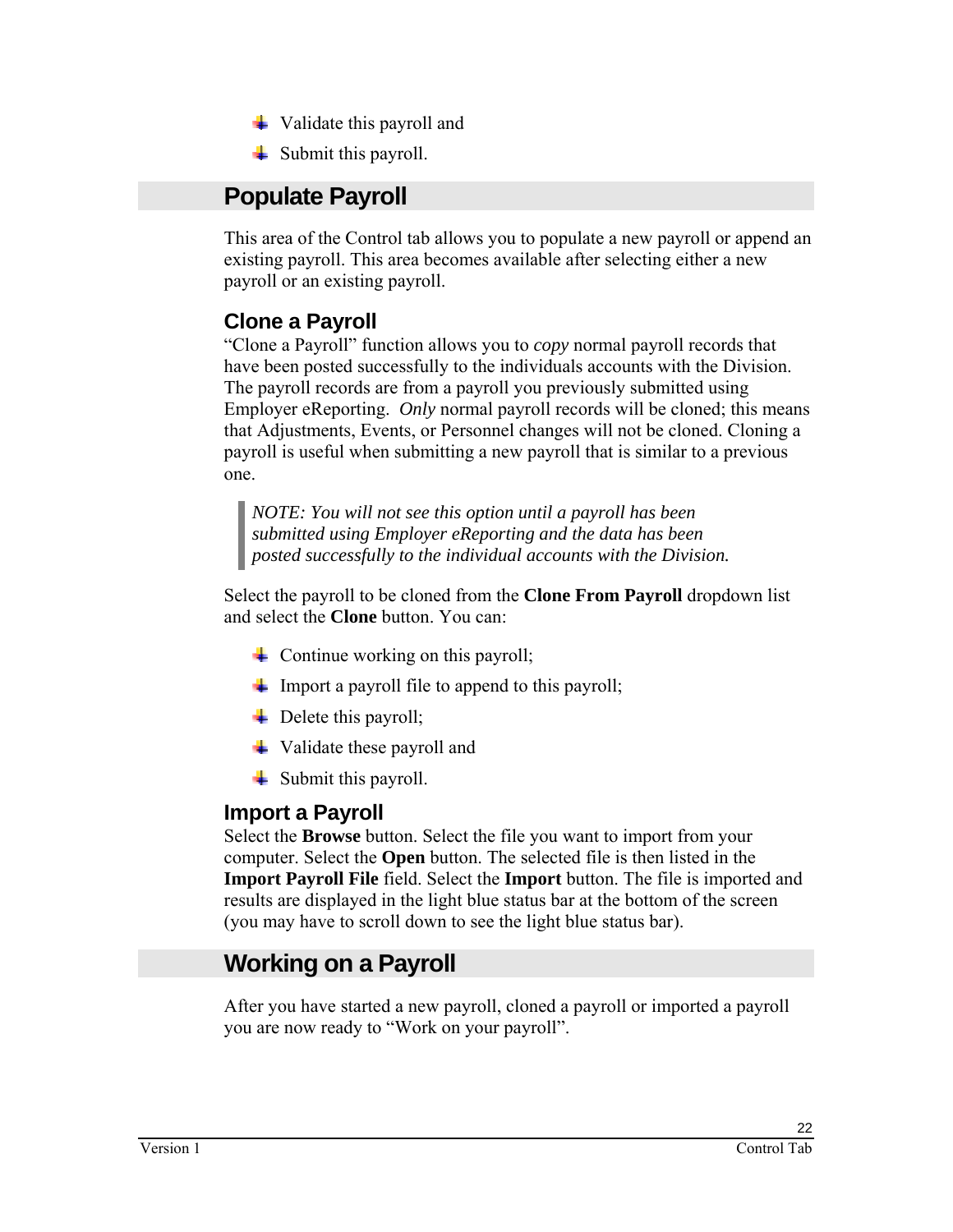- Validate this payroll and
- Submit this payroll.

## Populate Payroll

This area of the Control tab allows you to populate a new payroll or append an existing payroll. This area becomes available after selecting either a new payroll or an existing payroll.

### Clone a Payroll

"Clone a Payroll" function allows you to *copy* normal payroll records that have been posted successfully to the individuals accounts with the Division. The payroll records are from a payroll you previously submitted using Employer eReporting. *Only* normal payroll records will be cloned; this means that Adjustments, Events, or Personnel changes will not be cloned. Cloning a payroll is useful when submitting a new payroll that is similar to a previous one.

> *NOTE: You will not see this option until a payroll has been submitted using Employer eReporting and the data has been posted successfully to the individual accounts with the Division.*

Select the payroll to be cloned from the **Clone From Payroll** dropdown list and select the **Clone** button. You can:

- Continue working on this payroll;
- Import a payroll file to append to this payroll;
- Delete this payroll;
- Validate these payroll and
- Submit this payroll.

### Import a Payroll

Select the **Browse** button. Select the file you want to import from your computer. Select the **Open** button. The selected file is then listed in the **Import Payroll File** field. Select the **Import** button. The file is imported and results are displayed in the light blue status bar at the bottom of the screen (you may have to scroll down to see the light blue status bar).

## Working on a Payroll

After you have started a new payroll, cloned a payroll or imported a payroll you are now ready to "Work on your payroll".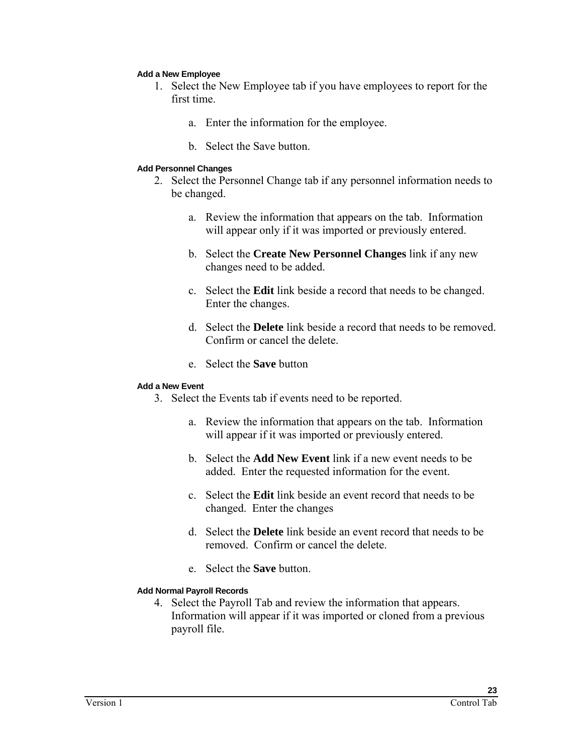#### Add a New Employee

1. Select the New Employee tab if you have employees to report for the first time.

    a. Enter the information for the employee.

    b. Select the Save button.

#### Add Personnel Changes

2. Select the Personnel Change tab if any personnel information needs to be changed.

    a. Review the information that appears on the tab. Information will appear only if it was imported or previously entered.

    b. Select the **Create New Personnel Changes** link if any new changes need to be added.

    c. Select the **Edit** link beside a record that needs to be changed. Enter the changes.

    d. Select the **Delete** link beside a record that needs to be removed. Confirm or cancel the delete.

    e. Select the **Save** button

#### Add a New Event

3. Select the Events tab if events need to be reported.

    a. Review the information that appears on the tab. Information will appear if it was imported or previously entered.

    b. Select the **Add New Event** link if a new event needs to be added. Enter the requested information for the event.

    c. Select the **Edit** link beside an event record that needs to be changed. Enter the changes

    d. Select the **Delete** link beside an event record that needs to be removed. Confirm or cancel the delete.

    e. Select the **Save** button.

#### Add Normal Payroll Records

4. Select the Payroll Tab and review the information that appears. Information will appear if it was imported or cloned from a previous payroll file.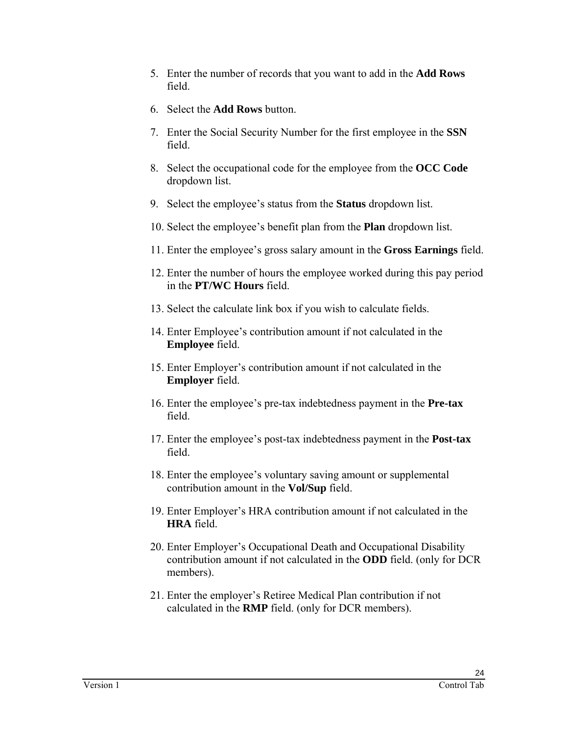5. Enter the number of records that you want to add in the **Add Rows** field.

6. Select the **Add Rows** button.

7. Enter the Social Security Number for the first employee in the **SSN** field.

8. Select the occupational code for the employee from the **OCC Code** dropdown list.

9. Select the employee's status from the **Status** dropdown list.

10. Select the employee's benefit plan from the **Plan** dropdown list.

11. Enter the employee's gross salary amount in the **Gross Earnings** field.

12. Enter the number of hours the employee worked during this pay period in the **PT/WC Hours** field.

13. Select the calculate link box if you wish to calculate fields.

14. Enter Employee's contribution amount if not calculated in the **Employee** field.

15. Enter Employer's contribution amount if not calculated in the **Employer** field.

16. Enter the employee's pre-tax indebtedness payment in the **Pre-tax** field.

17. Enter the employee's post-tax indebtedness payment in the **Post-tax** field.

18. Enter the employee's voluntary saving amount or supplemental contribution amount in the **Vol/Sup** field.

19. Enter Employer's HRA contribution amount if not calculated in the **HRA** field.

20. Enter Employer's Occupational Death and Occupational Disability contribution amount if not calculated in the **ODD** field. (only for DCR members).

21. Enter the employer's Retiree Medical Plan contribution if not calculated in the **RMP** field. (only for DCR members).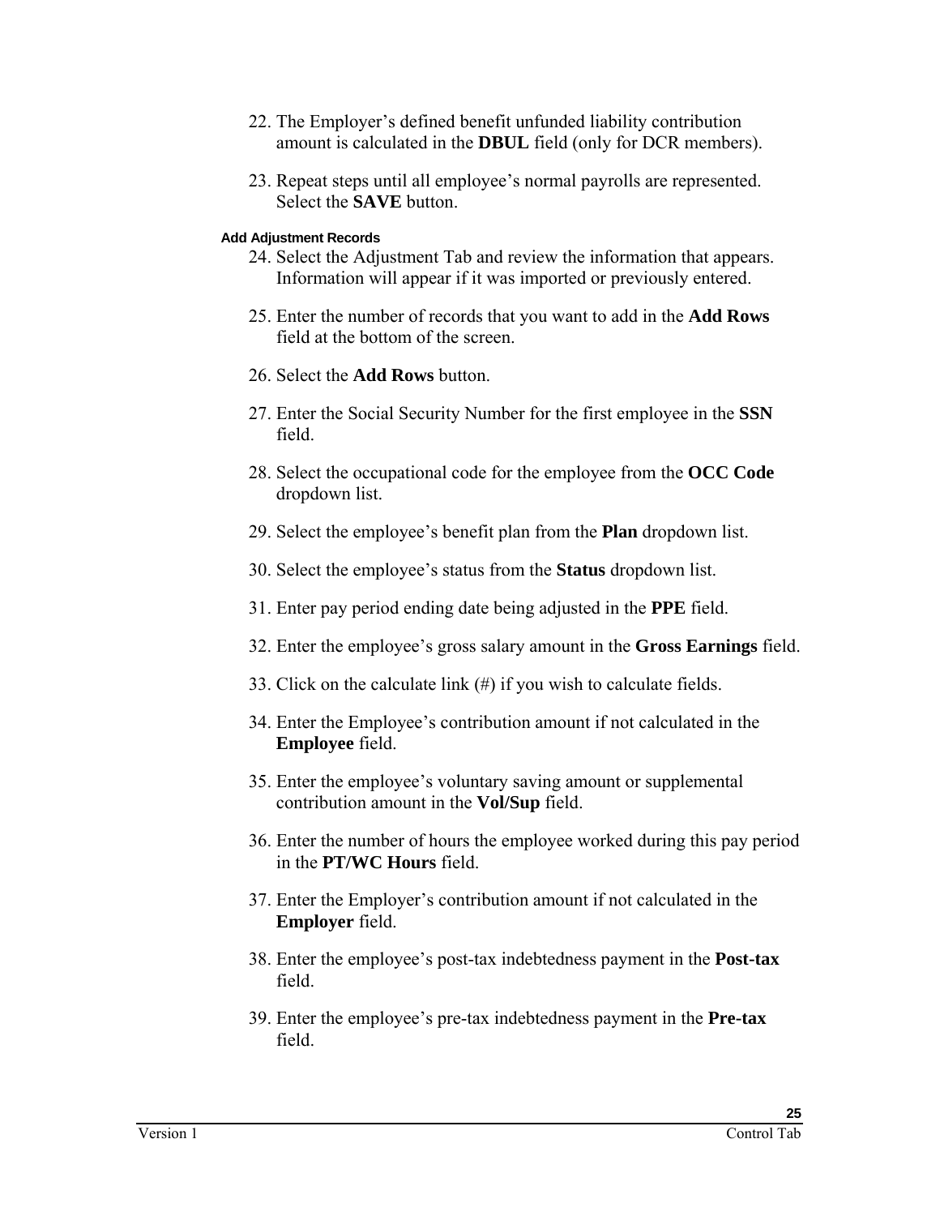22. The Employer's defined benefit unfunded liability contribution amount is calculated in the **DBUL** field (only for DCR members).

23. Repeat steps until all employee's normal payrolls are represented. Select the **SAVE** button.

#### Add Adjustment Records

24. Select the Adjustment Tab and review the information that appears. Information will appear if it was imported or previously entered.

25. Enter the number of records that you want to add in the **Add Rows** field at the bottom of the screen.

26. Select the **Add Rows** button.

27. Enter the Social Security Number for the first employee in the **SSN** field.

28. Select the occupational code for the employee from the **OCC Code** dropdown list.

29. Select the employee's benefit plan from the **Plan** dropdown list.

30. Select the employee's status from the **Status** dropdown list.

31. Enter pay period ending date being adjusted in the **PPE** field.

32. Enter the employee's gross salary amount in the **Gross Earnings** field.

33. Click on the calculate link (#) if you wish to calculate fields.

34. Enter the Employee's contribution amount if not calculated in the **Employee** field.

35. Enter the employee's voluntary saving amount or supplemental contribution amount in the **Vol/Sup** field.

36. Enter the number of hours the employee worked during this pay period in the **PT/WC Hours** field.

37. Enter the Employer's contribution amount if not calculated in the **Employer** field.

38. Enter the employee's post-tax indebtedness payment in the **Post-tax** field.

39. Enter the employee's pre-tax indebtedness payment in the **Pre-tax** field.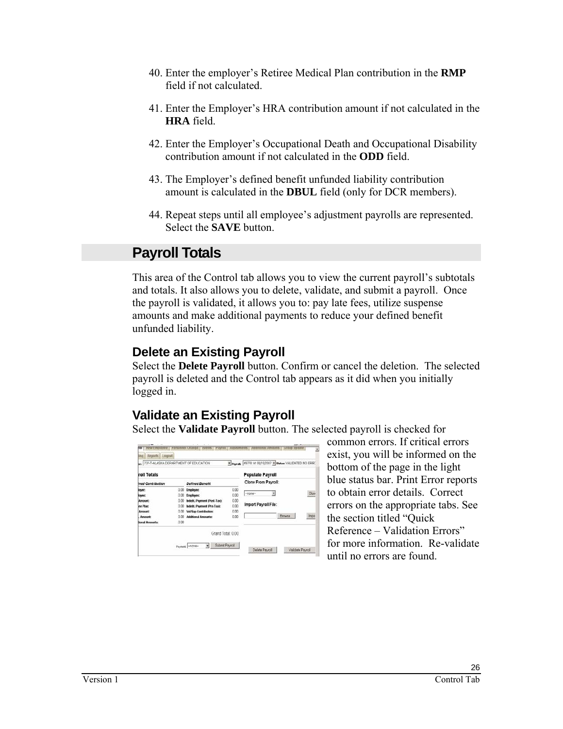40. Enter the employer's Retiree Medical Plan contribution in the **RMP** field if not calculated.

41. Enter the Employer's HRA contribution amount if not calculated in the **HRA** field.

42. Enter the Employer's Occupational Death and Occupational Disability contribution amount if not calculated in the **ODD** field.

43. The Employer's defined benefit unfunded liability contribution amount is calculated in the **DBUL** field (only for DCR members).

44. Repeat steps until all employee's adjustment payrolls are represented. Select the **SAVE** button.

## Payroll Totals

This area of the Control tab allows you to view the current payroll's subtotals and totals. It also allows you to delete, validate, and submit a payroll. Once the payroll is validated, it allows you to: pay late fees, utilize suspense amounts and make additional payments to reduce your defined benefit unfunded liability.

### Delete an Existing Payroll

Select the **Delete Payroll** button. Confirm or cancel the deletion. The selected payroll is deleted and the Control tab appears as it did when you initially logged in.

### Validate an Existing Payroll

Select the **Validate Payroll** button. The selected payroll is checked for common errors. If critical errors exist, you will be informed on the bottom of the page in the light blue status bar. Print Error reports to obtain error details. Correct errors on the appropriate tabs. See the section titled "Quick Reference – Validation Errors" for more information. Re-validate until no errors are found.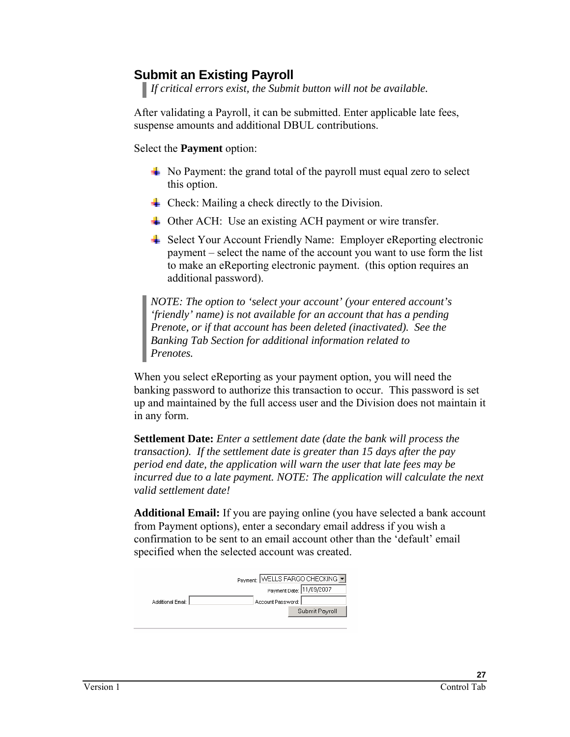## Submit an Existing Payroll

*If critical errors exist, the Submit button will not be available.*

After validating a Payroll, it can be submitted. Enter applicable late fees, suspense amounts and additional DBUL contributions.

Select the **Payment** option:

- No Payment: the grand total of the payroll must equal zero to select this option.
- Check: Mailing a check directly to the Division.
- Other ACH:  Use an existing ACH payment or wire transfer.
- Select Your Account Friendly Name:  Employer eReporting electronic payment – select the name of the account you want to use form the list to make an eReporting electronic payment.  (this option requires an additional password).

*NOTE: The option to 'select your account' (your entered account's 'friendly' name) is not available for an account that has a pending Prenote, or if that account has been deleted (inactivated).  See the Banking Tab Section for additional information related to Prenotes.*

When you select eReporting as your payment option, you will need the banking password to authorize this transaction to occur.  This password is set up and maintained by the full access user and the Division does not maintain it in any form.

**Settlement Date:** *Enter a settlement date (date the bank will process the transaction).  If the settlement date is greater than 15 days after the pay period end date, the application will warn the user that late fees may be incurred due to a late payment. NOTE: The application will calculate the next valid settlement date!*

**Additional Email:** If you are paying online (you have selected a bank account from Payment options), enter a secondary email address if you wish a confirmation to be sent to an email account other than the 'default' email specified when the selected account was created.

Payment: WELLS FARGO CHECKING
Payment Date: 11/09/2007
Additional Email: Account Password:
Submit Payroll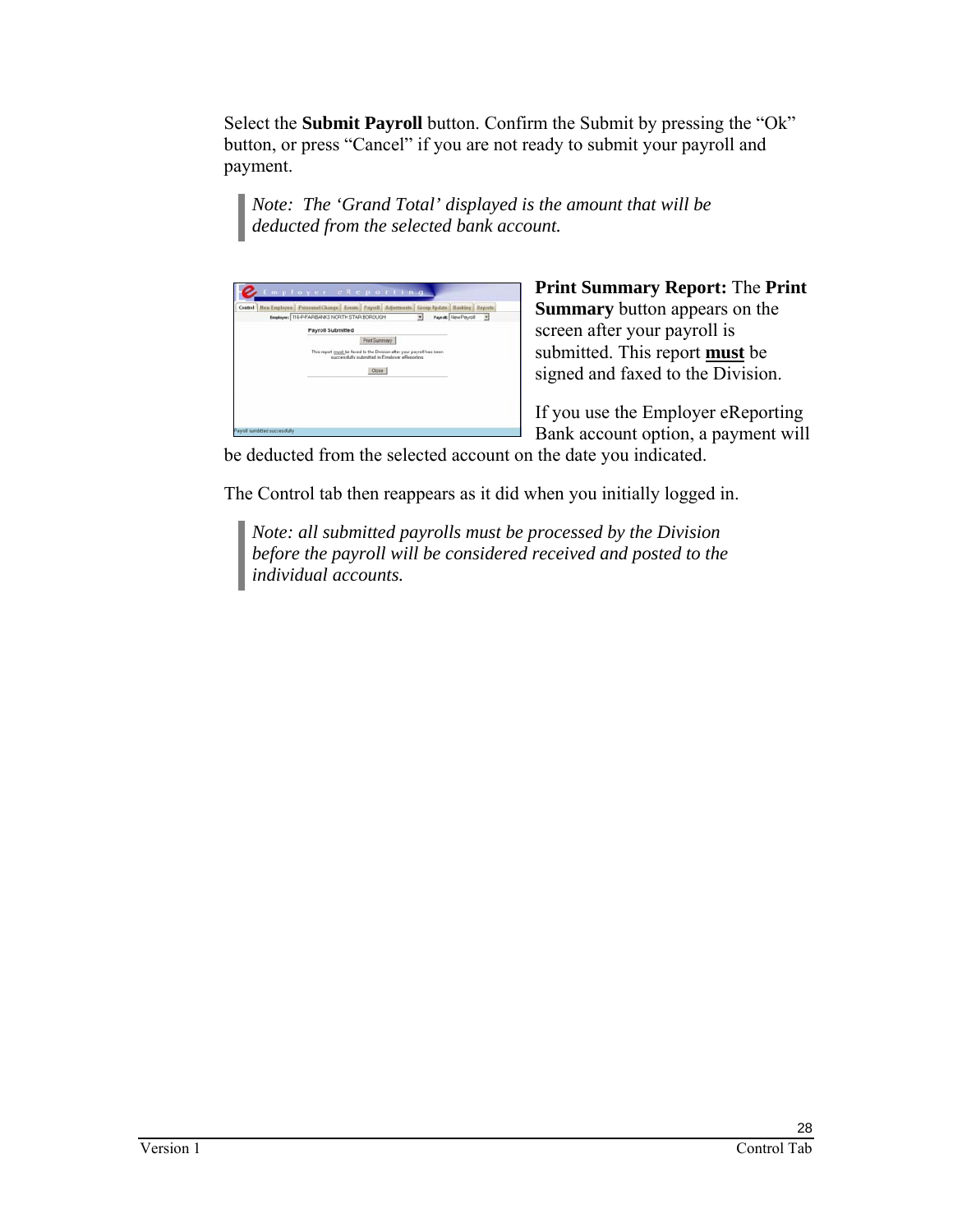Select the **Submit Payroll** button. Confirm the Submit by pressing the "Ok" button, or press "Cancel" if you are not ready to submit your payroll and payment.

> *Note: The 'Grand Total' displayed is the amount that will be deducted from the selected bank account.*

**Print Summary Report:** The **Print Summary** button appears on the screen after your payroll is submitted. This report **must** be signed and faxed to the Division.

If you use the Employer eReporting Bank account option, a payment will be deducted from the selected account on the date you indicated.

The Control tab then reappears as it did when you initially logged in.

> *Note: all submitted payrolls must be processed by the Division before the payroll will be considered received and posted to the individual accounts.*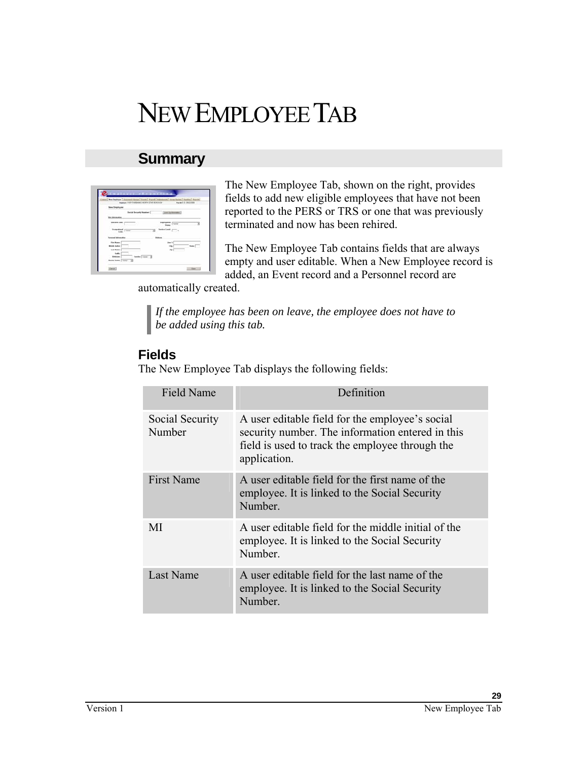# NEW EMPLOYEE TAB

## Summary

The New Employee Tab, shown on the right, provides fields to add new eligible employees that have not been reported to the PERS or TRS or one that was previously terminated and now has been rehired.

The New Employee Tab contains fields that are always empty and user editable. When a New Employee record is added, an Event record and a Personnel record are automatically created.

> *If the employee has been on leave, the employee does not have to be added using this tab.*

### Fields

The New Employee Tab displays the following fields:

| Field Name | Definition |
|---|---|
| Social Security Number | A user editable field for the employee's social security number. The information entered in this field is used to track the employee through the application. |
| First Name | A user editable field for the first name of the employee. It is linked to the Social Security Number. |
| MI | A user editable field for the middle initial of the employee. It is linked to the Social Security Number. |
| Last Name | A user editable field for the last name of the employee. It is linked to the Social Security Number. |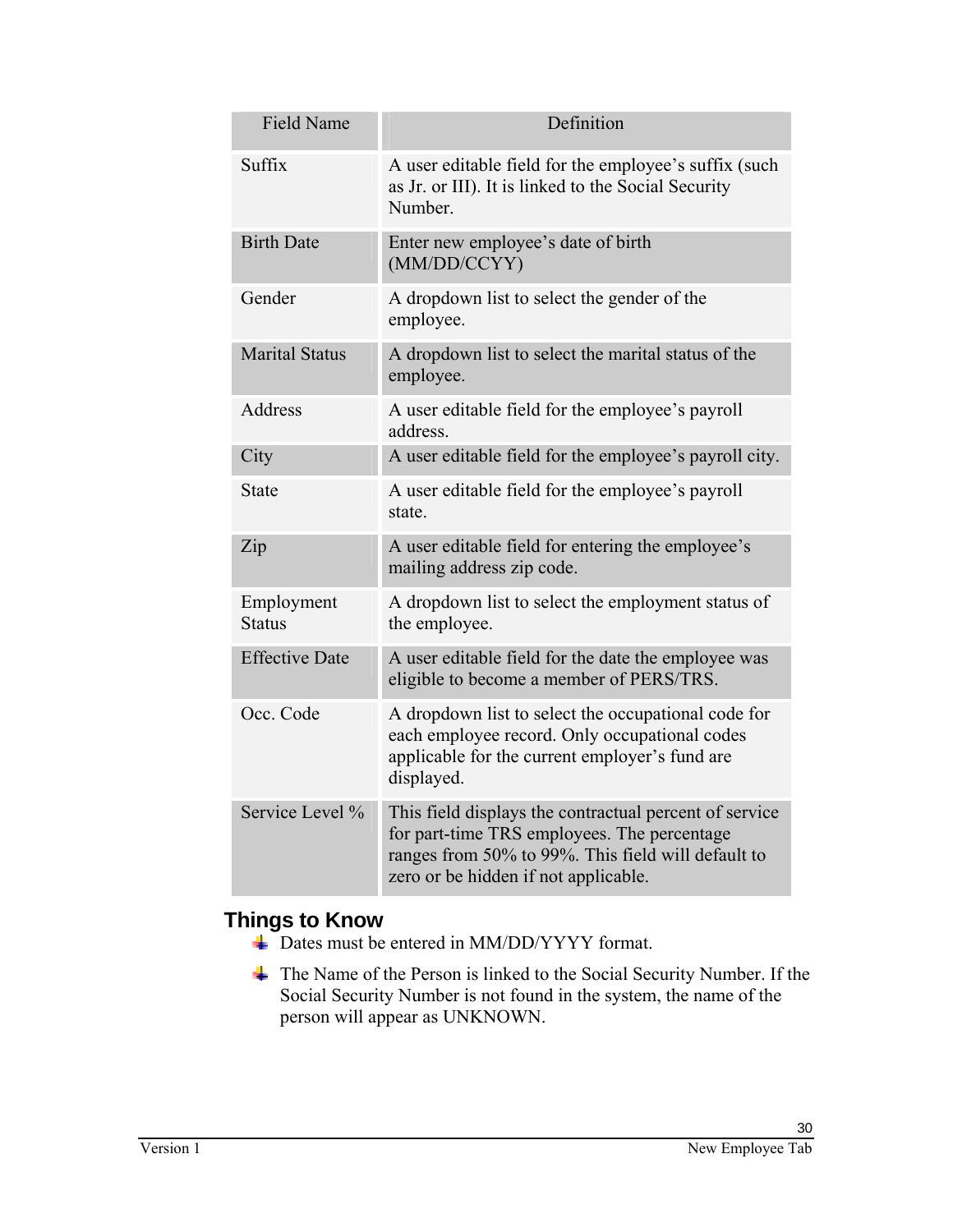| Field Name | Definition |
|---|---|
| Suffix | A user editable field for the employee's suffix (such as Jr. or III). It is linked to the Social Security Number. |
| Birth Date | Enter new employee's date of birth (MM/DD/CCYY) |
| Gender | A dropdown list to select the gender of the employee. |
| Marital Status | A dropdown list to select the marital status of the employee. |
| Address | A user editable field for the employee's payroll address. |
| City | A user editable field for the employee's payroll city. |
| State | A user editable field for the employee's payroll state. |
| Zip | A user editable field for entering the employee's mailing address zip code. |
| Employment Status | A dropdown list to select the employment status of the employee. |
| Effective Date | A user editable field for the date the employee was eligible to become a member of PERS/TRS. |
| Occ. Code | A dropdown list to select the occupational code for each employee record. Only occupational codes applicable for the current employer's fund are displayed. |
| Service Level % | This field displays the contractual percent of service for part-time TRS employees. The percentage ranges from 50% to 99%. This field will default to zero or be hidden if not applicable. |

## Things to Know

- Dates must be entered in MM/DD/YYYY format.
- The Name of the Person is linked to the Social Security Number. If the Social Security Number is not found in the system, the name of the person will appear as UNKNOWN.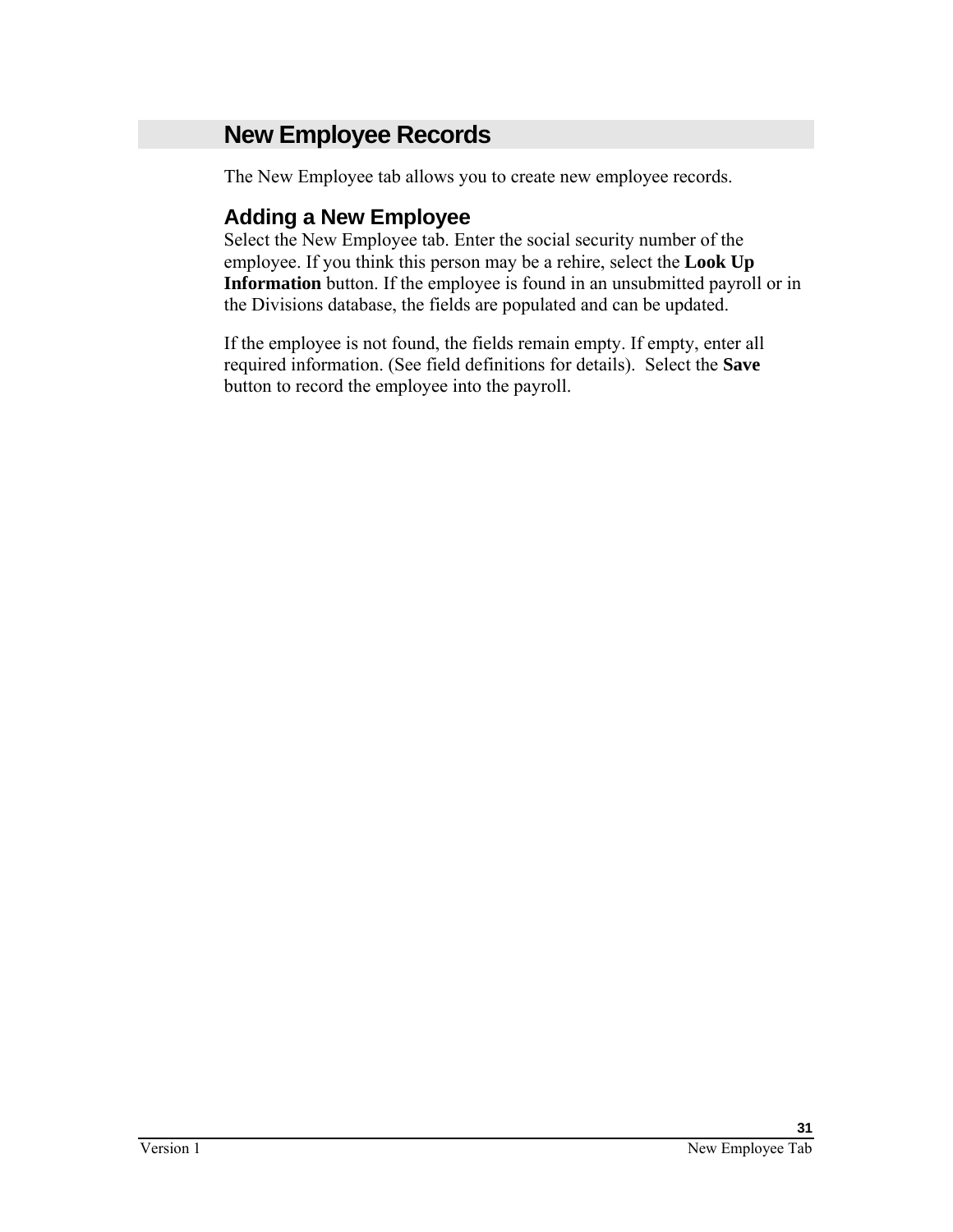# New Employee Records

The New Employee tab allows you to create new employee records.

## Adding a New Employee

Select the New Employee tab. Enter the social security number of the employee. If you think this person may be a rehire, select the **Look Up Information** button. If the employee is found in an unsubmitted payroll or in the Divisions database, the fields are populated and can be updated.

If the employee is not found, the fields remain empty. If empty, enter all required information. (See field definitions for details). Select the **Save** button to record the employee into the payroll.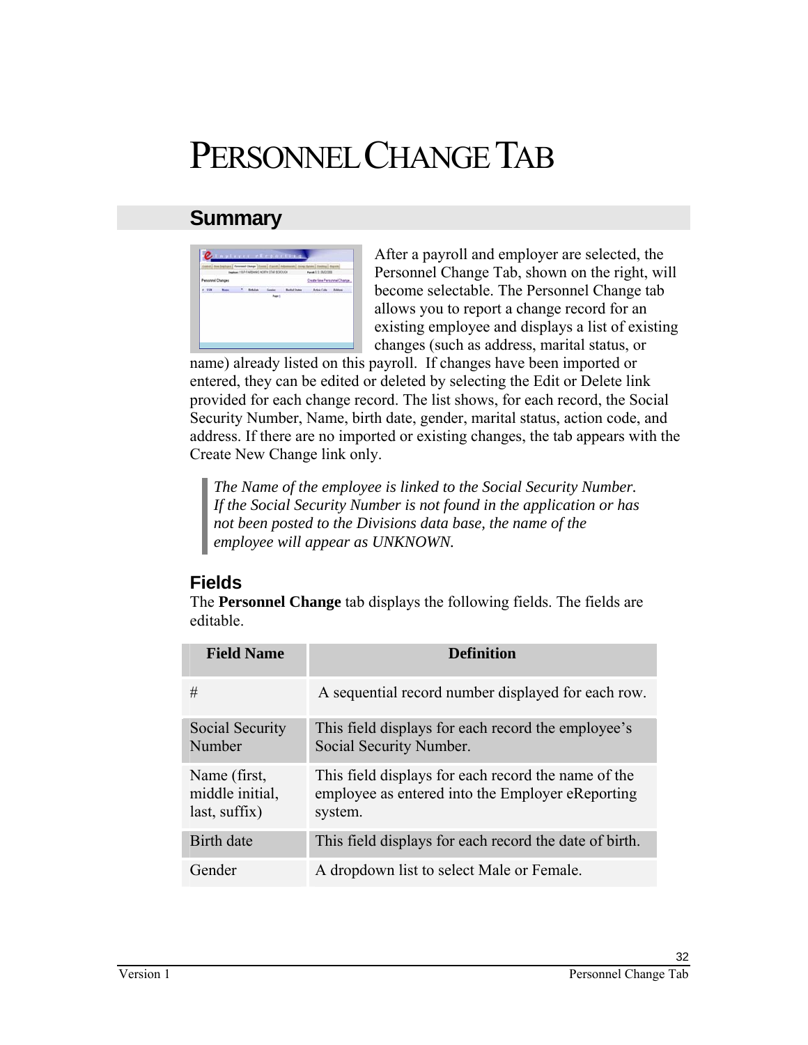# PERSONNEL CHANGE TAB

## Summary

After a payroll and employer are selected, the Personnel Change Tab, shown on the right, will become selectable. The Personnel Change tab allows you to report a change record for an existing employee and displays a list of existing changes (such as address, marital status, or name) already listed on this payroll. If changes have been imported or entered, they can be edited or deleted by selecting the Edit or Delete link provided for each change record. The list shows, for each record, the Social Security Number, Name, birth date, gender, marital status, action code, and address. If there are no imported or existing changes, the tab appears with the Create New Change link only.

> *The Name of the employee is linked to the Social Security Number. If the Social Security Number is not found in the application or has not been posted to the Divisions data base, the name of the employee will appear as UNKNOWN.*

### Fields

The **Personnel Change** tab displays the following fields. The fields are editable.

| Field Name | Definition |
|---|---|
| # | A sequential record number displayed for each row. |
| Social Security Number | This field displays for each record the employee's Social Security Number. |
| Name (first, middle initial, last, suffix) | This field displays for each record the name of the employee as entered into the Employer eReporting system. |
| Birth date | This field displays for each record the date of birth. |
| Gender | A dropdown list to select Male or Female. |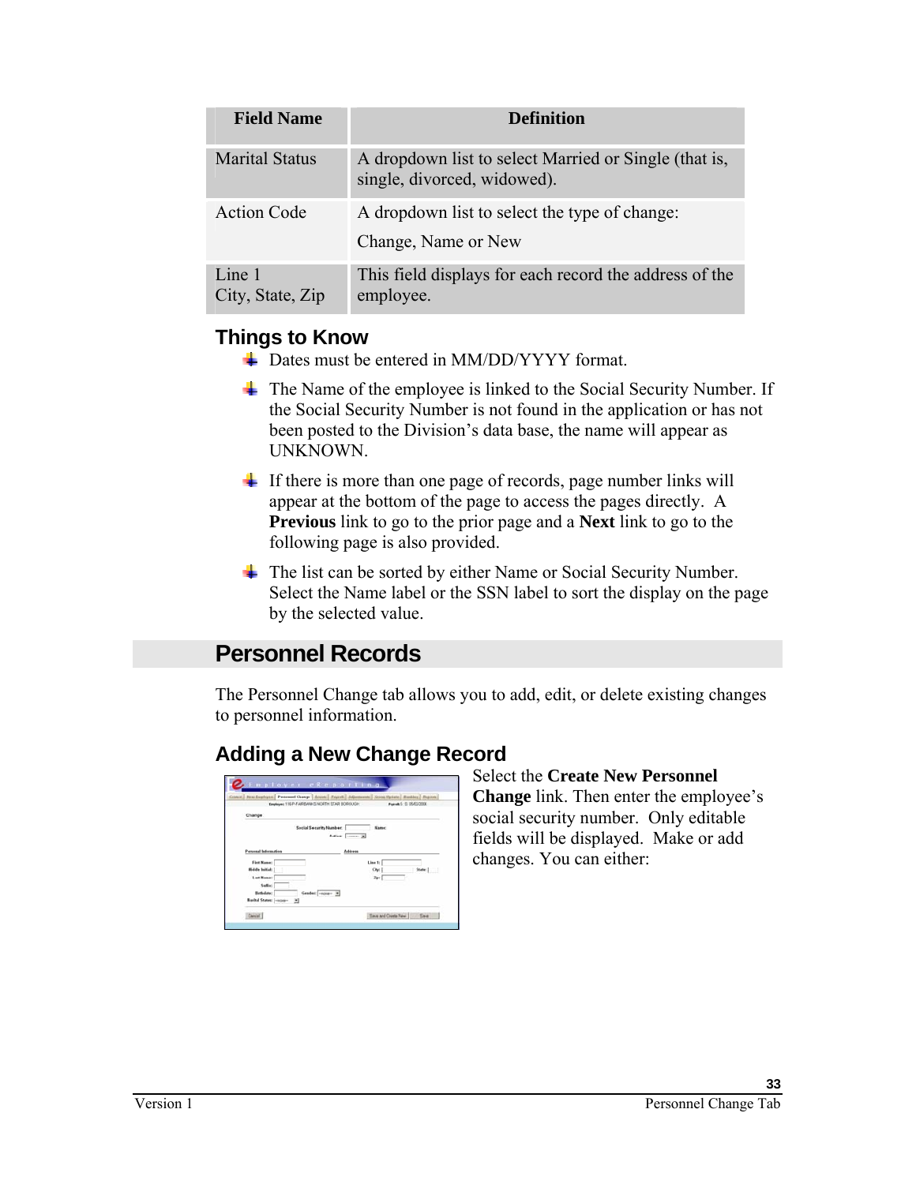| Field Name | Definition |
|---|---|
| Marital Status | A dropdown list to select Married or Single (that is, single, divorced, widowed). |
| Action Code | A dropdown list to select the type of change: Change, Name or New |
| Line 1<br>City, State, Zip | This field displays for each record the address of the employee. |

### Things to Know

- Dates must be entered in MM/DD/YYYY format.
- The Name of the employee is linked to the Social Security Number. If the Social Security Number is not found in the application or has not been posted to the Division's data base, the name will appear as UNKNOWN.
- If there is more than one page of records, page number links will appear at the bottom of the page to access the pages directly. A **Previous** link to go to the prior page and a **Next** link to go to the following page is also provided.
- The list can be sorted by either Name or Social Security Number. Select the Name label or the SSN label to sort the display on the page by the selected value.

## Personnel Records

The Personnel Change tab allows you to add, edit, or delete existing changes to personnel information.

### Adding a New Change Record

Select the **Create New Personnel Change** link. Then enter the employee's social security number. Only editable fields will be displayed. Make or add changes. You can either: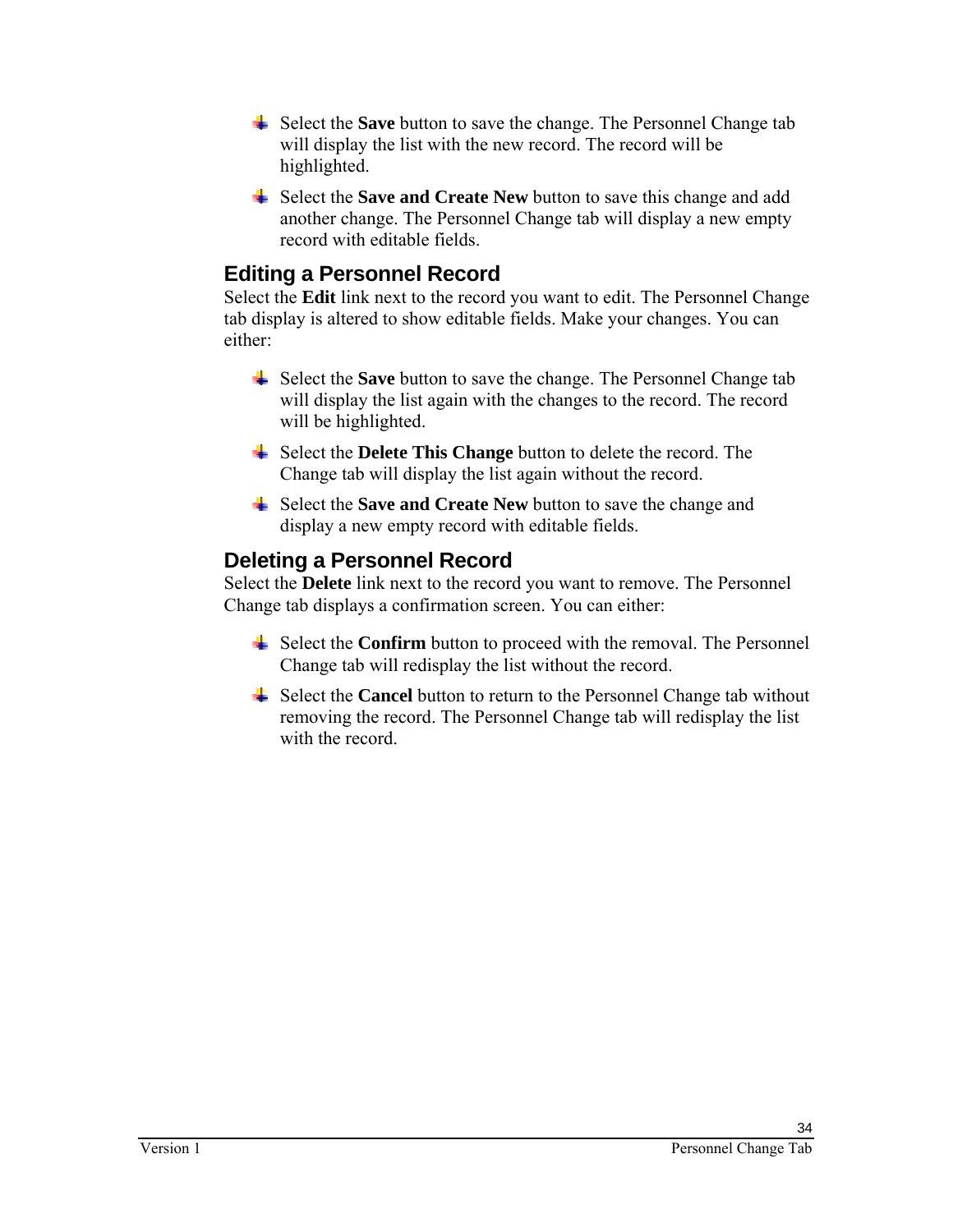- Select the **Save** button to save the change. The Personnel Change tab will display the list with the new record. The record will be highlighted.
- Select the **Save and Create New** button to save this change and add another change. The Personnel Change tab will display a new empty record with editable fields.

## Editing a Personnel Record

Select the **Edit** link next to the record you want to edit. The Personnel Change tab display is altered to show editable fields. Make your changes. You can either:

- Select the **Save** button to save the change. The Personnel Change tab will display the list again with the changes to the record. The record will be highlighted.
- Select the **Delete This Change** button to delete the record. The Change tab will display the list again without the record.
- Select the **Save and Create New** button to save the change and display a new empty record with editable fields.

## Deleting a Personnel Record

Select the **Delete** link next to the record you want to remove. The Personnel Change tab displays a confirmation screen. You can either:

- Select the **Confirm** button to proceed with the removal. The Personnel Change tab will redisplay the list without the record.
- Select the **Cancel** button to return to the Personnel Change tab without removing the record. The Personnel Change tab will redisplay the list with the record.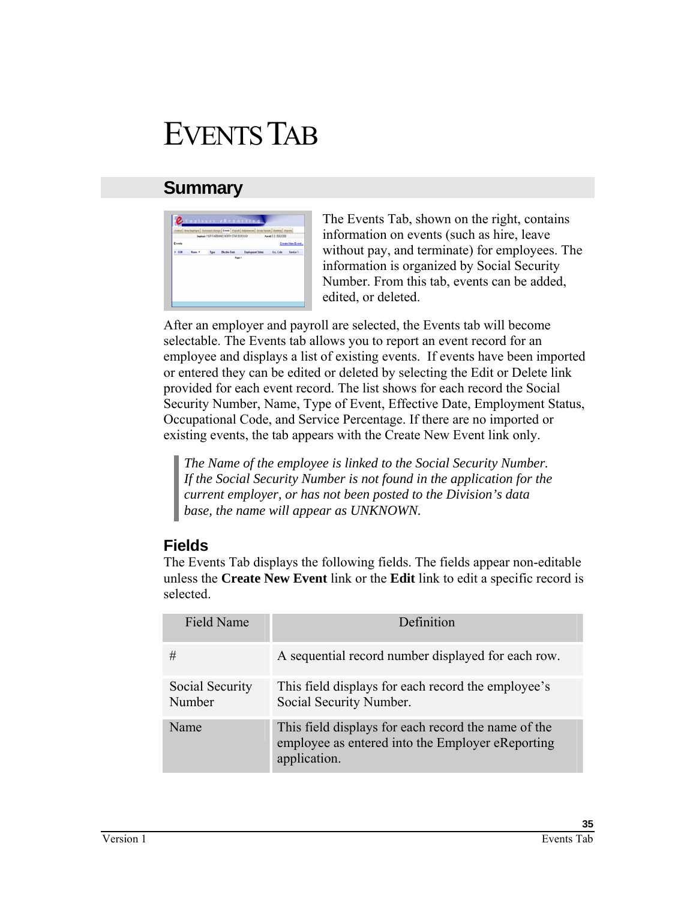# EVENTS TAB

## Summary

The Events Tab, shown on the right, contains information on events (such as hire, leave without pay, and terminate) for employees. The information is organized by Social Security Number. From this tab, events can be added, edited, or deleted.

After an employer and payroll are selected, the Events tab will become selectable. The Events tab allows you to report an event record for an employee and displays a list of existing events. If events have been imported or entered they can be edited or deleted by selecting the Edit or Delete link provided for each event record. The list shows for each record the Social Security Number, Name, Type of Event, Effective Date, Employment Status, Occupational Code, and Service Percentage. If there are no imported or existing events, the tab appears with the Create New Event link only.

> *The Name of the employee is linked to the Social Security Number. If the Social Security Number is not found in the application for the current employer, or has not been posted to the Division's data base, the name will appear as UNKNOWN.*

### Fields

The Events Tab displays the following fields. The fields appear non-editable unless the **Create New Event** link or the **Edit** link to edit a specific record is selected.

| Field Name | Definition |
| --- | --- |
| # | A sequential record number displayed for each row. |
| Social Security Number | This field displays for each record the employee's Social Security Number. |
| Name | This field displays for each record the name of the employee as entered into the Employer eReporting application. |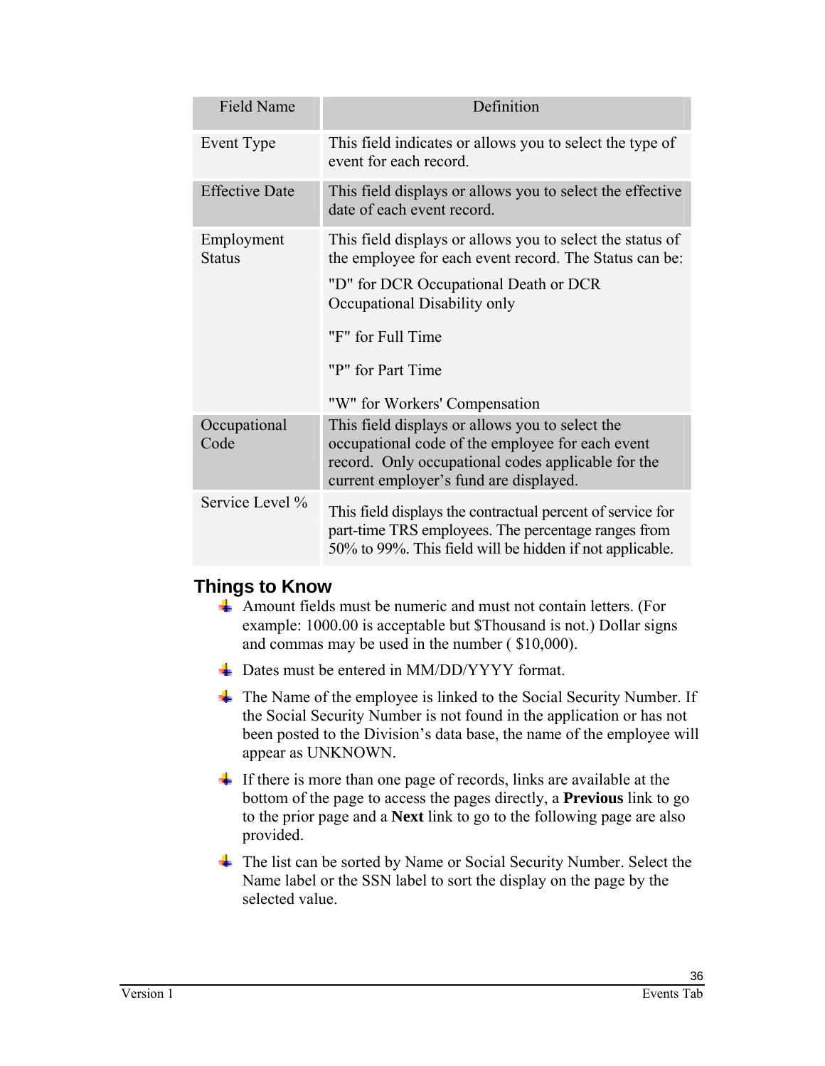| Field Name | Definition |
|---|---|
| Event Type | This field indicates or allows you to select the type of event for each record. |
| Effective Date | This field displays or allows you to select the effective date of each event record. |
| Employment Status | This field displays or allows you to select the status of the employee for each event record. The Status can be:<br>"D" for DCR Occupational Death or DCR Occupational Disability only<br>"F" for Full Time<br>"P" for Part Time<br>"W" for Workers' Compensation |
| Occupational Code | This field displays or allows you to select the occupational code of the employee for each event record. Only occupational codes applicable for the current employer's fund are displayed. |
| Service Level % | This field displays the contractual percent of service for part-time TRS employees. The percentage ranges from 50% to 99%. This field will be hidden if not applicable. |

## Things to Know

- Amount fields must be numeric and must not contain letters. (For example: 1000.00 is acceptable but $Thousand is not.) Dollar signs and commas may be used in the number ( $10,000).
- Dates must be entered in MM/DD/YYYY format.
- The Name of the employee is linked to the Social Security Number. If the Social Security Number is not found in the application or has not been posted to the Division's data base, the name of the employee will appear as UNKNOWN.
- If there is more than one page of records, links are available at the bottom of the page to access the pages directly, a **Previous** link to go to the prior page and a **Next** link to go to the following page are also provided.
- The list can be sorted by Name or Social Security Number. Select the Name label or the SSN label to sort the display on the page by the selected value.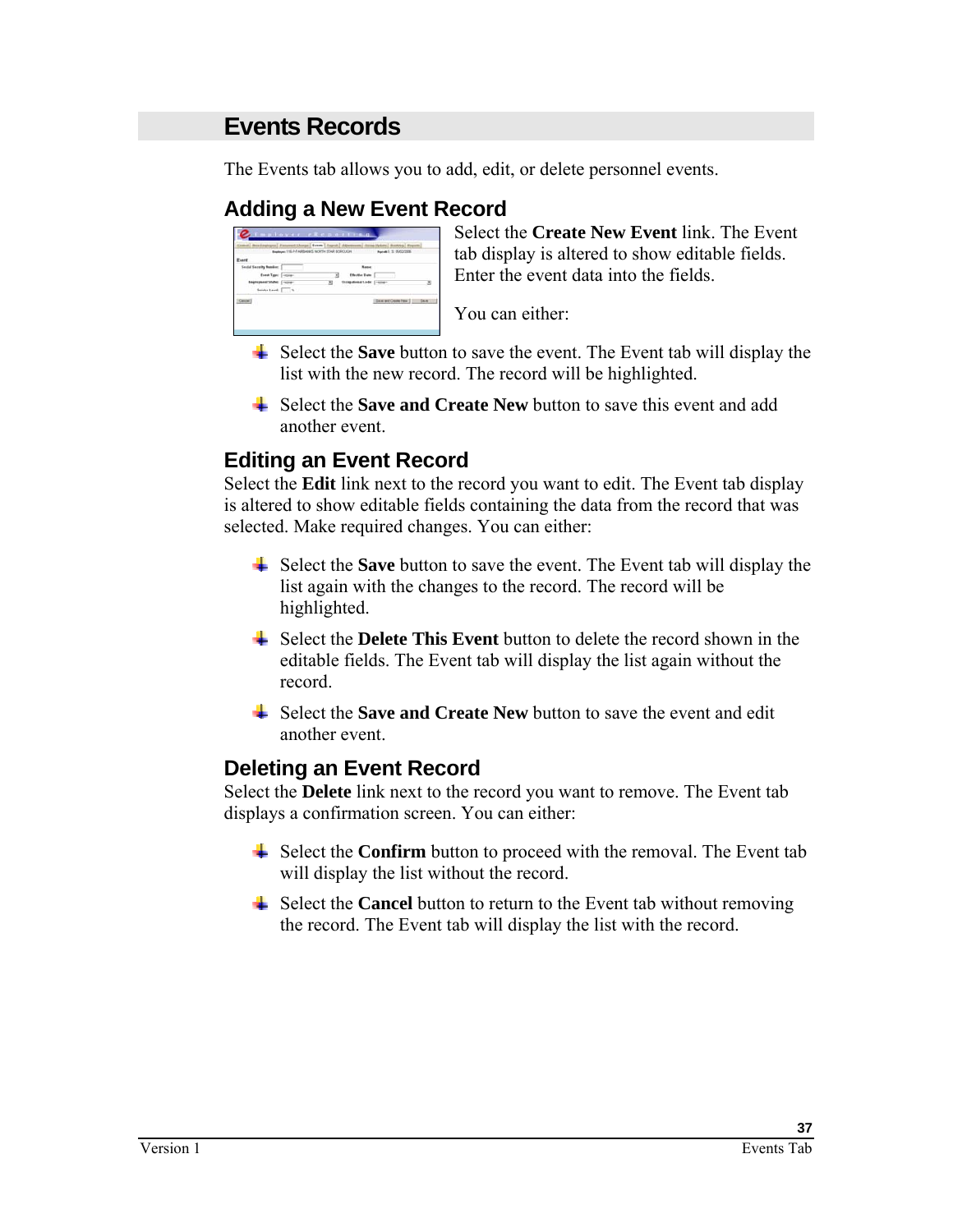# Events Records

The Events tab allows you to add, edit, or delete personnel events.

## Adding a New Event Record

Select the **Create New Event** link. The Event tab display is altered to show editable fields. Enter the event data into the fields.

You can either:

- Select the **Save** button to save the event. The Event tab will display the list with the new record. The record will be highlighted.
- Select the **Save and Create New** button to save this event and add another event.

## Editing an Event Record

Select the **Edit** link next to the record you want to edit. The Event tab display is altered to show editable fields containing the data from the record that was selected. Make required changes. You can either:

- Select the **Save** button to save the event. The Event tab will display the list again with the changes to the record. The record will be highlighted.
- Select the **Delete This Event** button to delete the record shown in the editable fields. The Event tab will display the list again without the record.
- Select the **Save and Create New** button to save the event and edit another event.

## Deleting an Event Record

Select the **Delete** link next to the record you want to remove. The Event tab displays a confirmation screen. You can either:

- Select the **Confirm** button to proceed with the removal. The Event tab will display the list without the record.
- Select the **Cancel** button to return to the Event tab without removing the record. The Event tab will display the list with the record.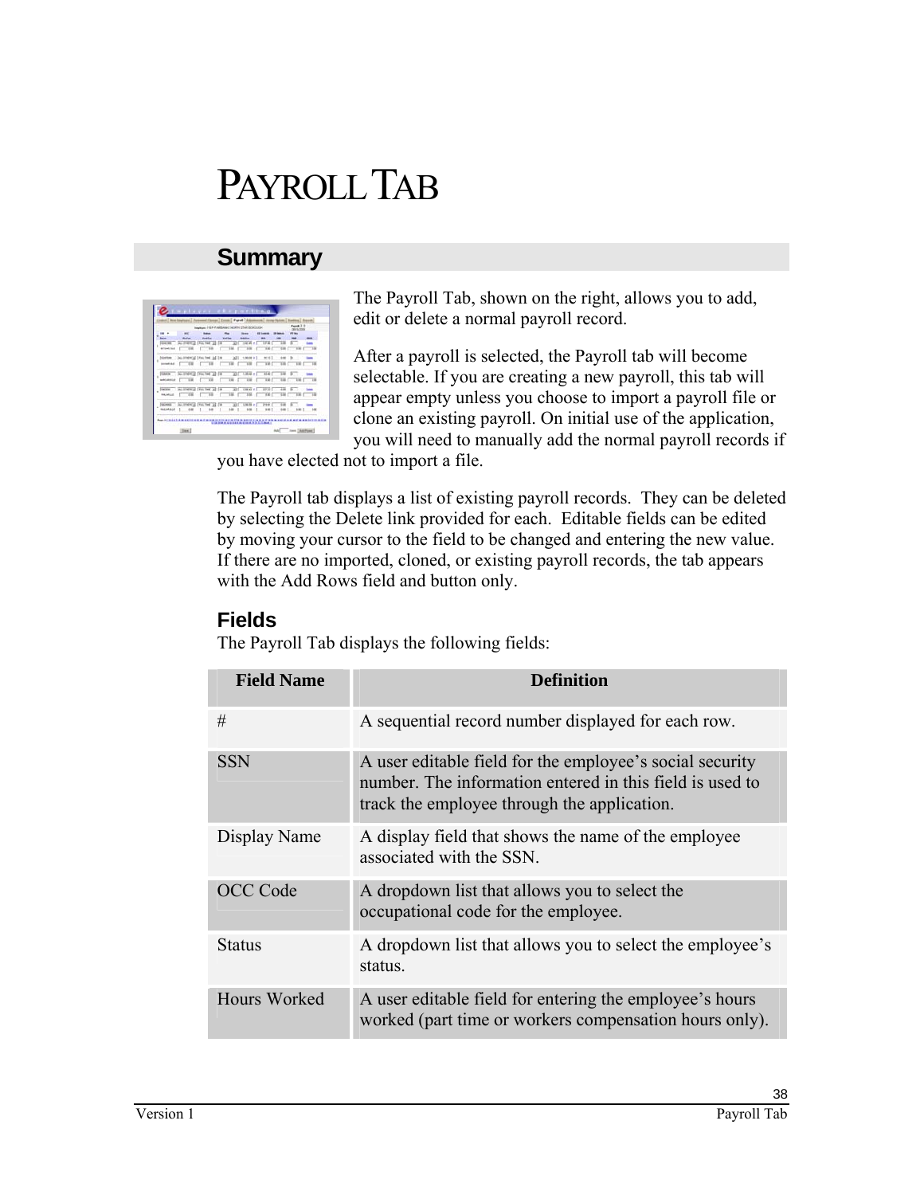# PAYROLL TAB

## Summary

The Payroll Tab, shown on the right, allows you to add, edit or delete a normal payroll record.

After a payroll is selected, the Payroll tab will become selectable. If you are creating a new payroll, this tab will appear empty unless you choose to import a payroll file or clone an existing payroll. On initial use of the application, you will need to manually add the normal payroll records if you have elected not to import a file.

The Payroll tab displays a list of existing payroll records. They can be deleted by selecting the Delete link provided for each. Editable fields can be edited by moving your cursor to the field to be changed and entering the new value. If there are no imported, cloned, or existing payroll records, the tab appears with the Add Rows field and button only.

### Fields

The Payroll Tab displays the following fields:

| Field Name | Definition |
|---|---|
| # | A sequential record number displayed for each row. |
| SSN | A user editable field for the employee's social security number. The information entered in this field is used to track the employee through the application. |
| Display Name | A display field that shows the name of the employee associated with the SSN. |
| OCC Code | A dropdown list that allows you to select the occupational code for the employee. |
| Status | A dropdown list that allows you to select the employee's status. |
| Hours Worked | A user editable field for entering the employee's hours worked (part time or workers compensation hours only). |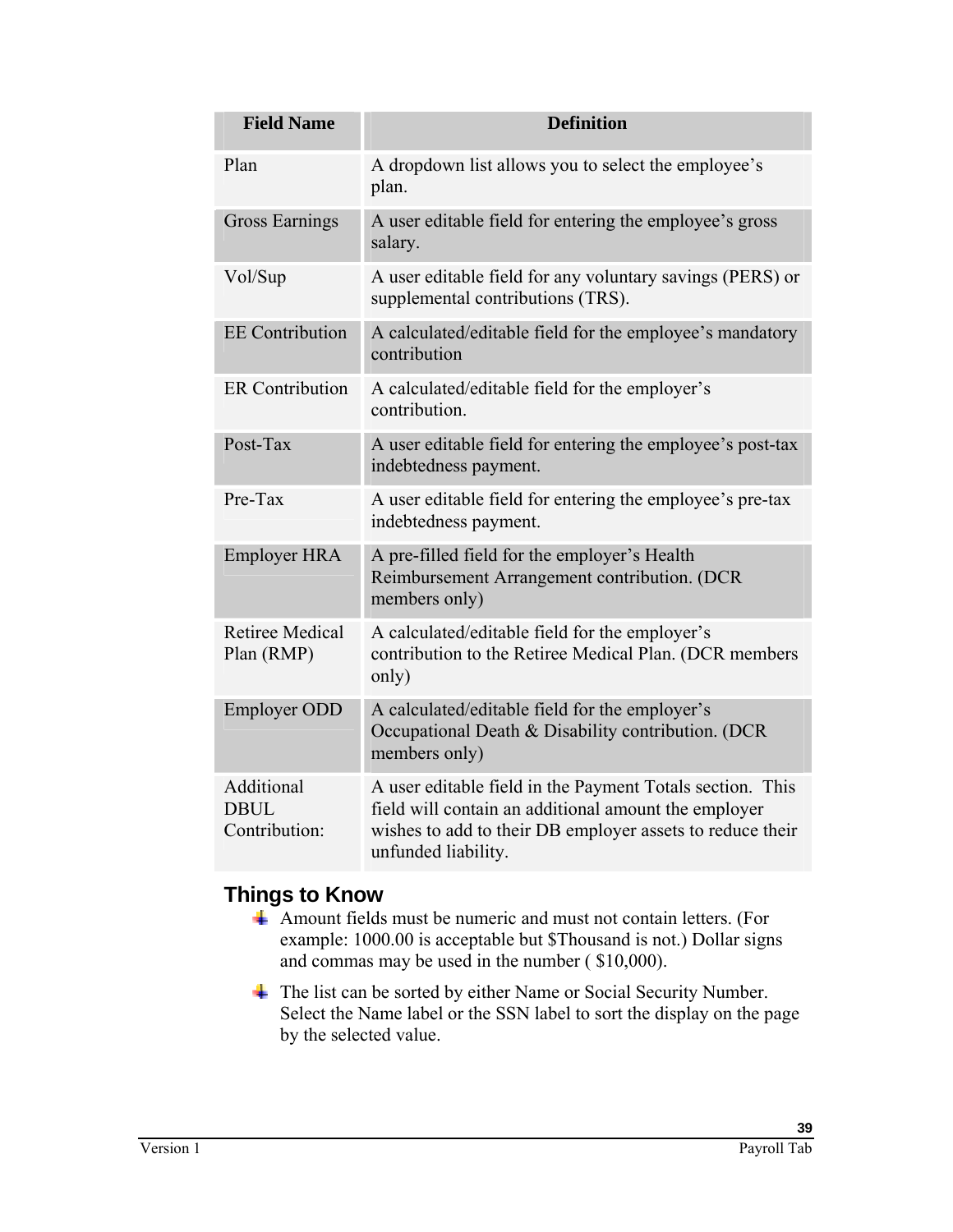| Field Name | Definition |
|---|---|
| Plan | A dropdown list allows you to select the employee’s plan. |
| Gross Earnings | A user editable field for entering the employee’s gross salary. |
| Vol/Sup | A user editable field for any voluntary savings (PERS) or supplemental contributions (TRS). |
| EE Contribution | A calculated/editable field for the employee’s mandatory contribution |
| ER Contribution | A calculated/editable field for the employer’s contribution. |
| Post-Tax | A user editable field for entering the employee’s post-tax indebtedness payment. |
| Pre-Tax | A user editable field for entering the employee’s pre-tax indebtedness payment. |
| Employer HRA | A pre-filled field for the employer’s Health Reimbursement Arrangement contribution. (DCR members only) |
| Retiree Medical Plan (RMP) | A calculated/editable field for the employer’s contribution to the Retiree Medical Plan. (DCR members only) |
| Employer ODD | A calculated/editable field for the employer’s Occupational Death & Disability contribution. (DCR members only) |
| Additional DBUL Contribution: | A user editable field in the Payment Totals section. This field will contain an additional amount the employer wishes to add to their DB employer assets to reduce their unfunded liability. |

## Things to Know

- Amount fields must be numeric and must not contain letters. (For example: 1000.00 is acceptable but $Thousand is not.) Dollar signs and commas may be used in the number ( $10,000).
- The list can be sorted by either Name or Social Security Number. Select the Name label or the SSN label to sort the display on the page by the selected value.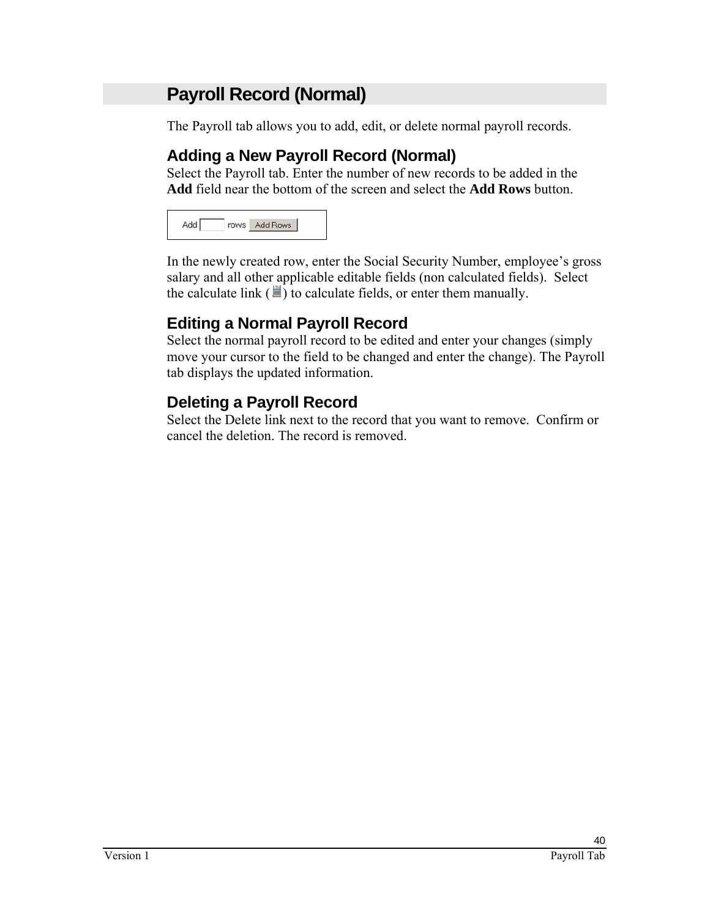## Payroll Record (Normal)

The Payroll tab allows you to add, edit, or delete normal payroll records.

### Adding a New Payroll Record (Normal)

Select the Payroll tab. Enter the number of new records to be added in the **Add** field near the bottom of the screen and select the **Add Rows** button.

In the newly created row, enter the Social Security Number, employee's gross salary and all other applicable editable fields (non calculated fields). Select the calculate link ( ) to calculate fields, or enter them manually.

### Editing a Normal Payroll Record

Select the normal payroll record to be edited and enter your changes (simply move your cursor to the field to be changed and enter the change). The Payroll tab displays the updated information.

### Deleting a Payroll Record

Select the Delete link next to the record that you want to remove. Confirm or cancel the deletion. The record is removed.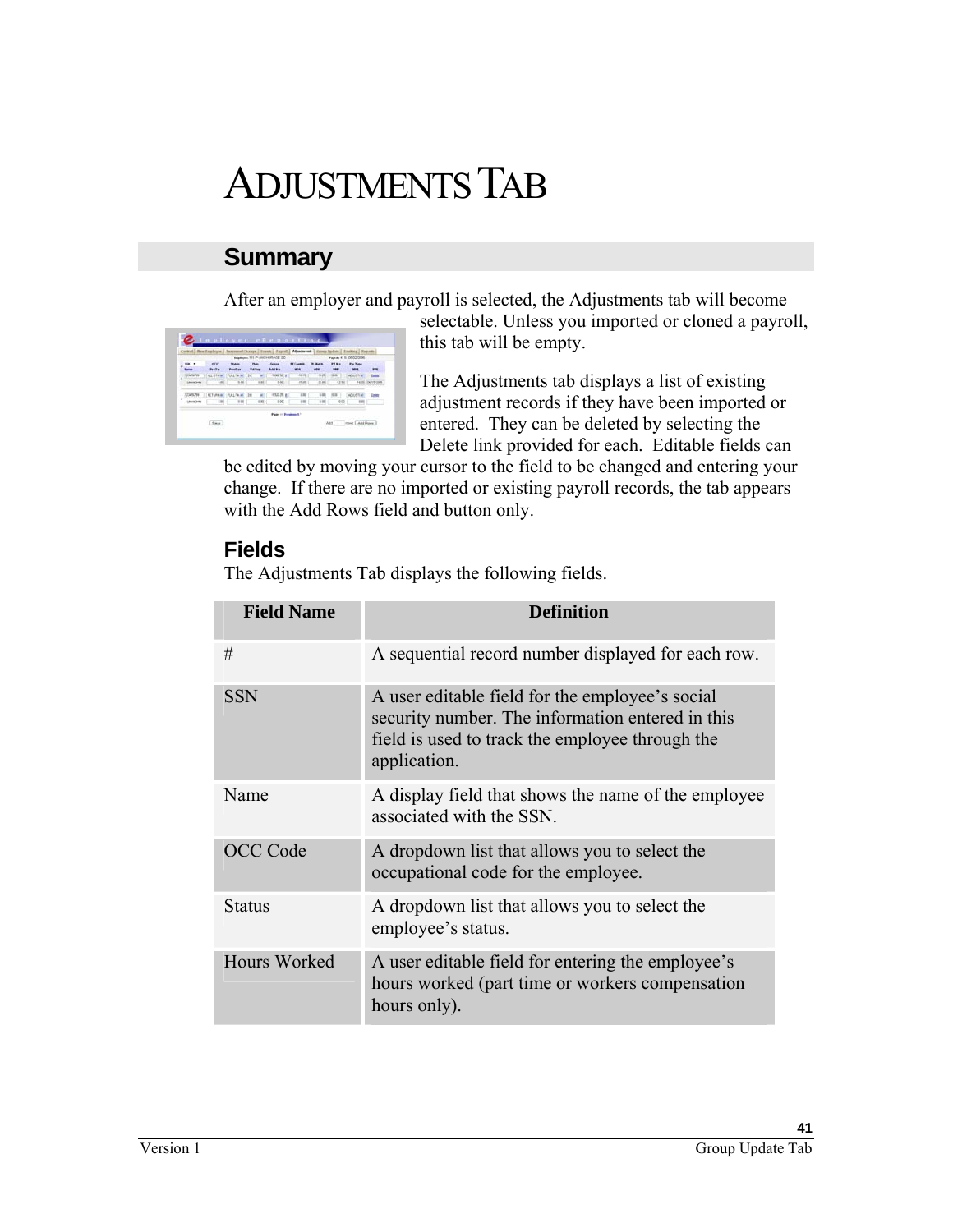# ADJUSTMENTS TAB

## Summary

After an employer and payroll is selected, the Adjustments tab will become selectable. Unless you imported or cloned a payroll, this tab will be empty.

The Adjustments tab displays a list of existing adjustment records if they have been imported or entered. They can be deleted by selecting the Delete link provided for each. Editable fields can be edited by moving your cursor to the field to be changed and entering your change. If there are no imported or existing payroll records, the tab appears with the Add Rows field and button only.

### Fields

The Adjustments Tab displays the following fields.

| Field Name | Definition |
|---|---|
| # | A sequential record number displayed for each row. |
| SSN | A user editable field for the employee's social security number. The information entered in this field is used to track the employee through the application. |
| Name | A display field that shows the name of the employee associated with the SSN. |
| OCC Code | A dropdown list that allows you to select the occupational code for the employee. |
| Status | A dropdown list that allows you to select the employee's status. |
| Hours Worked | A user editable field for entering the employee's hours worked (part time or workers compensation hours only). |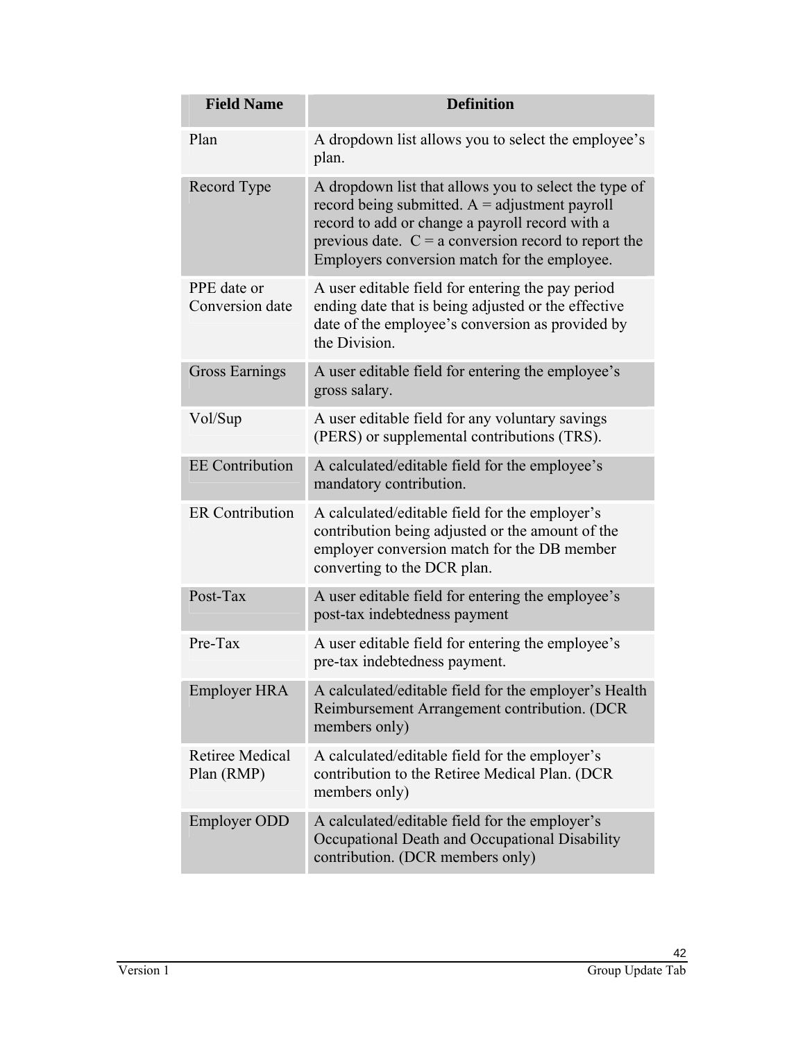| Field Name | Definition |
| --- | --- |
| Plan | A dropdown list allows you to select the employee’s plan. |
| Record Type | A dropdown list that allows you to select the type of record being submitted. A = adjustment payroll record to add or change a payroll record with a previous date. C = a conversion record to report the Employers conversion match for the employee. |
| PPE date or Conversion date | A user editable field for entering the pay period ending date that is being adjusted or the effective date of the employee’s conversion as provided by the Division. |
| Gross Earnings | A user editable field for entering the employee’s gross salary. |
| Vol/Sup | A user editable field for any voluntary savings (PERS) or supplemental contributions (TRS). |
| EE Contribution | A calculated/editable field for the employee’s mandatory contribution. |
| ER Contribution | A calculated/editable field for the employer’s contribution being adjusted or the amount of the employer conversion match for the DB member converting to the DCR plan. |
| Post-Tax | A user editable field for entering the employee’s post-tax indebtedness payment |
| Pre-Tax | A user editable field for entering the employee’s pre-tax indebtedness payment. |
| Employer HRA | A calculated/editable field for the employer’s Health Reimbursement Arrangement contribution. (DCR members only) |
| Retiree Medical Plan (RMP) | A calculated/editable field for the employer’s contribution to the Retiree Medical Plan. (DCR members only) |
| Employer ODD | A calculated/editable field for the employer’s Occupational Death and Occupational Disability contribution. (DCR members only) |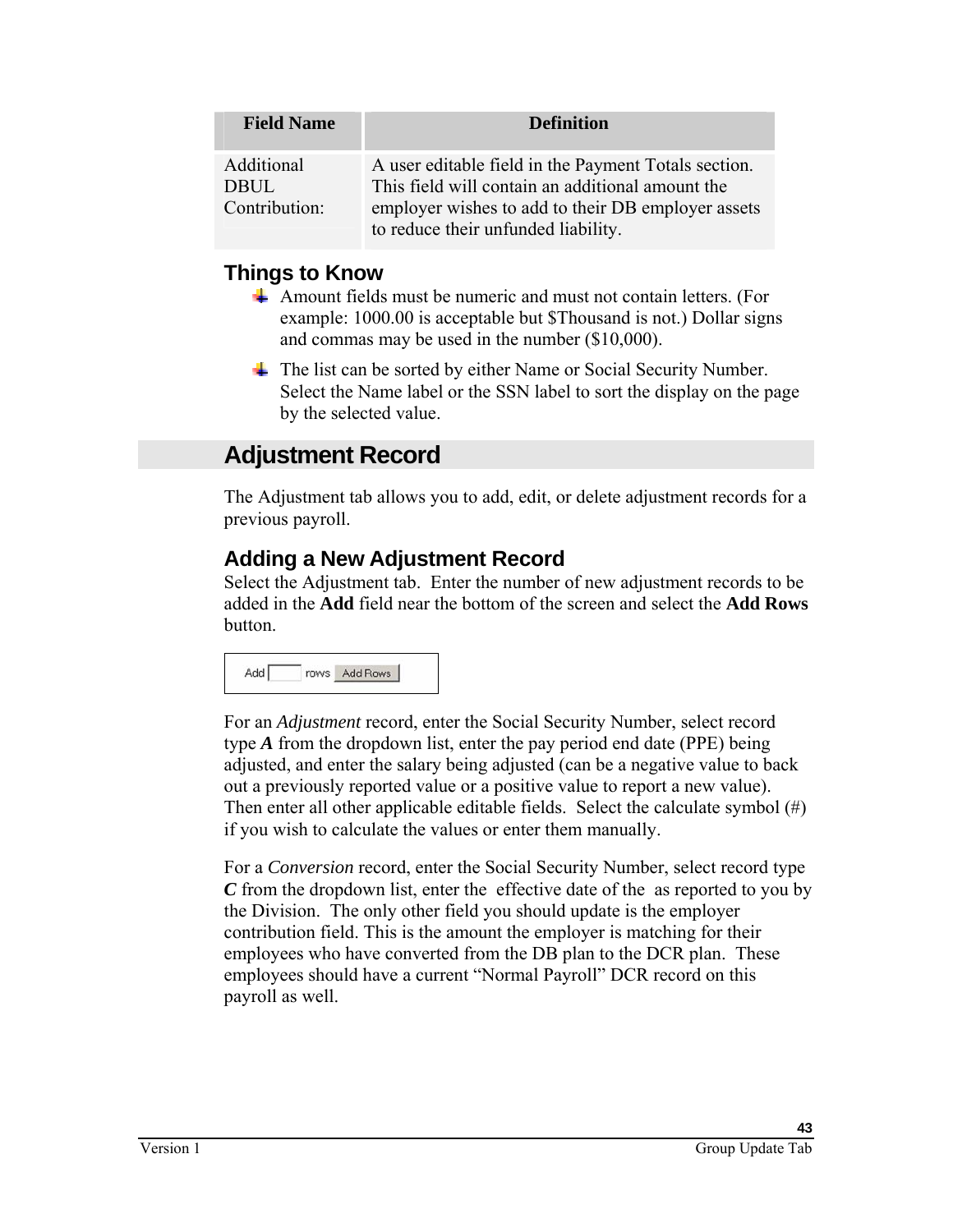| Field Name | Definition |
|---|---|
| Additional DBUL Contribution: | A user editable field in the Payment Totals section. This field will contain an additional amount the employer wishes to add to their DB employer assets to reduce their unfunded liability. |

### Things to Know

- Amount fields must be numeric and must not contain letters. (For example: 1000.00 is acceptable but $Thousand is not.) Dollar signs and commas may be used in the number ($10,000).
- The list can be sorted by either Name or Social Security Number. Select the Name label or the SSN label to sort the display on the page by the selected value.

## Adjustment Record

The Adjustment tab allows you to add, edit, or delete adjustment records for a previous payroll.

### Adding a New Adjustment Record

Select the Adjustment tab. Enter the number of new adjustment records to be added in the **Add** field near the bottom of the screen and select the **Add Rows** button.

Add [ ] rows [Add Rows]

For an *Adjustment* record, enter the Social Security Number, select record type ***A*** from the dropdown list, enter the pay period end date (PPE) being adjusted, and enter the salary being adjusted (can be a negative value to back out a previously reported value or a positive value to report a new value). Then enter all other applicable editable fields. Select the calculate symbol (#) if you wish to calculate the values or enter them manually.

For a *Conversion* record, enter the Social Security Number, select record type ***C*** from the dropdown list, enter the effective date of the as reported to you by the Division. The only other field you should update is the employer contribution field. This is the amount the employer is matching for their employees who have converted from the DB plan to the DCR plan. These employees should have a current "Normal Payroll" DCR record on this payroll as well.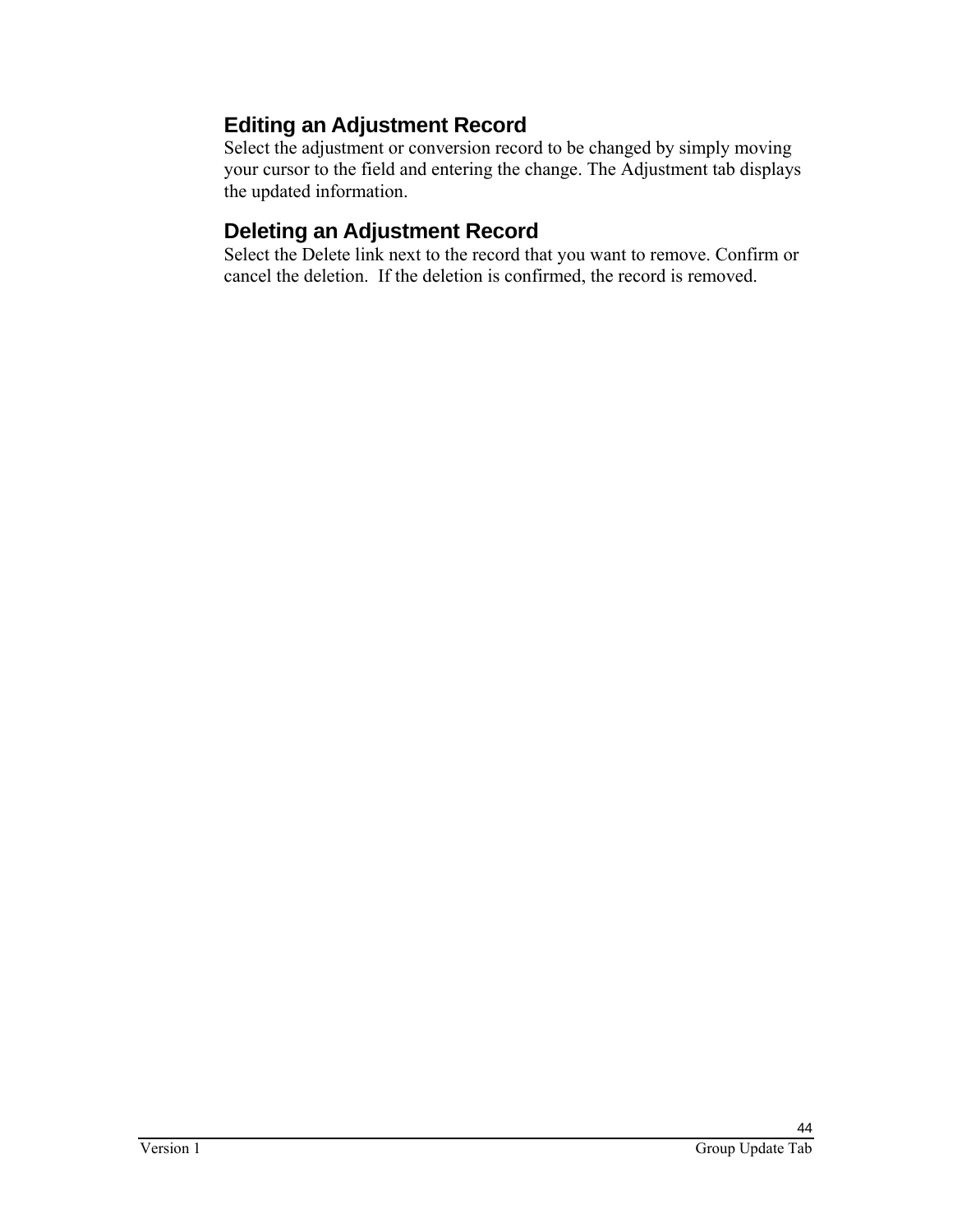### Editing an Adjustment Record

Select the adjustment or conversion record to be changed by simply moving your cursor to the field and entering the change. The Adjustment tab displays the updated information.

### Deleting an Adjustment Record

Select the Delete link next to the record that you want to remove. Confirm or cancel the deletion. If the deletion is confirmed, the record is removed.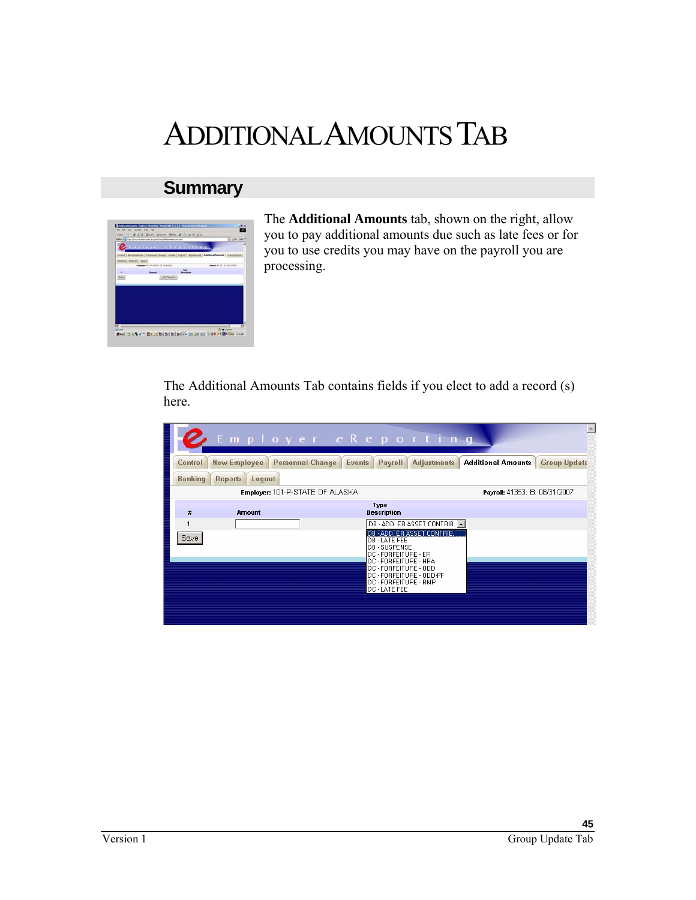# ADDITIONAL AMOUNTS TAB

## Summary

The **Additional Amounts** tab, shown on the right, allow you to pay additional amounts due such as late fees or for you to use credits you may have on the payroll you are processing.

The Additional Amounts Tab contains fields if you elect to add a record (s) here.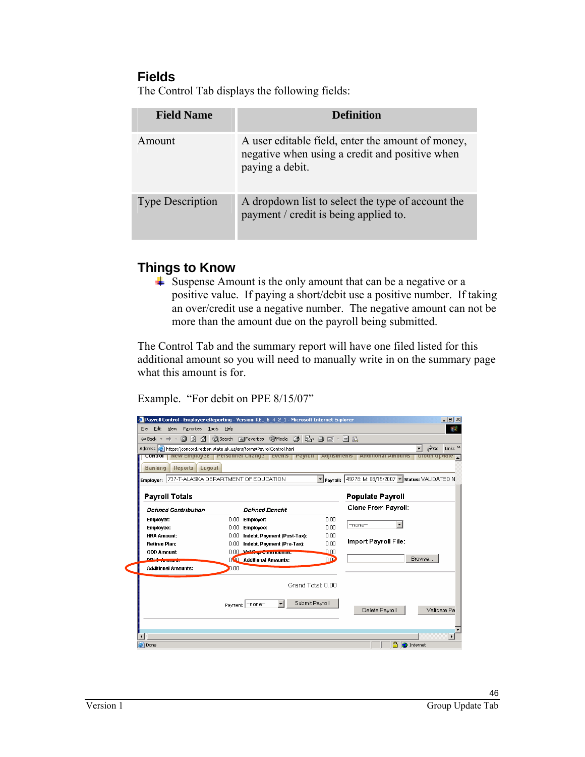## Fields

The Control Tab displays the following fields:

| Field Name | Definition |
| --- | --- |
| Amount | A user editable field, enter the amount of money, negative when using a credit and positive when paying a debit. |
| Type Description | A dropdown list to select the type of account the payment / credit is being applied to. |

## Things to Know

- Suspense Amount is the only amount that can be a negative or a positive value. If paying a short/debit use a positive number. If taking an over/credit use a negative number. The negative amount can not be more than the amount due on the payroll being submitted.

The Control Tab and the summary report will have one filed listed for this additional amount so you will need to manually write in on the summary page what this amount is for.

Example. "For debit on PPE 8/15/07"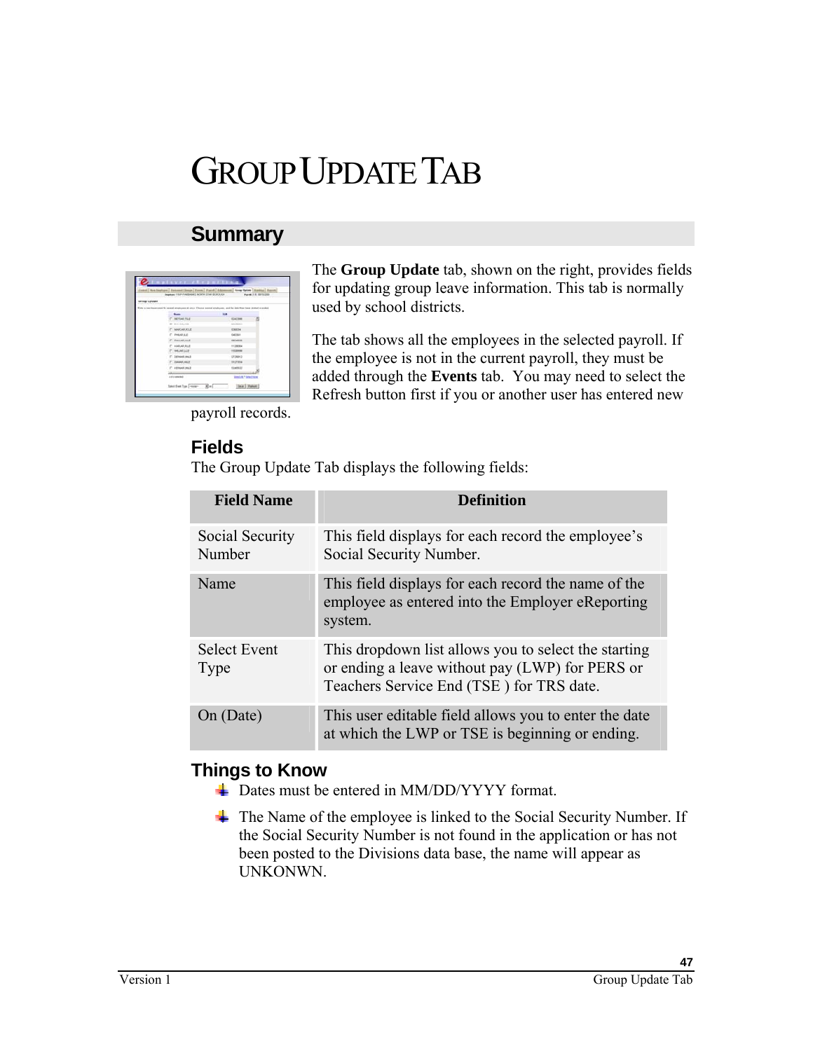# GROUP UPDATE TAB

## Summary

The **Group Update** tab, shown on the right, provides fields for updating group leave information. This tab is normally used by school districts.

The tab shows all the employees in the selected payroll. If the employee is not in the current payroll, they must be added through the **Events** tab. You may need to select the Refresh button first if you or another user has entered new payroll records.

### Fields

The Group Update Tab displays the following fields:

| Field Name | Definition |
| --- | --- |
| Social Security Number | This field displays for each record the employee's Social Security Number. |
| Name | This field displays for each record the name of the employee as entered into the Employer eReporting system. |
| Select Event Type | This dropdown list allows you to select the starting or ending a leave without pay (LWP) for PERS or Teachers Service End (TSE ) for TRS date. |
| On (Date) | This user editable field allows you to enter the date at which the LWP or TSE is beginning or ending. |

### Things to Know

- Dates must be entered in MM/DD/YYYY format.
- The Name of the employee is linked to the Social Security Number. If the Social Security Number is not found in the application or has not been posted to the Divisions data base, the name will appear as UNKONWN.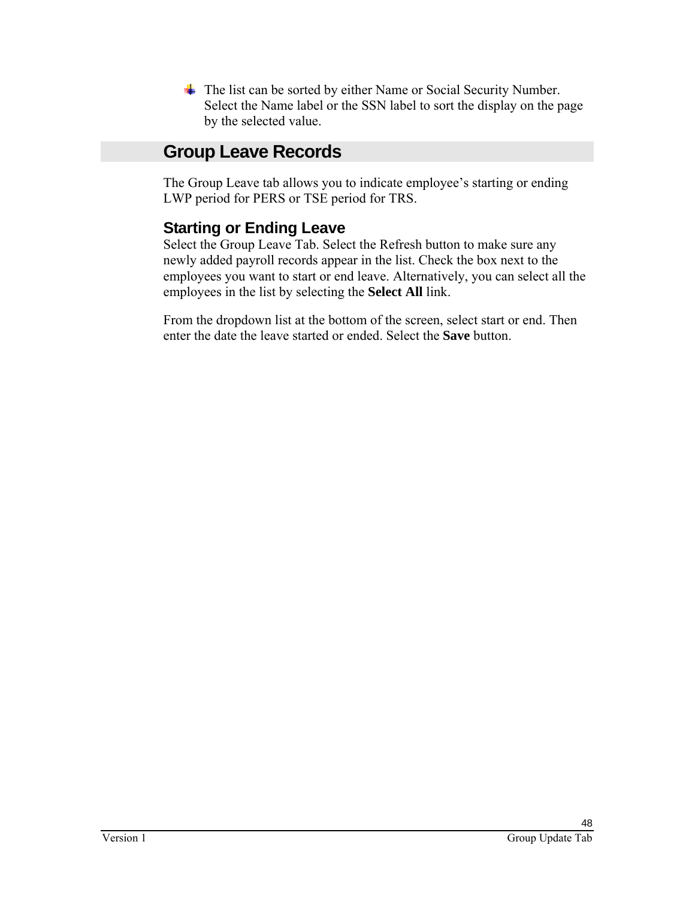- The list can be sorted by either Name or Social Security Number. Select the Name label or the SSN label to sort the display on the page by the selected value.

## Group Leave Records

The Group Leave tab allows you to indicate employee's starting or ending LWP period for PERS or TSE period for TRS.

### Starting or Ending Leave

Select the Group Leave Tab. Select the Refresh button to make sure any newly added payroll records appear in the list. Check the box next to the employees you want to start or end leave. Alternatively, you can select all the employees in the list by selecting the **Select All** link.

From the dropdown list at the bottom of the screen, select start or end. Then enter the date the leave started or ended. Select the **Save** button.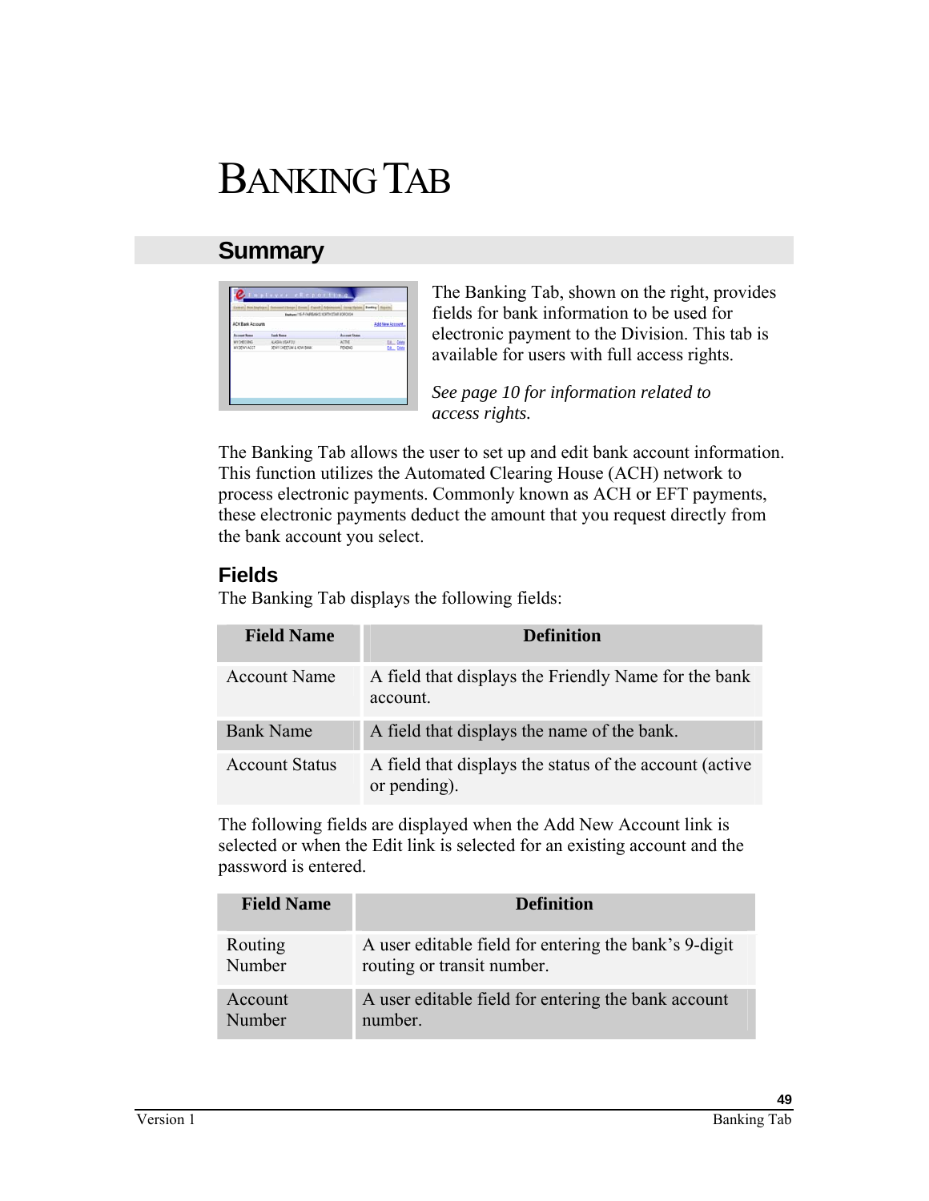# BANKING TAB

## Summary

The Banking Tab, shown on the right, provides fields for bank information to be used for electronic payment to the Division. This tab is available for users with full access rights.

*See page 10 for information related to access rights.*

The Banking Tab allows the user to set up and edit bank account information. This function utilizes the Automated Clearing House (ACH) network to process electronic payments. Commonly known as ACH or EFT payments, these electronic payments deduct the amount that you request directly from the bank account you select.

### Fields

The Banking Tab displays the following fields:

| Field Name | Definition |
|---|---|
| Account Name | A field that displays the Friendly Name for the bank account. |
| Bank Name | A field that displays the name of the bank. |
| Account Status | A field that displays the status of the account (active or pending). |

The following fields are displayed when the Add New Account link is selected or when the Edit link is selected for an existing account and the password is entered.

| Field Name | Definition |
|---|---|
| Routing Number | A user editable field for entering the bank's 9-digit routing or transit number. |
| Account Number | A user editable field for entering the bank account number. |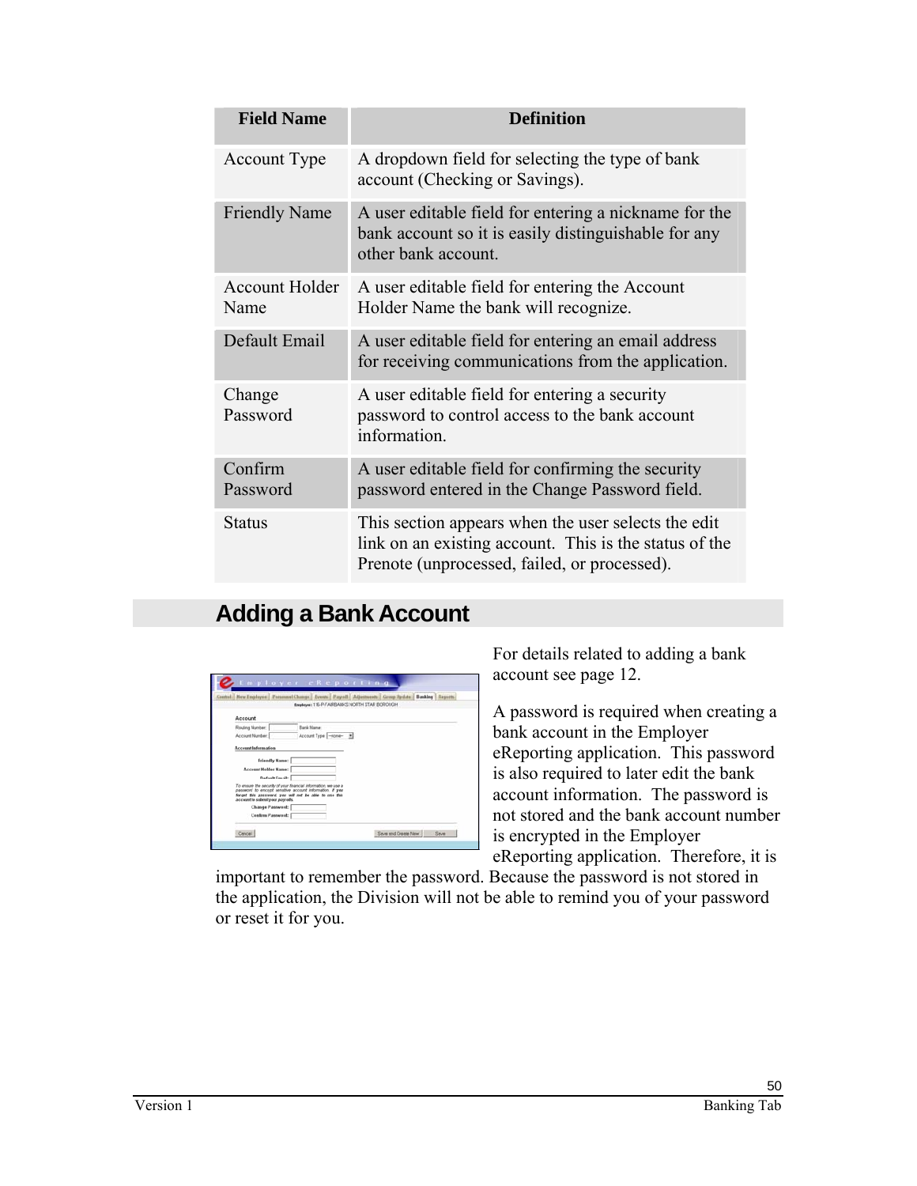| Field Name | Definition |
| --- | --- |
| Account Type | A dropdown field for selecting the type of bank account (Checking or Savings). |
| Friendly Name | A user editable field for entering a nickname for the bank account so it is easily distinguishable for any other bank account. |
| Account Holder Name | A user editable field for entering the Account Holder Name the bank will recognize. |
| Default Email | A user editable field for entering an email address for receiving communications from the application. |
| Change Password | A user editable field for entering a security password to control access to the bank account information. |
| Confirm Password | A user editable field for confirming the security password entered in the Change Password field. |
| Status | This section appears when the user selects the edit link on an existing account. This is the status of the Prenote (unprocessed, failed, or processed). |

## Adding a Bank Account

For details related to adding a bank account see page 12.

A password is required when creating a bank account in the Employer eReporting application. This password is also required to later edit the bank account information. The password is not stored and the bank account number is encrypted in the Employer eReporting application. Therefore, it is important to remember the password. Because the password is not stored in the application, the Division will not be able to remind you of your password or reset it for you.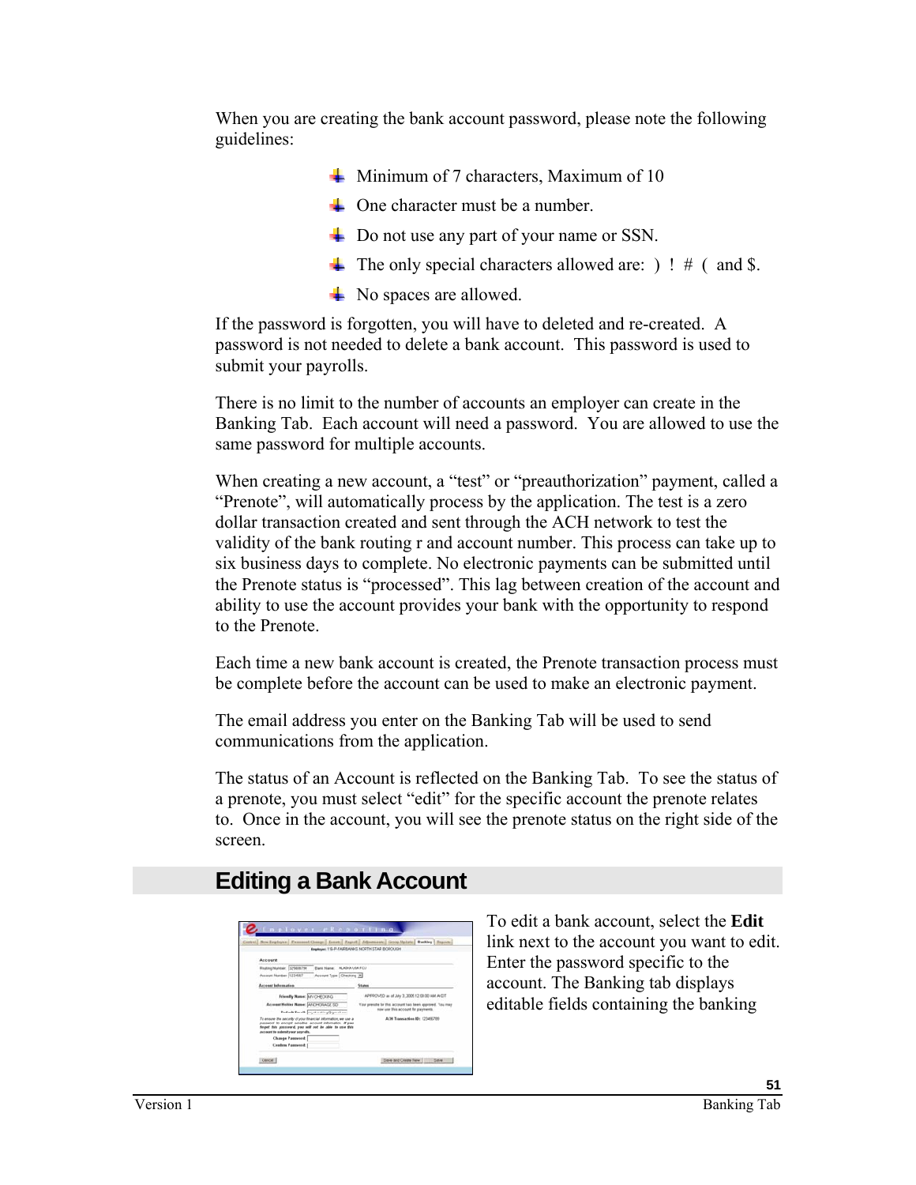When you are creating the bank account password, please note the following guidelines:

- Minimum of 7 characters, Maximum of 10
- One character must be a number.
- Do not use any part of your name or SSN.
- The only special characters allowed are: ) ! # ( and $.
- No spaces are allowed.

If the password is forgotten, you will have to deleted and re-created. A password is not needed to delete a bank account. This password is used to submit your payrolls.

There is no limit to the number of accounts an employer can create in the Banking Tab. Each account will need a password. You are allowed to use the same password for multiple accounts.

When creating a new account, a "test" or "preauthorization" payment, called a "Prenote", will automatically process by the application. The test is a zero dollar transaction created and sent through the ACH network to test the validity of the bank routing r and account number. This process can take up to six business days to complete. No electronic payments can be submitted until the Prenote status is "processed". This lag between creation of the account and ability to use the account provides your bank with the opportunity to respond to the Prenote.

Each time a new bank account is created, the Prenote transaction process must be complete before the account can be used to make an electronic payment.

The email address you enter on the Banking Tab will be used to send communications from the application.

The status of an Account is reflected on the Banking Tab. To see the status of a prenote, you must select "edit" for the specific account the prenote relates to. Once in the account, you will see the prenote status on the right side of the screen.

## Editing a Bank Account

To edit a bank account, select the **Edit** link next to the account you want to edit. Enter the password specific to the account. The Banking tab displays editable fields containing the banking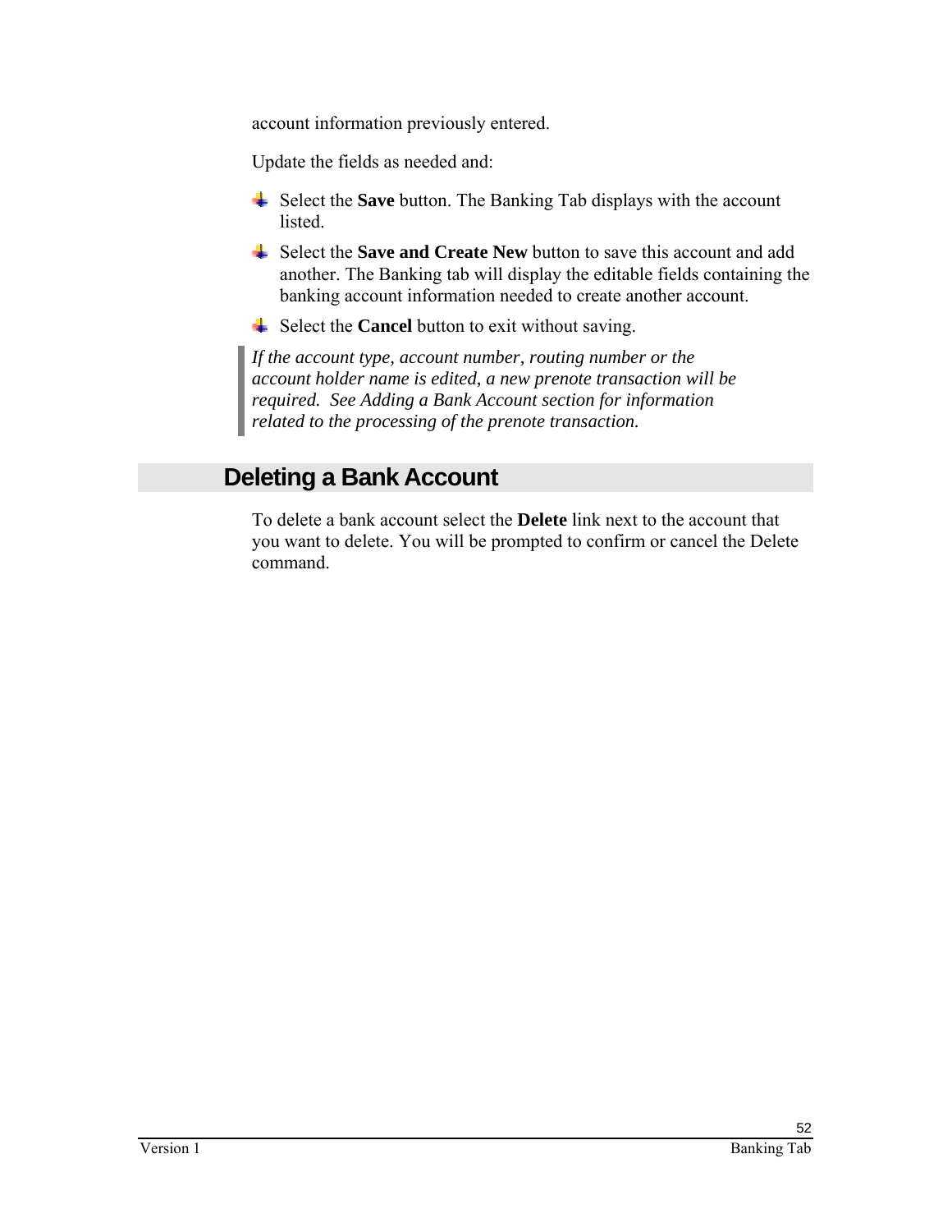account information previously entered.

Update the fields as needed and:

- Select the **Save** button. The Banking Tab displays with the account listed.
- Select the **Save and Create New** button to save this account and add another. The Banking tab will display the editable fields containing the banking account information needed to create another account.
- Select the **Cancel** button to exit without saving.

> *If the account type, account number, routing number or the account holder name is edited, a new prenote transaction will be required. See Adding a Bank Account section for information related to the processing of the prenote transaction.*

## Deleting a Bank Account

To delete a bank account select the **Delete** link next to the account that you want to delete. You will be prompted to confirm or cancel the Delete command.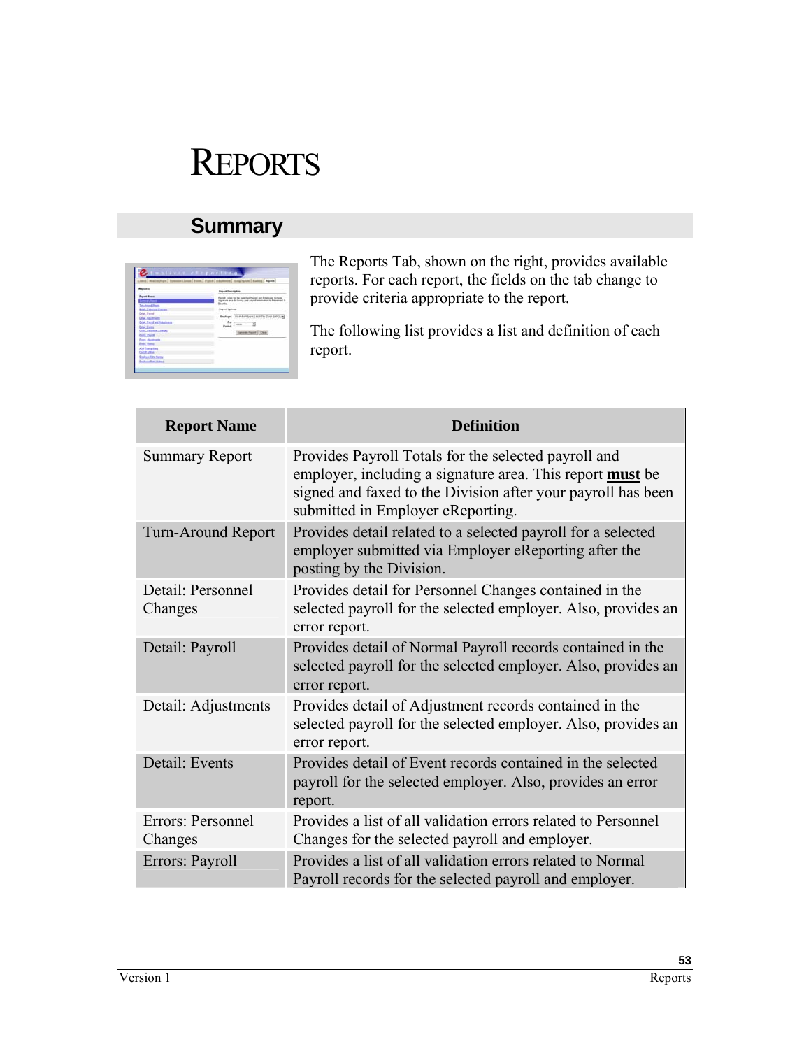# REPORTS

## Summary

The Reports Tab, shown on the right, provides available reports. For each report, the fields on the tab change to provide criteria appropriate to the report.

The following list provides a list and definition of each report.

| Report Name | Definition |
|---|---|
| Summary Report | Provides Payroll Totals for the selected payroll and employer, including a signature area. This report **must** be signed and faxed to the Division after your payroll has been submitted in Employer eReporting. |
| Turn-Around Report | Provides detail related to a selected payroll for a selected employer submitted via Employer eReporting after the posting by the Division. |
| Detail: Personnel Changes | Provides detail for Personnel Changes contained in the selected payroll for the selected employer. Also, provides an error report. |
| Detail: Payroll | Provides detail of Normal Payroll records contained in the selected payroll for the selected employer. Also, provides an error report. |
| Detail: Adjustments | Provides detail of Adjustment records contained in the selected payroll for the selected employer. Also, provides an error report. |
| Detail: Events | Provides detail of Event records contained in the selected payroll for the selected employer. Also, provides an error report. |
| Errors: Personnel Changes | Provides a list of all validation errors related to Personnel Changes for the selected payroll and employer. |
| Errors: Payroll | Provides a list of all validation errors related to Normal Payroll records for the selected payroll and employer. |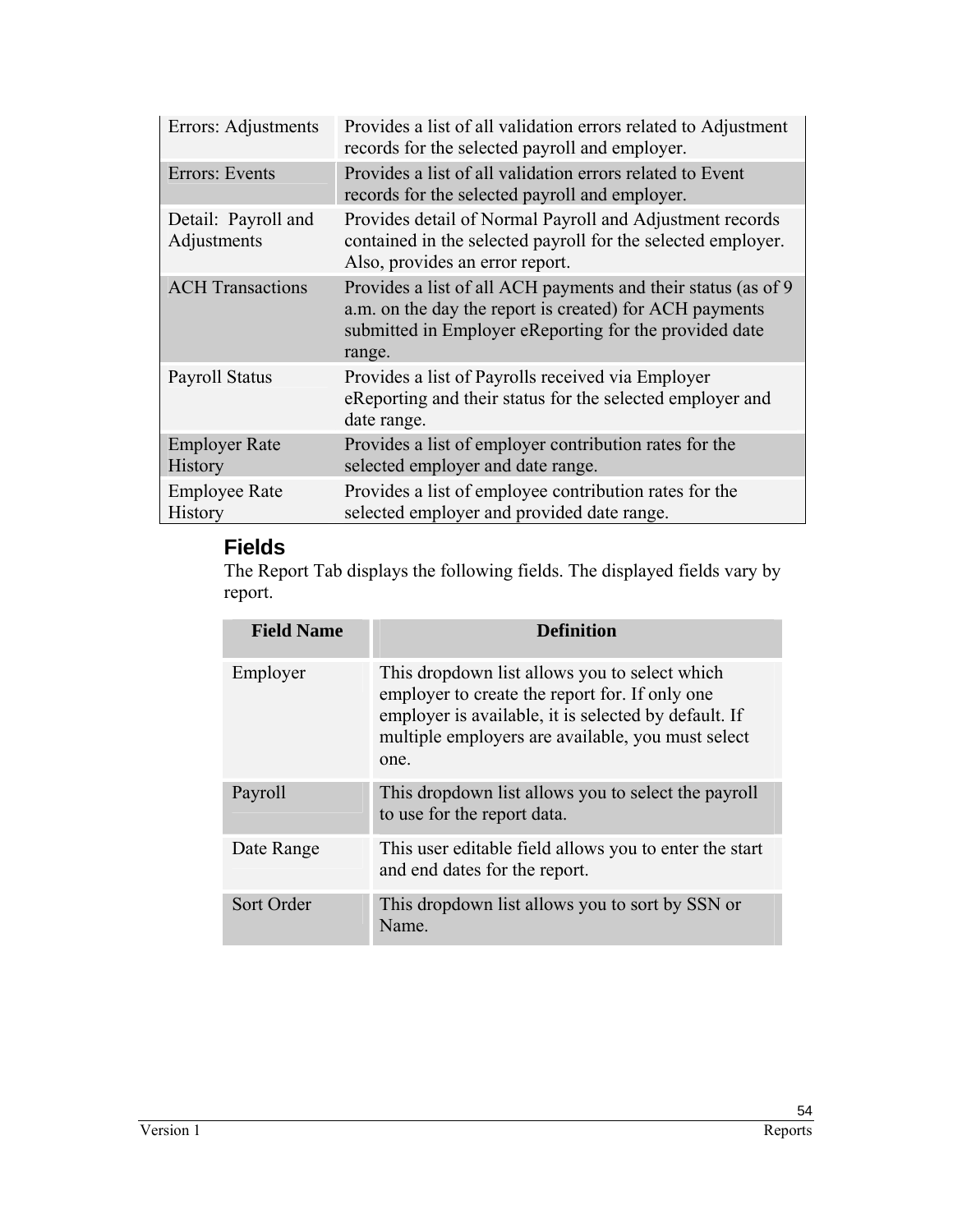| | |
|---|---|
| Errors: Adjustments | Provides a list of all validation errors related to Adjustment records for the selected payroll and employer. |
| Errors: Events | Provides a list of all validation errors related to Event records for the selected payroll and employer. |
| Detail: Payroll and Adjustments | Provides detail of Normal Payroll and Adjustment records contained in the selected payroll for the selected employer. Also, provides an error report. |
| ACH Transactions | Provides a list of all ACH payments and their status (as of 9 a.m. on the day the report is created) for ACH payments submitted in Employer eReporting for the provided date range. |
| Payroll Status | Provides a list of Payrolls received via Employer eReporting and their status for the selected employer and date range. |
| Employer Rate History | Provides a list of employer contribution rates for the selected employer and date range. |
| Employee Rate History | Provides a list of employee contribution rates for the selected employer and provided date range. |

## Fields

The Report Tab displays the following fields. The displayed fields vary by report.

| Field Name | Definition |
|---|---|
| Employer | This dropdown list allows you to select which employer to create the report for. If only one employer is available, it is selected by default. If multiple employers are available, you must select one. |
| Payroll | This dropdown list allows you to select the payroll to use for the report data. |
| Date Range | This user editable field allows you to enter the start and end dates for the report. |
| Sort Order | This dropdown list allows you to sort by SSN or Name. |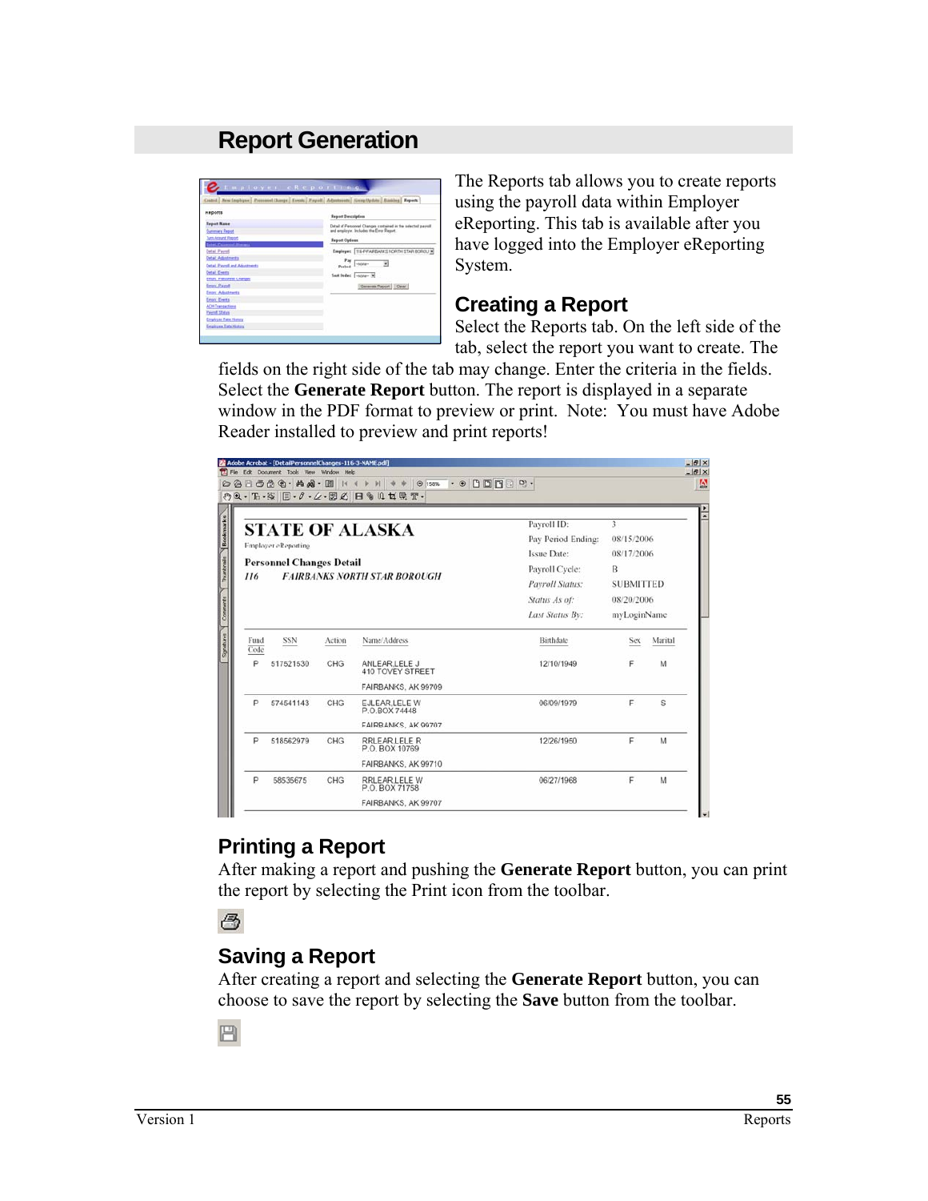## Report Generation

The Reports tab allows you to create reports using the payroll data within Employer eReporting. This tab is available after you have logged into the Employer eReporting System.

### Creating a Report

Select the Reports tab. On the left side of the tab, select the report you want to create. The fields on the right side of the tab may change. Enter the criteria in the fields. Select the **Generate Report** button. The report is displayed in a separate window in the PDF format to preview or print. Note: You must have Adobe Reader installed to preview and print reports!

### Printing a Report

After making a report and pushing the **Generate Report** button, you can print the report by selecting the Print icon from the toolbar.

### Saving a Report

After creating a report and selecting the **Generate Report** button, you can choose to save the report by selecting the **Save** button from the toolbar.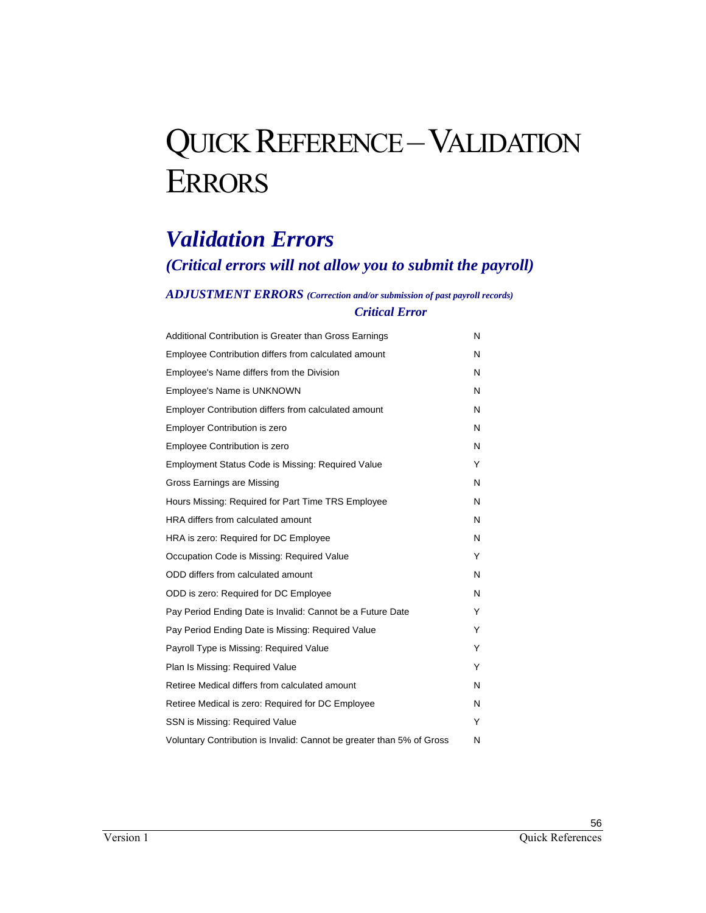# Quick Reference – Validation Errors

## *Validation Errors*

### *(Critical errors will not allow you to submit the payroll)*

#### *ADJUSTMENT ERRORS* *(Correction and/or submission of past payroll records)*

| | Critical Error |
|---|---|
| Additional Contribution is Greater than Gross Earnings | N |
| Employee Contribution differs from calculated amount | N |
| Employee's Name differs from the Division | N |
| Employee's Name is UNKNOWN | N |
| Employer Contribution differs from calculated amount | N |
| Employer Contribution is zero | N |
| Employee Contribution is zero | N |
| Employment Status Code is Missing: Required Value | Y |
| Gross Earnings are Missing | N |
| Hours Missing: Required for Part Time TRS Employee | N |
| HRA differs from calculated amount | N |
| HRA is zero: Required for DC Employee | N |
| Occupation Code is Missing: Required Value | Y |
| ODD differs from calculated amount | N |
| ODD is zero: Required for DC Employee | N |
| Pay Period Ending Date is Invalid: Cannot be a Future Date | Y |
| Pay Period Ending Date is Missing: Required Value | Y |
| Payroll Type is Missing: Required Value | Y |
| Plan Is Missing: Required Value | Y |
| Retiree Medical differs from calculated amount | N |
| Retiree Medical is zero: Required for DC Employee | N |
| SSN is Missing: Required Value | Y |
| Voluntary Contribution is Invalid: Cannot be greater than 5% of Gross | N |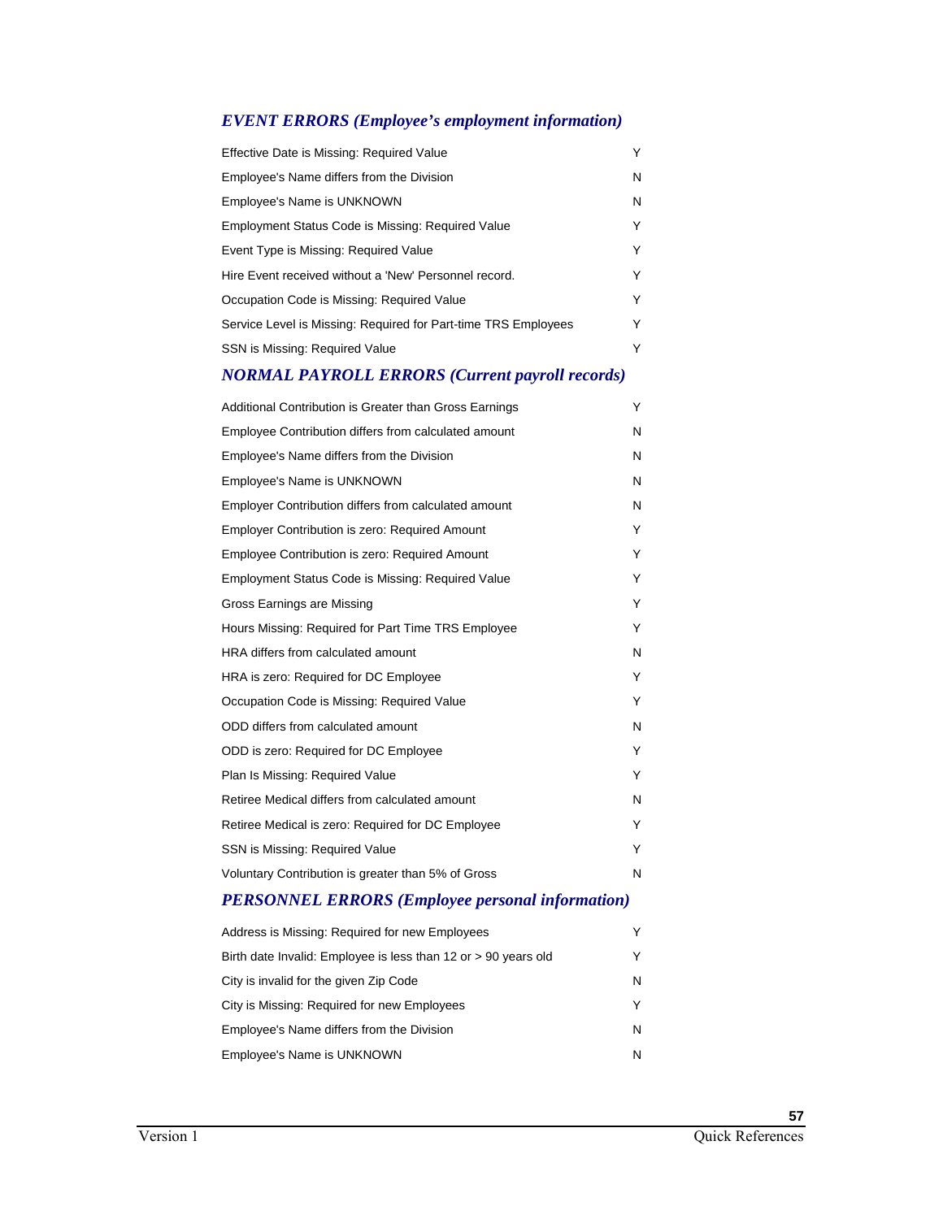### *EVENT ERRORS (Employee's employment information)*

| | |
|---|---|
| Effective Date is Missing: Required Value | Y |
| Employee's Name differs from the Division | N |
| Employee's Name is UNKNOWN | N |
| Employment Status Code is Missing: Required Value | Y |
| Event Type is Missing: Required Value | Y |
| Hire Event received without a 'New' Personnel record. | Y |
| Occupation Code is Missing: Required Value | Y |
| Service Level is Missing: Required for Part-time TRS Employees | Y |
| SSN is Missing: Required Value | Y |

### *NORMAL PAYROLL ERRORS (Current payroll records)*

| | |
|---|---|
| Additional Contribution is Greater than Gross Earnings | Y |
| Employee Contribution differs from calculated amount | N |
| Employee's Name differs from the Division | N |
| Employee's Name is UNKNOWN | N |
| Employer Contribution differs from calculated amount | N |
| Employer Contribution is zero: Required Amount | Y |
| Employee Contribution is zero: Required Amount | Y |
| Employment Status Code is Missing: Required Value | Y |
| Gross Earnings are Missing | Y |
| Hours Missing: Required for Part Time TRS Employee | Y |
| HRA differs from calculated amount | N |
| HRA is zero: Required for DC Employee | Y |
| Occupation Code is Missing: Required Value | Y |
| ODD differs from calculated amount | N |
| ODD is zero: Required for DC Employee | Y |
| Plan Is Missing: Required Value | Y |
| Retiree Medical differs from calculated amount | N |
| Retiree Medical is zero: Required for DC Employee | Y |
| SSN is Missing: Required Value | Y |
| Voluntary Contribution is greater than 5% of Gross | N |

### *PERSONNEL ERRORS (Employee personal information)*

| | |
|---|---|
| Address is Missing: Required for new Employees | Y |
| Birth date Invalid: Employee is less than 12 or > 90 years old | Y |
| City is invalid for the given Zip Code | N |
| City is Missing: Required for new Employees | Y |
| Employee's Name differs from the Division | N |
| Employee's Name is UNKNOWN | N |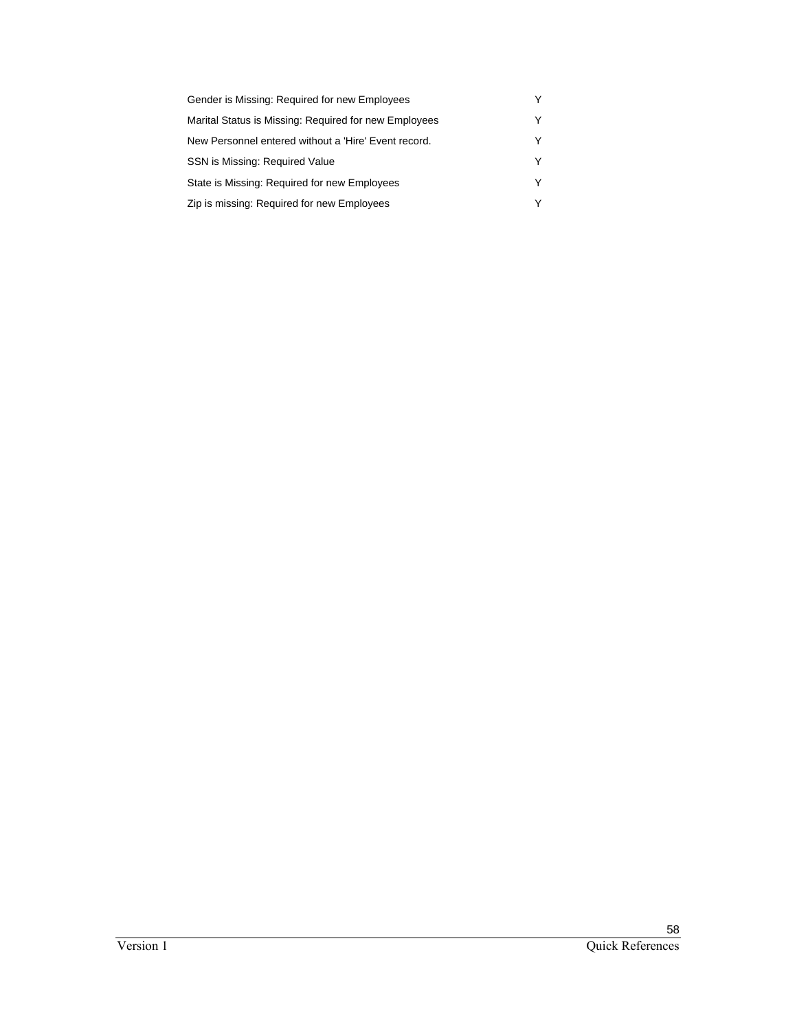| | |
|---|---|
| Gender is Missing: Required for new Employees | Y |
| Marital Status is Missing: Required for new Employees | Y |
| New Personnel entered without a 'Hire' Event record. | Y |
| SSN is Missing: Required Value | Y |
| State is Missing: Required for new Employees | Y |
| Zip is missing: Required for new Employees | Y |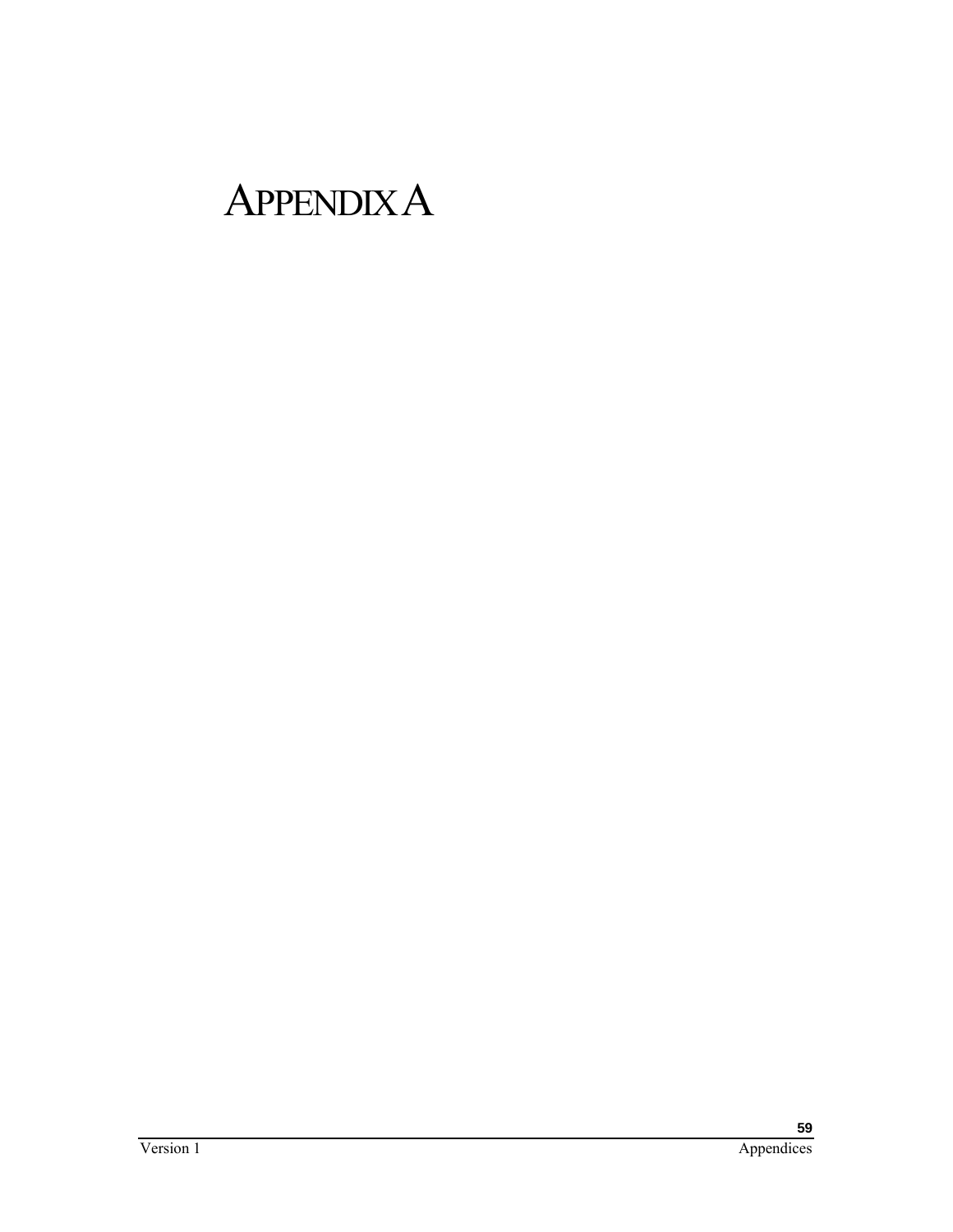# APPENDIX A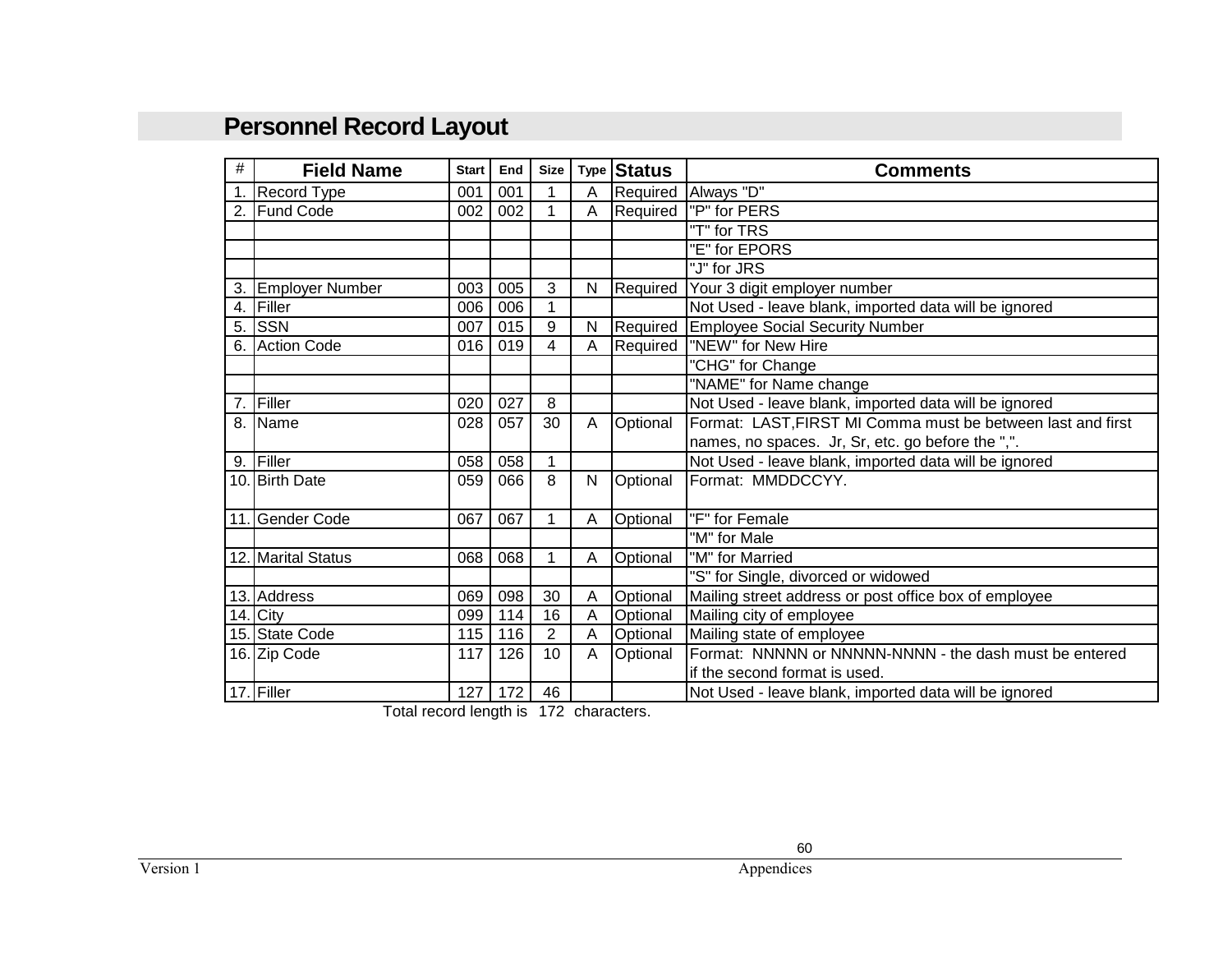# Personnel Record Layout

| # | Field Name | Start | End | Size | Type | Status | Comments |
|---|---|---|---|---|---|---|---|
| 1. | Record Type | 001 | 001 | 1 | A | Required | Always "D" |
| 2. | Fund Code | 002 | 002 | 1 | A | Required | "P" for PERS |
| | | | | | | | "T" for TRS |
| | | | | | | | "E" for EPORS |
| | | | | | | | "J" for JRS |
| 3. | Employer Number | 003 | 005 | 3 | N | Required | Your 3 digit employer number |
| 4. | Filler | 006 | 006 | 1 | | | Not Used - leave blank, imported data will be ignored |
| 5. | SSN | 007 | 015 | 9 | N | Required | Employee Social Security Number |
| 6. | Action Code | 016 | 019 | 4 | A | Required | "NEW" for New Hire |
| | | | | | | | "CHG" for Change |
| | | | | | | | "NAME" for Name change |
| 7. | Filler | 020 | 027 | 8 | | | Not Used - leave blank, imported data will be ignored |
| 8. | Name | 028 | 057 | 30 | A | Optional | Format: LAST,FIRST MI Comma must be between last and first names, no spaces. Jr, Sr, etc. go before the ",". |
| 9. | Filler | 058 | 058 | 1 | | | Not Used - leave blank, imported data will be ignored |
| 10. | Birth Date | 059 | 066 | 8 | N | Optional | Format: MMDDCCYY. |
| 11. | Gender Code | 067 | 067 | 1 | A | Optional | "F" for Female |
| | | | | | | | "M" for Male |
| 12. | Marital Status | 068 | 068 | 1 | A | Optional | "M" for Married |
| | | | | | | | "S" for Single, divorced or widowed |
| 13. | Address | 069 | 098 | 30 | A | Optional | Mailing street address or post office box of employee |
| 14. | City | 099 | 114 | 16 | A | Optional | Mailing city of employee |
| 15. | State Code | 115 | 116 | 2 | A | Optional | Mailing state of employee |
| 16. | Zip Code | 117 | 126 | 10 | A | Optional | Format: NNNNN or NNNNN-NNNN - the dash must be entered if the second format is used. |
| 17. | Filler | 127 | 172 | 46 | | | Not Used - leave blank, imported data will be ignored |

Total record length is 172 characters.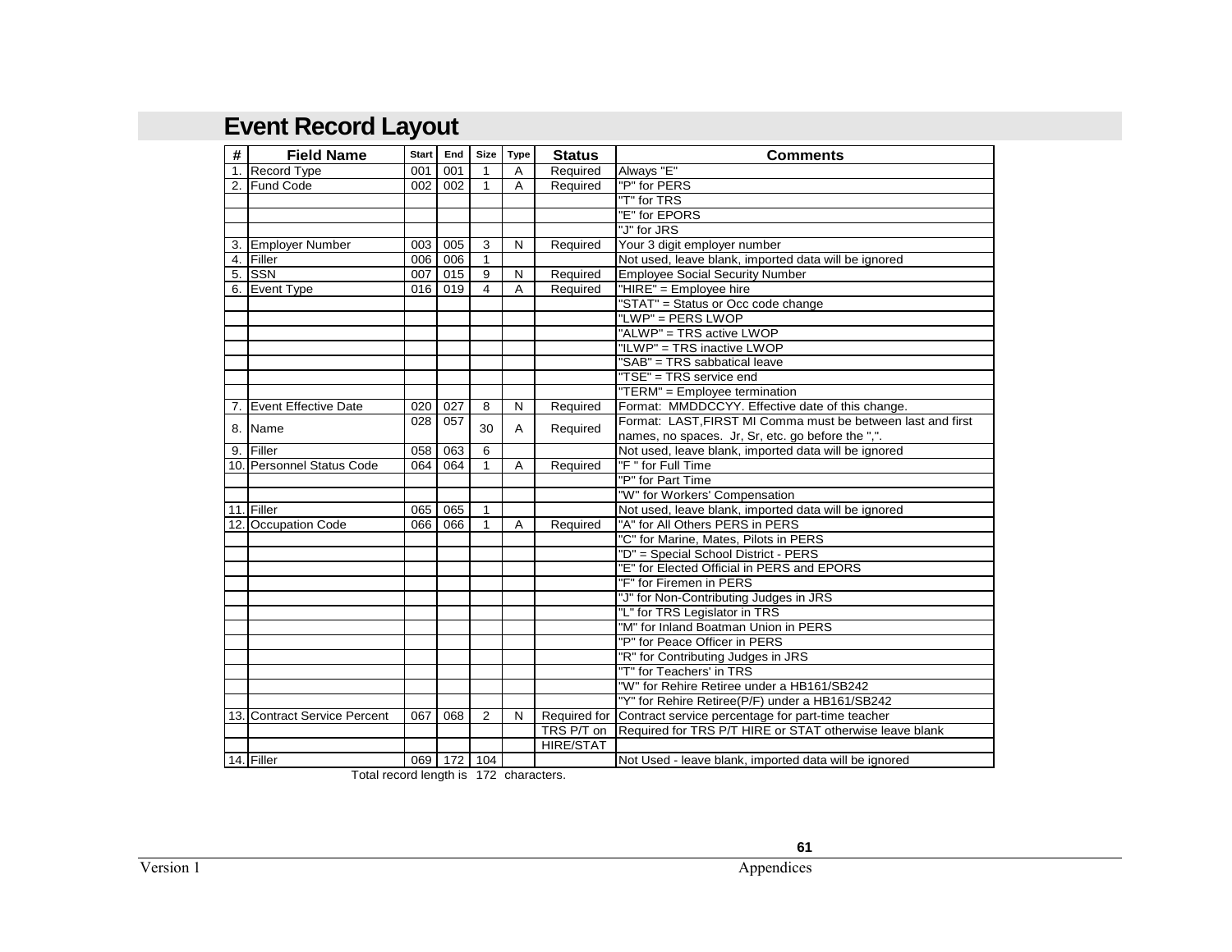# Event Record Layout

| # | Field Name | Start | End | Size | Type | Status | Comments |
|---|---|---|---|---|---|---|---|
| 1. | Record Type | 001 | 001 | 1 | A | Required | Always "E" |
| 2. | Fund Code | 002 | 002 | 1 | A | Required | "P" for PERS |
| | | | | | | | "T" for TRS |
| | | | | | | | "E" for EPORS |
| | | | | | | | "J" for JRS |
| 3. | Employer Number | 003 | 005 | 3 | N | Required | Your 3 digit employer number |
| 4. | Filler | 006 | 006 | 1 | | | Not used, leave blank, imported data will be ignored |
| 5. | SSN | 007 | 015 | 9 | N | Required | Employee Social Security Number |
| 6. | Event Type | 016 | 019 | 4 | A | Required | "HIRE" = Employee hire |
| | | | | | | | "STAT" = Status or Occ code change |
| | | | | | | | "LWP" = PERS LWOP |
| | | | | | | | "ALWP" = TRS active LWOP |
| | | | | | | | "ILWP" = TRS inactive LWOP |
| | | | | | | | "SAB" = TRS sabbatical leave |
| | | | | | | | "TSE" = TRS service end |
| | | | | | | | "TERM" = Employee termination |
| 7. | Event Effective Date | 020 | 027 | 8 | N | Required | Format: MMDDCCYY. Effective date of this change. |
| 8. | Name | 028 | 057 | 30 | A | Required | Format: LAST,FIRST MI Comma must be between last and first names, no spaces. Jr, Sr, etc. go before the ",". |
| 9. | Filler | 058 | 063 | 6 | | | Not used, leave blank, imported data will be ignored |
| 10. | Personnel Status Code | 064 | 064 | 1 | A | Required | "F " for Full Time |
| | | | | | | | "P" for Part Time |
| | | | | | | | "W" for Workers' Compensation |
| 11. | Filler | 065 | 065 | 1 | | | Not used, leave blank, imported data will be ignored |
| 12. | Occupation Code | 066 | 066 | 1 | A | Required | "A" for All Others PERS in PERS |
| | | | | | | | "C" for Marine, Mates, Pilots in PERS |
| | | | | | | | "D" = Special School District - PERS |
| | | | | | | | "E" for Elected Official in PERS and EPORS |
| | | | | | | | "F" for Firemen in PERS |
| | | | | | | | "J" for Non-Contributing Judges in JRS |
| | | | | | | | "L" for TRS Legislator in TRS |
| | | | | | | | "M" for Inland Boatman Union in PERS |
| | | | | | | | "P" for Peace Officer in PERS |
| | | | | | | | "R" for Contributing Judges in JRS |
| | | | | | | | "T" for Teachers' in TRS |
| | | | | | | | "W" for Rehire Retiree under a HB161/SB242 |
| | | | | | | | "Y" for Rehire Retiree(P/F) under a HB161/SB242 |
| 13. | Contract Service Percent | 067 | 068 | 2 | N | Required for | Contract service percentage for part-time teacher |
| | | | | | | TRS P/T on | Required for TRS P/T HIRE or STAT otherwise leave blank |
| | | | | | | HIRE/STAT | |
| 14. | Filler | 069 | 172 | 104 | | | Not Used - leave blank, imported data will be ignored |

Total record length is 172 characters.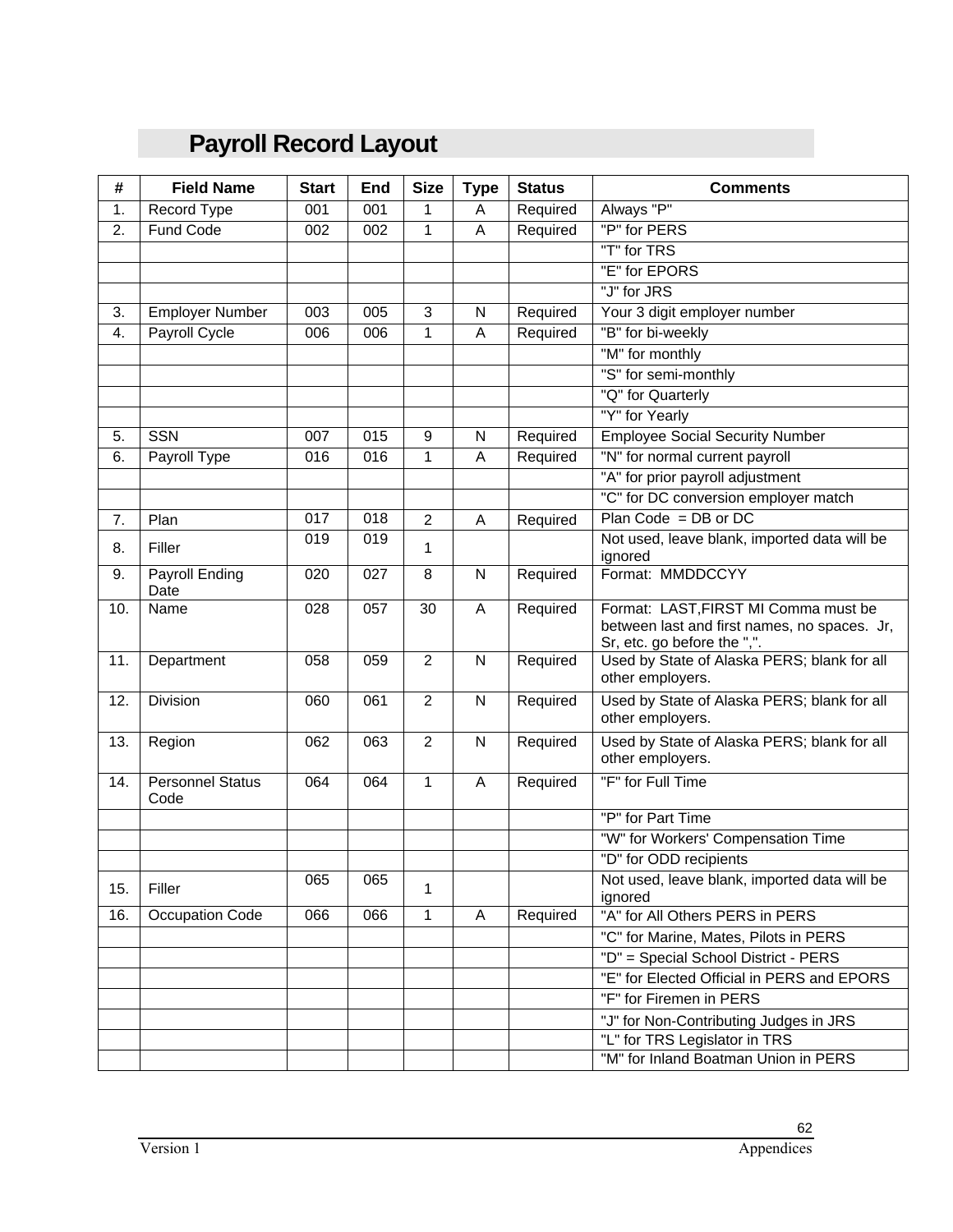# Payroll Record Layout

| # | Field Name | Start | End | Size | Type | Status | Comments |
|---|---|---|---|---|---|---|---|
| 1. | Record Type | 001 | 001 | 1 | A | Required | Always "P" |
| 2. | Fund Code | 002 | 002 | 1 | A | Required | "P" for PERS |
| | | | | | | | "T" for TRS |
| | | | | | | | "E" for EPORS |
| | | | | | | | "J" for JRS |
| 3. | Employer Number | 003 | 005 | 3 | N | Required | Your 3 digit employer number |
| 4. | Payroll Cycle | 006 | 006 | 1 | A | Required | "B" for bi-weekly |
| | | | | | | | "M" for monthly |
| | | | | | | | "S" for semi-monthly |
| | | | | | | | "Q" for Quarterly |
| | | | | | | | "Y" for Yearly |
| 5. | SSN | 007 | 015 | 9 | N | Required | Employee Social Security Number |
| 6. | Payroll Type | 016 | 016 | 1 | A | Required | "N" for normal current payroll |
| | | | | | | | "A" for prior payroll adjustment |
| | | | | | | | "C" for DC conversion employer match |
| 7. | Plan | 017 | 018 | 2 | A | Required | Plan Code = DB or DC |
| 8. | Filler | 019 | 019 | 1 | | | Not used, leave blank, imported data will be ignored |
| 9. | Payroll Ending Date | 020 | 027 | 8 | N | Required | Format: MMDDCCYY |
| 10. | Name | 028 | 057 | 30 | A | Required | Format: LAST,FIRST MI Comma must be between last and first names, no spaces. Jr, Sr, etc. go before the ",". |
| 11. | Department | 058 | 059 | 2 | N | Required | Used by State of Alaska PERS; blank for all other employers. |
| 12. | Division | 060 | 061 | 2 | N | Required | Used by State of Alaska PERS; blank for all other employers. |
| 13. | Region | 062 | 063 | 2 | N | Required | Used by State of Alaska PERS; blank for all other employers. |
| 14. | Personnel Status Code | 064 | 064 | 1 | A | Required | "F" for Full Time |
| | | | | | | | "P" for Part Time |
| | | | | | | | "W" for Workers' Compensation Time |
| | | | | | | | "D" for ODD recipients |
| 15. | Filler | 065 | 065 | 1 | | | Not used, leave blank, imported data will be ignored |
| 16. | Occupation Code | 066 | 066 | 1 | A | Required | "A" for All Others PERS in PERS |
| | | | | | | | "C" for Marine, Mates, Pilots in PERS |
| | | | | | | | "D" = Special School District - PERS |
| | | | | | | | "E" for Elected Official in PERS and EPORS |
| | | | | | | | "F" for Firemen in PERS |
| | | | | | | | "J" for Non-Contributing Judges in JRS |
| | | | | | | | "L" for TRS Legislator in TRS |
| | | | | | | | "M" for Inland Boatman Union in PERS |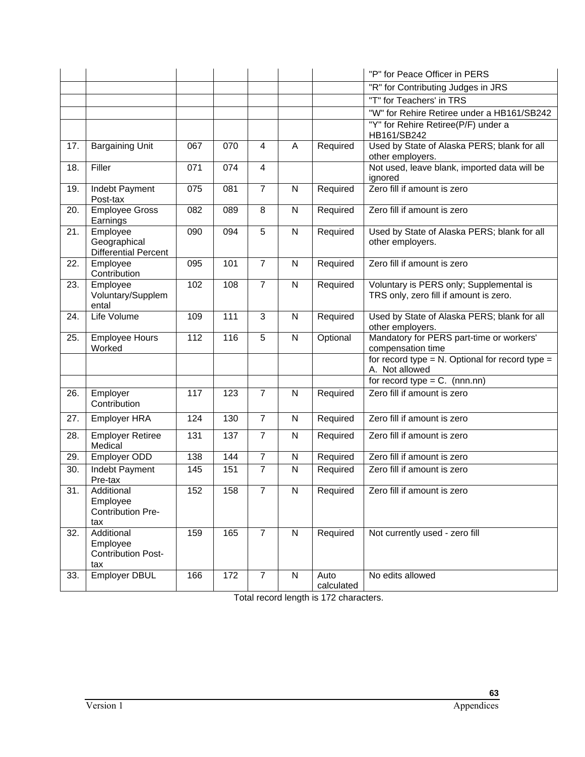| | | | | | | | |
|---|---|---|---|---|---|---|---|
| | | | | | | | "P" for Peace Officer in PERS |
| | | | | | | | "R" for Contributing Judges in JRS |
| | | | | | | | "T" for Teachers' in TRS |
| | | | | | | | "W" for Rehire Retiree under a HB161/SB242 |
| | | | | | | | "Y" for Rehire Retiree(P/F) under a HB161/SB242 |
| 17. | Bargaining Unit | 067 | 070 | 4 | A | Required | Used by State of Alaska PERS; blank for all other employers. |
| 18. | Filler | 071 | 074 | 4 | | | Not used, leave blank, imported data will be ignored |
| 19. | Indebt Payment Post-tax | 075 | 081 | 7 | N | Required | Zero fill if amount is zero |
| 20. | Employee Gross Earnings | 082 | 089 | 8 | N | Required | Zero fill if amount is zero |
| 21. | Employee Geographical Differential Percent | 090 | 094 | 5 | N | Required | Used by State of Alaska PERS; blank for all other employers. |
| 22. | Employee Contribution | 095 | 101 | 7 | N | Required | Zero fill if amount is zero |
| 23. | Employee Voluntary/Supplemental | 102 | 108 | 7 | N | Required | Voluntary is PERS only; Supplemental is TRS only, zero fill if amount is zero. |
| 24. | Life Volume | 109 | 111 | 3 | N | Required | Used by State of Alaska PERS; blank for all other employers. |
| 25. | Employee Hours Worked | 112 | 116 | 5 | N | Optional | Mandatory for PERS part-time or workers' compensation time |
| | | | | | | | for record type = N. Optional for record type = A. Not allowed |
| | | | | | | | for record type = C. (nnn.nn) |
| 26. | Employer Contribution | 117 | 123 | 7 | N | Required | Zero fill if amount is zero |
| 27. | Employer HRA | 124 | 130 | 7 | N | Required | Zero fill if amount is zero |
| 28. | Employer Retiree Medical | 131 | 137 | 7 | N | Required | Zero fill if amount is zero |
| 29. | Employer ODD | 138 | 144 | 7 | N | Required | Zero fill if amount is zero |
| 30. | Indebt Payment Pre-tax | 145 | 151 | 7 | N | Required | Zero fill if amount is zero |
| 31. | Additional Employee Contribution Pre-tax | 152 | 158 | 7 | N | Required | Zero fill if amount is zero |
| 32. | Additional Employee Contribution Post-tax | 159 | 165 | 7 | N | Required | Not currently used - zero fill |
| 33. | Employer DBUL | 166 | 172 | 7 | N | Auto calculated | No edits allowed |

Total record length is 172 characters.